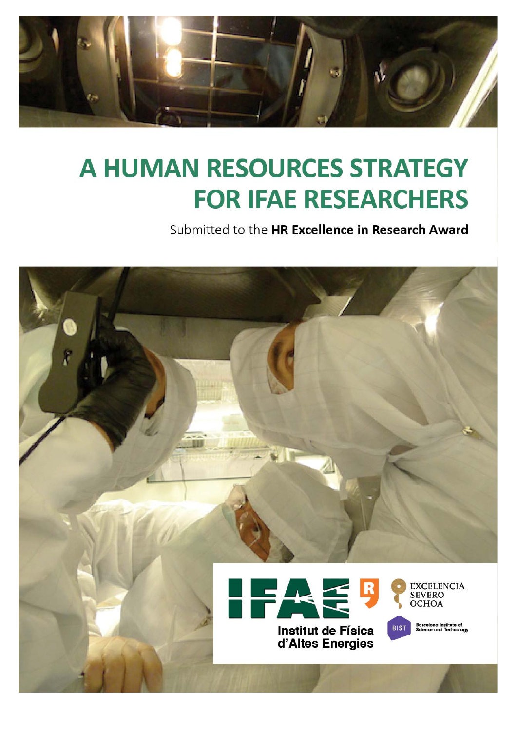# A HUMAN RESOURCES STRATEGY FOR IFAE RESEARCHERS

Submitted to the **HR Excellence in Research Award**

Institut de Física d'Altes Energies

EXCELENCIA SEVERO OCHOA

BIST Barcelona Institute of Science and Technology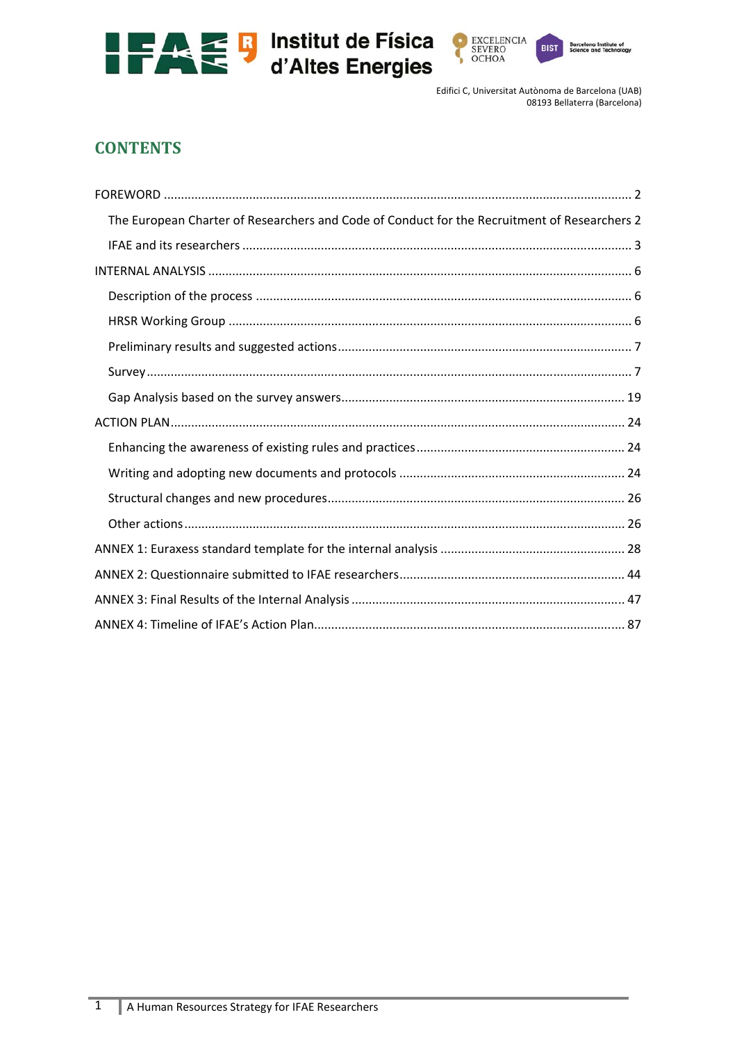Institut de Física d'Altes Energies

Edifici C, Universitat Autònoma de Barcelona (UAB)
08193 Bellaterra (Barcelona)

## CONTENTS

FOREWORD ..... 2

- The European Charter of Researchers and Code of Conduct for the Recruitment of Researchers 2
- IFAE and its researchers ..... 3

INTERNAL ANALYSIS ..... 6

- Description of the process ..... 6
- HRSR Working Group ..... 6
- Preliminary results and suggested actions ..... 7
- Survey ..... 7
- Gap Analysis based on the survey answers ..... 19

ACTION PLAN ..... 24

- Enhancing the awareness of existing rules and practices ..... 24
- Writing and adopting new documents and protocols ..... 24
- Structural changes and new procedures ..... 26
- Other actions ..... 26

ANNEX 1: Euraxess standard template for the internal analysis ..... 28

ANNEX 2: Questionnaire submitted to IFAE researchers ..... 44

ANNEX 3: Final Results of the Internal Analysis ..... 47

ANNEX 4: Timeline of IFAE's Action Plan ..... 87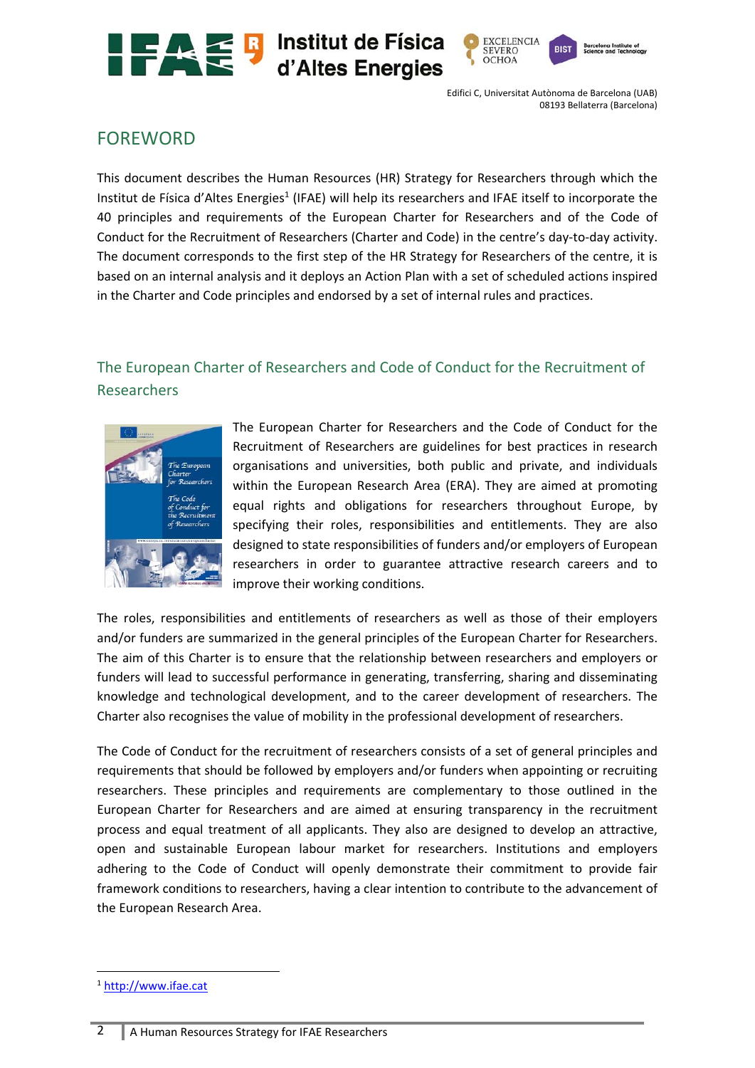# FOREWORD

This document describes the Human Resources (HR) Strategy for Researchers through which the Institut de Física d'Altes Energies[1] (IFAE) will help its researchers and IFAE itself to incorporate the 40 principles and requirements of the European Charter for Researchers and of the Code of Conduct for the Recruitment of Researchers (Charter and Code) in the centre's day-to-day activity. The document corresponds to the first step of the HR Strategy for Researchers of the centre, it is based on an internal analysis and it deploys an Action Plan with a set of scheduled actions inspired in the Charter and Code principles and endorsed by a set of internal rules and practices.

## The European Charter of Researchers and Code of Conduct for the Recruitment of Researchers

The European Charter for Researchers and the Code of Conduct for the Recruitment of Researchers are guidelines for best practices in research organisations and universities, both public and private, and individuals within the European Research Area (ERA). They are aimed at promoting equal rights and obligations for researchers throughout Europe, by specifying their roles, responsibilities and entitlements. They are also designed to state responsibilities of funders and/or employers of European researchers in order to guarantee attractive research careers and to improve their working conditions.

The roles, responsibilities and entitlements of researchers as well as those of their employers and/or funders are summarized in the general principles of the European Charter for Researchers. The aim of this Charter is to ensure that the relationship between researchers and employers or funders will lead to successful performance in generating, transferring, sharing and disseminating knowledge and technological development, and to the career development of researchers. The Charter also recognises the value of mobility in the professional development of researchers.

The Code of Conduct for the recruitment of researchers consists of a set of general principles and requirements that should be followed by employers and/or funders when appointing or recruiting researchers. These principles and requirements are complementary to those outlined in the European Charter for Researchers and are aimed at ensuring transparency in the recruitment process and equal treatment of all applicants. They also are designed to develop an attractive, open and sustainable European labour market for researchers. Institutions and employers adhering to the Code of Conduct will openly demonstrate their commitment to provide fair framework conditions to researchers, having a clear intention to contribute to the advancement of the European Research Area.

[1] http://www.ifae.cat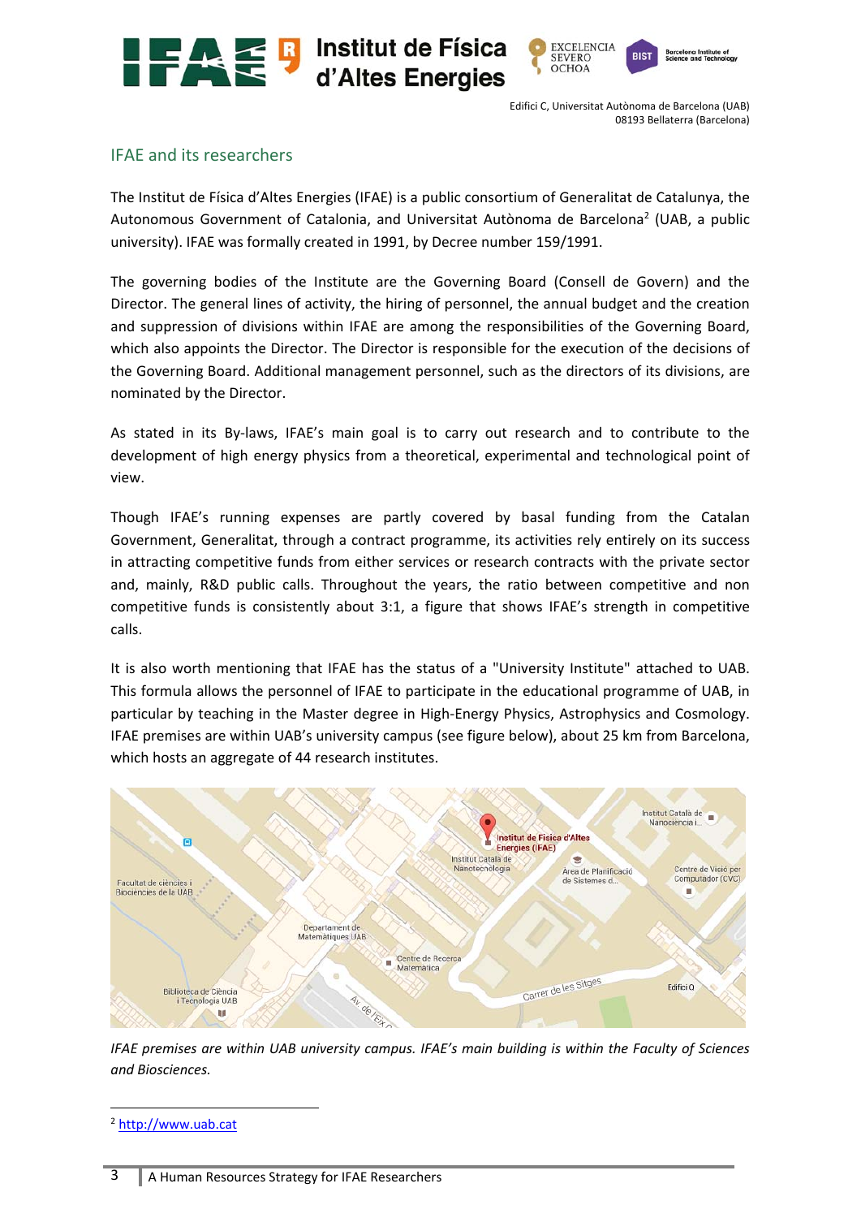## IFAE and its researchers

The Institut de Física d'Altes Energies (IFAE) is a public consortium of Generalitat de Catalunya, the Autonomous Government of Catalonia, and Universitat Autònoma de Barcelona[2] (UAB, a public university). IFAE was formally created in 1991, by Decree number 159/1991.

The governing bodies of the Institute are the Governing Board (Consell de Govern) and the Director. The general lines of activity, the hiring of personnel, the annual budget and the creation and suppression of divisions within IFAE are among the responsibilities of the Governing Board, which also appoints the Director. The Director is responsible for the execution of the decisions of the Governing Board. Additional management personnel, such as the directors of its divisions, are nominated by the Director.

As stated in its By-laws, IFAE's main goal is to carry out research and to contribute to the development of high energy physics from a theoretical, experimental and technological point of view.

Though IFAE's running expenses are partly covered by basal funding from the Catalan Government, Generalitat, through a contract programme, its activities rely entirely on its success in attracting competitive funds from either services or research contracts with the private sector and, mainly, R&D public calls. Throughout the years, the ratio between competitive and non competitive funds is consistently about 3:1, a figure that shows IFAE's strength in competitive calls.

It is also worth mentioning that IFAE has the status of a "University Institute" attached to UAB. This formula allows the personnel of IFAE to participate in the educational programme of UAB, in particular by teaching in the Master degree in High-Energy Physics, Astrophysics and Cosmology. IFAE premises are within UAB's university campus (see figure below), about 25 km from Barcelona, which hosts an aggregate of 44 research institutes.

*IFAE premises are within UAB university campus. IFAE's main building is within the Faculty of Sciences and Biosciences.*

---

[2] http://www.uab.cat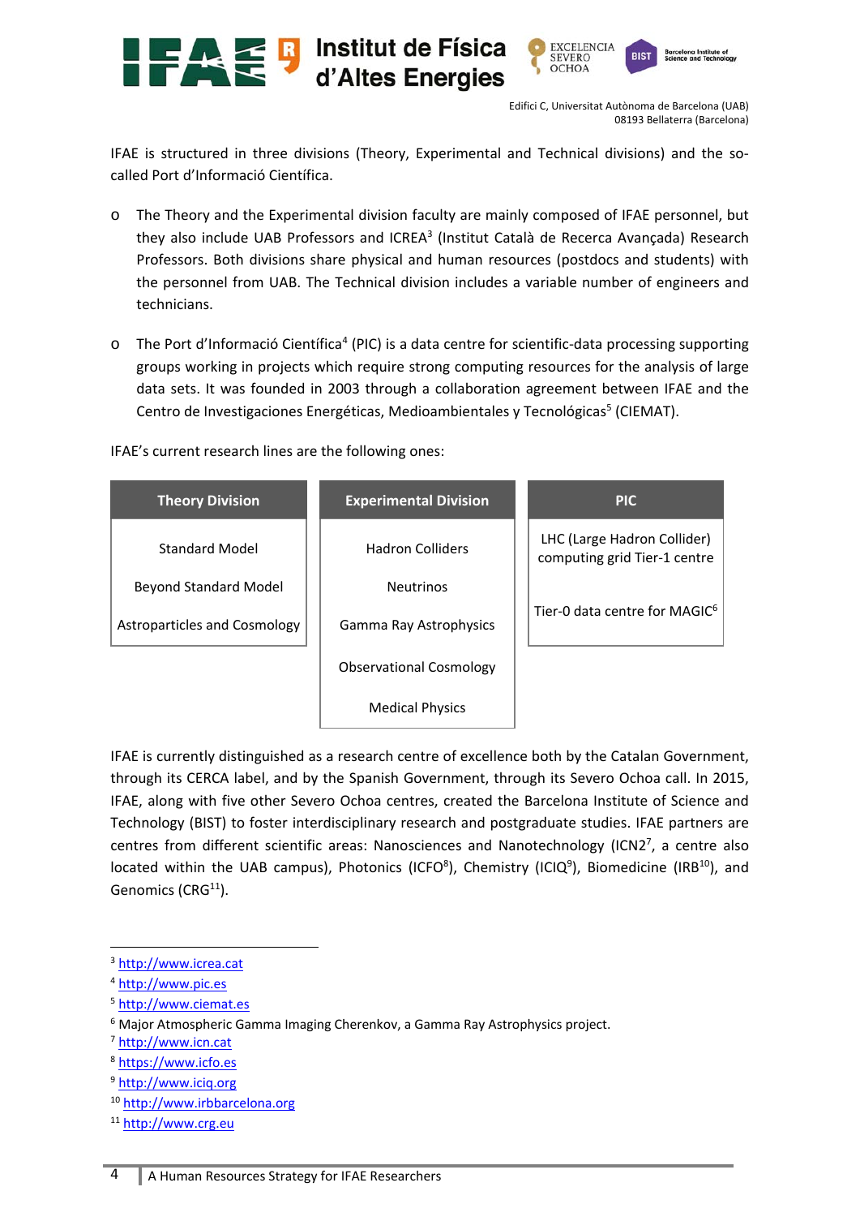IFAE is structured in three divisions (Theory, Experimental and Technical divisions) and the so-called Port d'Informació Científica.

- The Theory and the Experimental division faculty are mainly composed of IFAE personnel, but they also include UAB Professors and ICREA[3] (Institut Català de Recerca Avançada) Research Professors. Both divisions share physical and human resources (postdocs and students) with the personnel from UAB. The Technical division includes a variable number of engineers and technicians.

- The Port d'Informació Científica[4] (PIC) is a data centre for scientific-data processing supporting groups working in projects which require strong computing resources for the analysis of large data sets. It was founded in 2003 through a collaboration agreement between IFAE and the Centro de Investigaciones Energéticas, Medioambientales y Tecnológicas[5] (CIEMAT).

IFAE's current research lines are the following ones:

| Theory Division | Experimental Division | PIC |
|---|---|---|
| Standard Model | Hadron Colliders | LHC (Large Hadron Collider) computing grid Tier-1 centre |
| Beyond Standard Model | Neutrinos | Tier-0 data centre for MAGIC[6] |
| Astroparticles and Cosmology | Gamma Ray Astrophysics | |
| | Observational Cosmology | |
| | Medical Physics | |

IFAE is currently distinguished as a research centre of excellence both by the Catalan Government, through its CERCA label, and by the Spanish Government, through its Severo Ochoa call. In 2015, IFAE, along with five other Severo Ochoa centres, created the Barcelona Institute of Science and Technology (BIST) to foster interdisciplinary research and postgraduate studies. IFAE partners are centres from different scientific areas: Nanosciences and Nanotechnology (ICN2[7], a centre also located within the UAB campus), Photonics (ICFO[8]), Chemistry (ICIQ[9]), Biomedicine (IRB[10]), and Genomics (CRG[11]).

---

[3] http://www.icrea.cat
[4] http://www.pic.es
[5] http://www.ciemat.es
[6] Major Atmospheric Gamma Imaging Cherenkov, a Gamma Ray Astrophysics project.
[7] http://www.icn.cat
[8] https://www.icfo.es
[9] http://www.iciq.org
[10] http://www.irbbarcelona.org
[11] http://www.crg.eu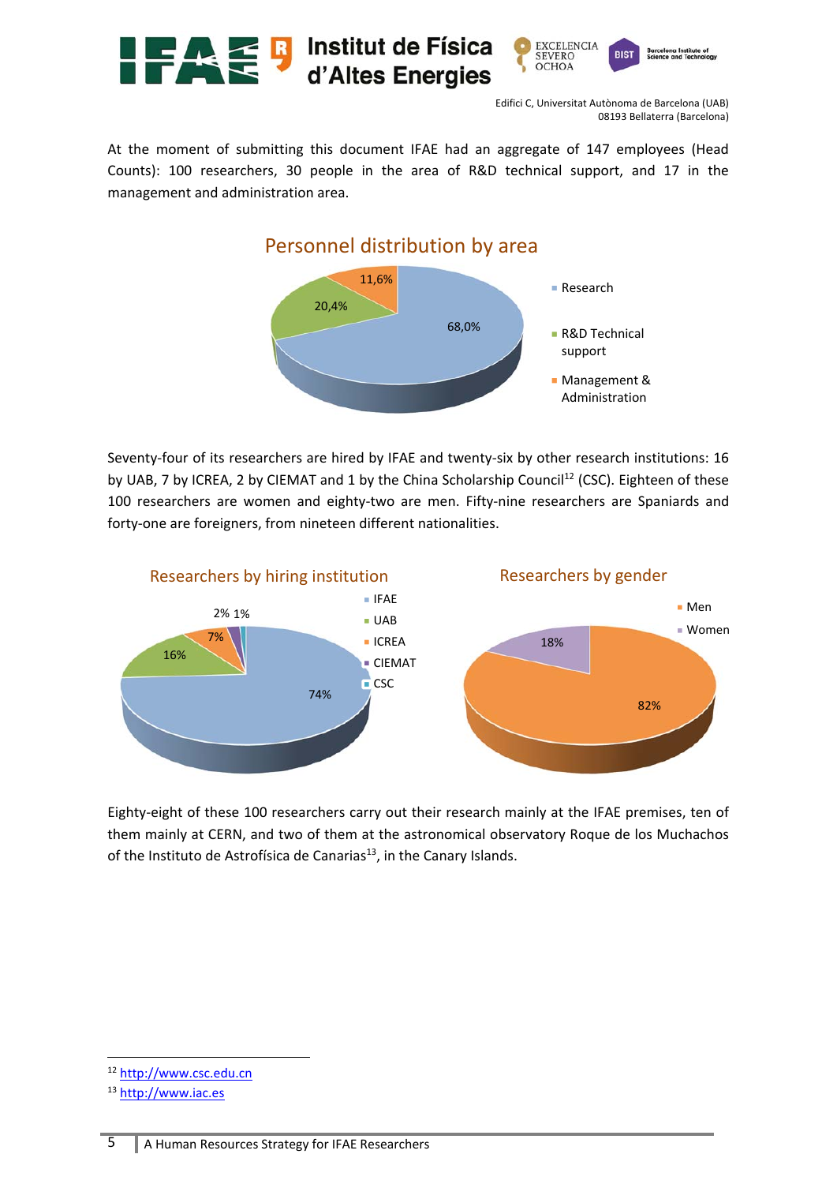At the moment of submitting this document IFAE had an aggregate of 147 employees (Head Counts): 100 researchers, 30 people in the area of R&D technical support, and 17 in the management and administration area.

Personnel distribution by area

- Research: 68,0%
- R&D Technical support: 20,4%
- Management & Administration: 11,6%

Seventy-four of its researchers are hired by IFAE and twenty-six by other research institutions: 16 by UAB, 7 by ICREA, 2 by CIEMAT and 1 by the China Scholarship Council[12] (CSC). Eighteen of these 100 researchers are women and eighty-two are men. Fifty-nine researchers are Spaniards and forty-one are foreigners, from nineteen different nationalities.

Researchers by hiring institution

- IFAE: 74%
- UAB: 16%
- ICREA: 7%
- CIEMAT: 2%
- CSC: 1%

Researchers by gender

- Men: 82%
- Women: 18%

Eighty-eight of these 100 researchers carry out their research mainly at the IFAE premises, ten of them mainly at CERN, and two of them at the astronomical observatory Roque de los Muchachos of the Instituto de Astrofísica de Canarias[13], in the Canary Islands.

[12] http://www.csc.edu.cn

[13] http://www.iac.es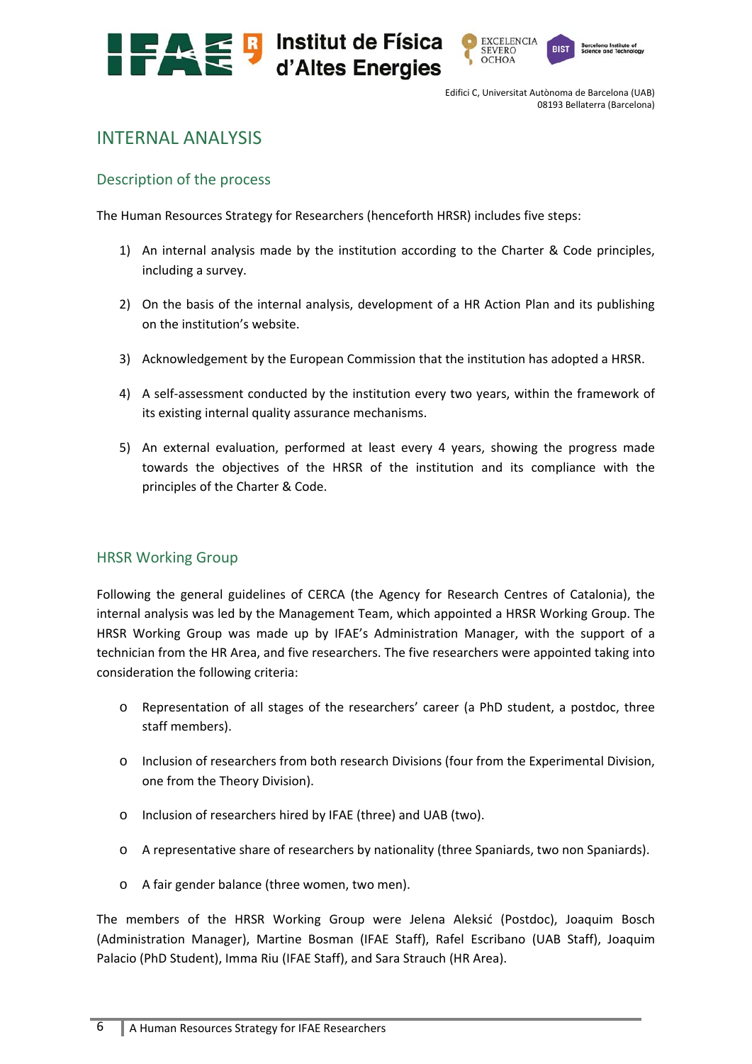# INTERNAL ANALYSIS

## Description of the process

The Human Resources Strategy for Researchers (henceforth HRSR) includes five steps:

1) An internal analysis made by the institution according to the Charter & Code principles, including a survey.

2) On the basis of the internal analysis, development of a HR Action Plan and its publishing on the institution's website.

3) Acknowledgement by the European Commission that the institution has adopted a HRSR.

4) A self-assessment conducted by the institution every two years, within the framework of its existing internal quality assurance mechanisms.

5) An external evaluation, performed at least every 4 years, showing the progress made towards the objectives of the HRSR of the institution and its compliance with the principles of the Charter & Code.

## HRSR Working Group

Following the general guidelines of CERCA (the Agency for Research Centres of Catalonia), the internal analysis was led by the Management Team, which appointed a HRSR Working Group. The HRSR Working Group was made up by IFAE's Administration Manager, with the support of a technician from the HR Area, and five researchers. The five researchers were appointed taking into consideration the following criteria:

- Representation of all stages of the researchers' career (a PhD student, a postdoc, three staff members).
- Inclusion of researchers from both research Divisions (four from the Experimental Division, one from the Theory Division).
- Inclusion of researchers hired by IFAE (three) and UAB (two).
- A representative share of researchers by nationality (three Spaniards, two non Spaniards).
- A fair gender balance (three women, two men).

The members of the HRSR Working Group were Jelena Aleksić (Postdoc), Joaquim Bosch (Administration Manager), Martine Bosman (IFAE Staff), Rafel Escribano (UAB Staff), Joaquim Palacio (PhD Student), Imma Riu (IFAE Staff), and Sara Strauch (HR Area).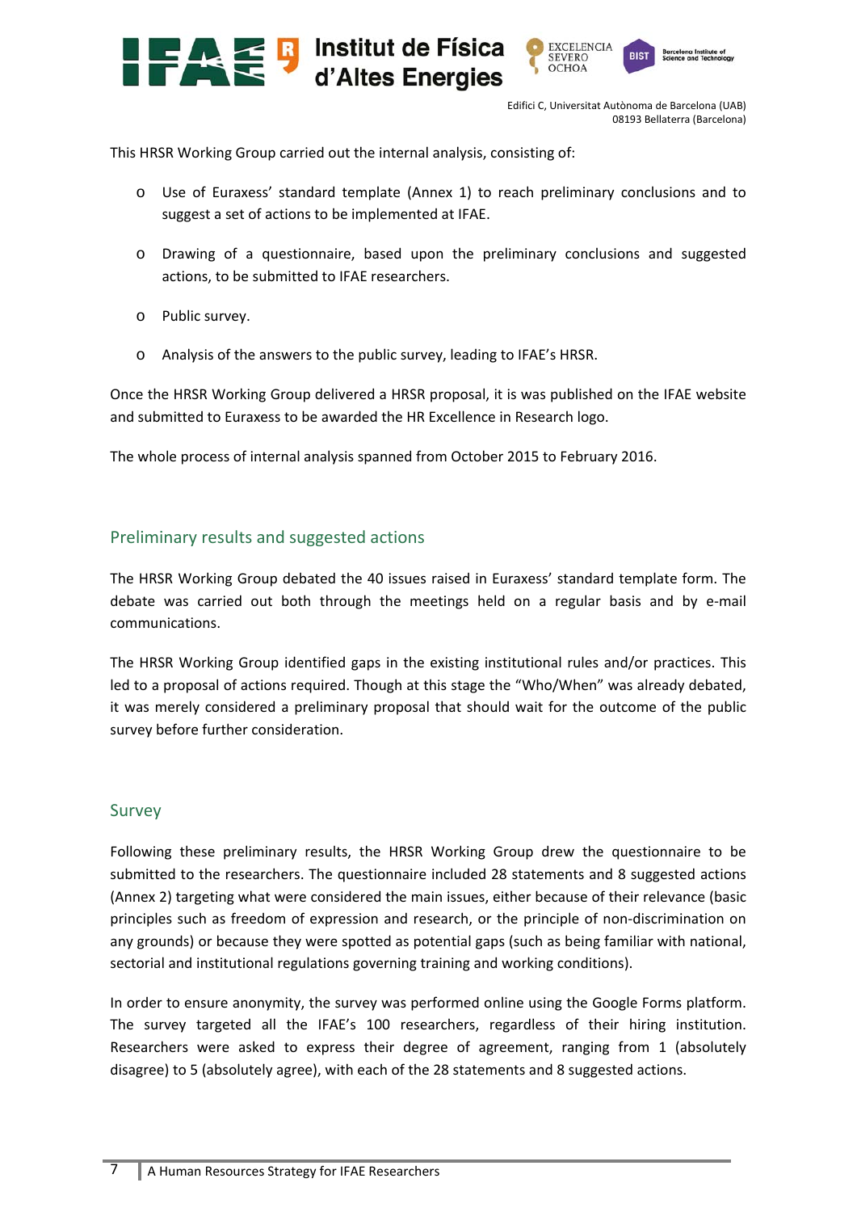This HRSR Working Group carried out the internal analysis, consisting of:

- Use of Euraxess' standard template (Annex 1) to reach preliminary conclusions and to suggest a set of actions to be implemented at IFAE.
- Drawing of a questionnaire, based upon the preliminary conclusions and suggested actions, to be submitted to IFAE researchers.
- Public survey.
- Analysis of the answers to the public survey, leading to IFAE's HRSR.

Once the HRSR Working Group delivered a HRSR proposal, it is was published on the IFAE website and submitted to Euraxess to be awarded the HR Excellence in Research logo.

The whole process of internal analysis spanned from October 2015 to February 2016.

## Preliminary results and suggested actions

The HRSR Working Group debated the 40 issues raised in Euraxess' standard template form. The debate was carried out both through the meetings held on a regular basis and by e-mail communications.

The HRSR Working Group identified gaps in the existing institutional rules and/or practices. This led to a proposal of actions required. Though at this stage the "Who/When" was already debated, it was merely considered a preliminary proposal that should wait for the outcome of the public survey before further consideration.

## Survey

Following these preliminary results, the HRSR Working Group drew the questionnaire to be submitted to the researchers. The questionnaire included 28 statements and 8 suggested actions (Annex 2) targeting what were considered the main issues, either because of their relevance (basic principles such as freedom of expression and research, or the principle of non-discrimination on any grounds) or because they were spotted as potential gaps (such as being familiar with national, sectorial and institutional regulations governing training and working conditions).

In order to ensure anonymity, the survey was performed online using the Google Forms platform. The survey targeted all the IFAE's 100 researchers, regardless of their hiring institution. Researchers were asked to express their degree of agreement, ranging from 1 (absolutely disagree) to 5 (absolutely agree), with each of the 28 statements and 8 suggested actions.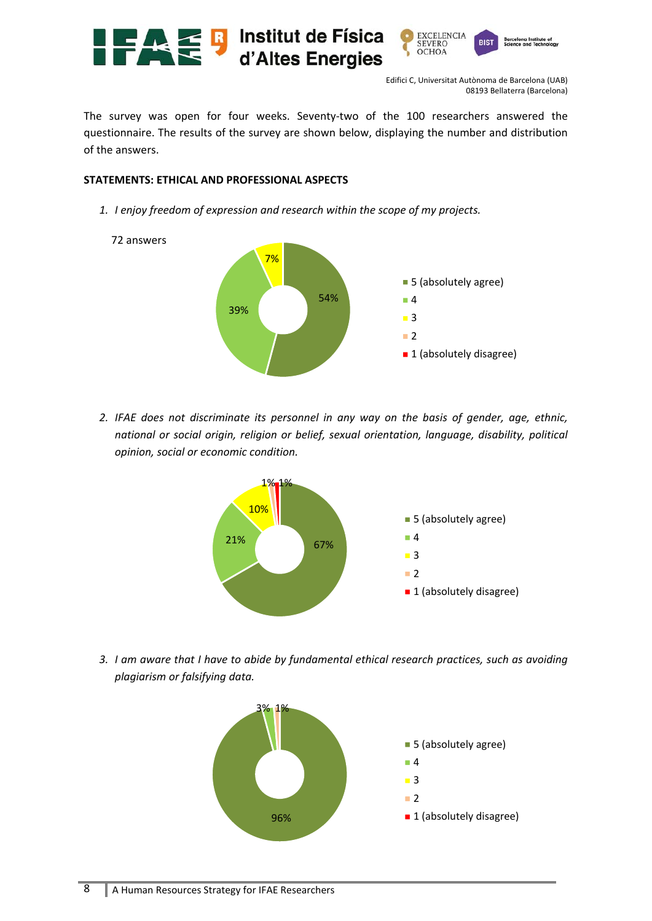The survey was open for four weeks. Seventy-two of the 100 researchers answered the questionnaire. The results of the survey are shown below, displaying the number and distribution of the answers.

**STATEMENTS: ETHICAL AND PROFESSIONAL ASPECTS**

1. *I enjoy freedom of expression and research within the scope of my projects.*

72 answers

| Answer | Percentage |
| --- | --- |
| 5 (absolutely agree) | 54% |
| 4 | 39% |
| 3 | 7% |
| 2 | |
| 1 (absolutely disagree) | |

2. *IFAE does not discriminate its personnel in any way on the basis of gender, age, ethnic, national or social origin, religion or belief, sexual orientation, language, disability, political opinion, social or economic condition.*

| Answer | Percentage |
| --- | --- |
| 5 (absolutely agree) | 67% |
| 4 | 21% |
| 3 | 10% |
| 2 | 1% |
| 1 (absolutely disagree) | 1% |

3. *I am aware that I have to abide by fundamental ethical research practices, such as avoiding plagiarism or falsifying data.*

| Answer | Percentage |
| --- | --- |
| 5 (absolutely agree) | 96% |
| 4 | 3% |
| 3 | |
| 2 | 1% |
| 1 (absolutely disagree) | |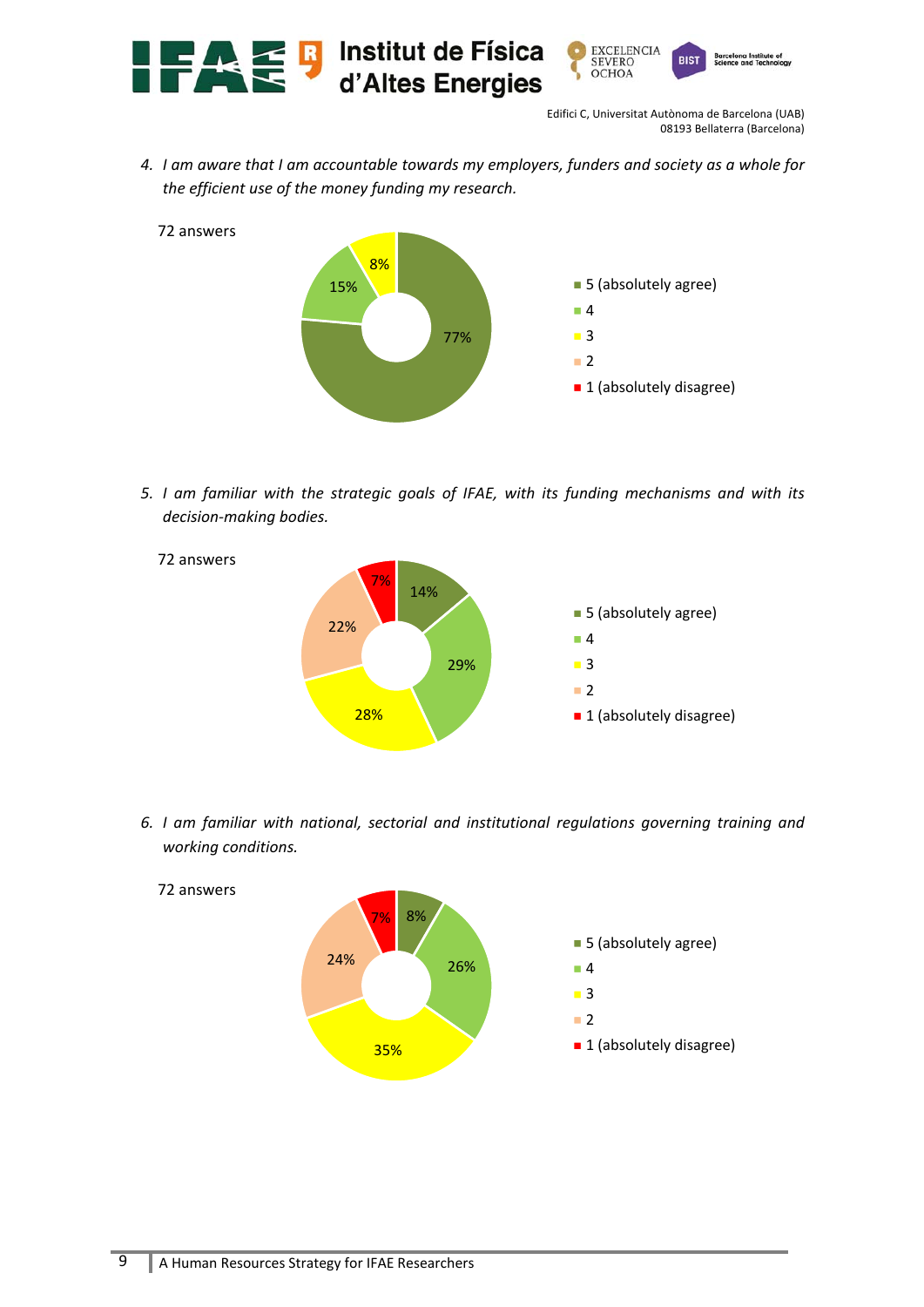4. *I am aware that I am accountable towards my employers, funders and society as a whole for the efficient use of the money funding my research.*

72 answers

| Answer | % |
|---|---|
| 5 (absolutely agree) | 77% |
| 4 | 15% |
| 3 | 8% |
| 2 | |
| 1 (absolutely disagree) | |

5. *I am familiar with the strategic goals of IFAE, with its funding mechanisms and with its decision-making bodies.*

72 answers

| Answer | % |
|---|---|
| 5 (absolutely agree) | 14% |
| 4 | 29% |
| 3 | 28% |
| 2 | 22% |
| 1 (absolutely disagree) | 7% |

6. *I am familiar with national, sectorial and institutional regulations governing training and working conditions.*

72 answers

| Answer | % |
|---|---|
| 5 (absolutely agree) | 8% |
| 4 | 26% |
| 3 | 35% |
| 2 | 24% |
| 1 (absolutely disagree) | 7% |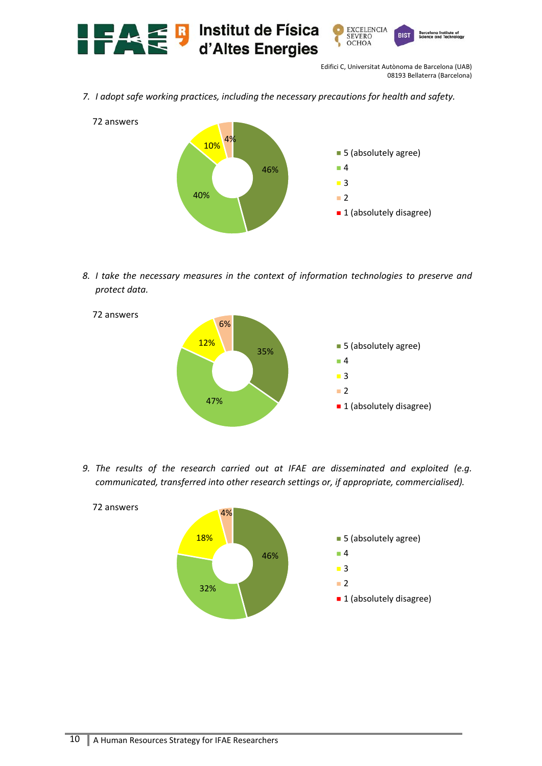7. *I adopt safe working practices, including the necessary precautions for health and safety.*

72 answers

| Response | Percentage |
|---|---|
| 5 (absolutely agree) | 46% |
| 4 | 40% |
| 3 | 10% |
| 2 | 4% |
| 1 (absolutely disagree) | |

8. *I take the necessary measures in the context of information technologies to preserve and protect data.*

72 answers

| Response | Percentage |
|---|---|
| 5 (absolutely agree) | 35% |
| 4 | 47% |
| 3 | 12% |
| 2 | 6% |
| 1 (absolutely disagree) | |

9. *The results of the research carried out at IFAE are disseminated and exploited (e.g. communicated, transferred into other research settings or, if appropriate, commercialised).*

72 answers

| Response | Percentage |
|---|---|
| 5 (absolutely agree) | 46% |
| 4 | 32% |
| 3 | 18% |
| 2 | 4% |
| 1 (absolutely disagree) | |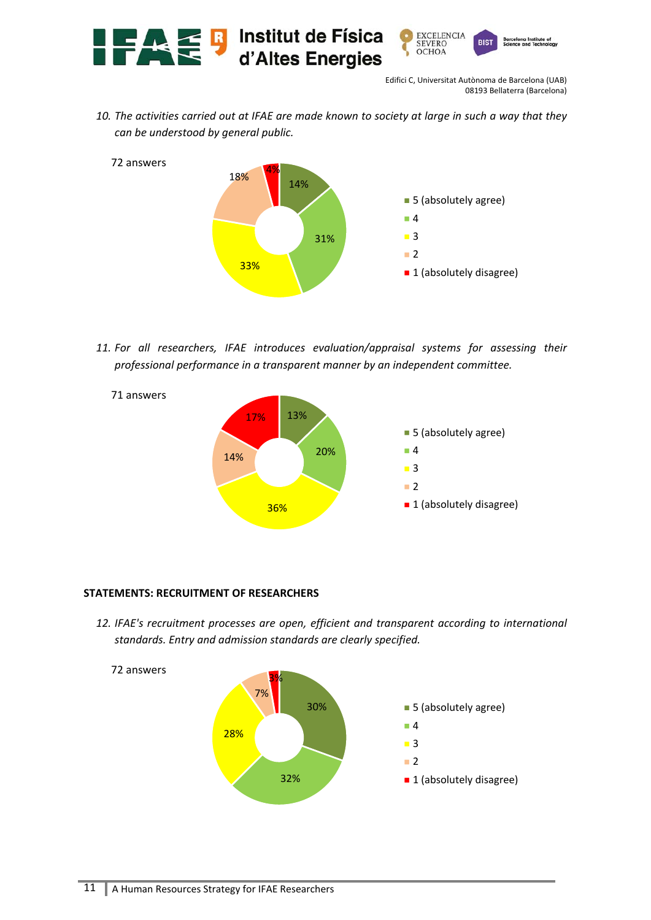10. *The activities carried out at IFAE are made known to society at large in such a way that they can be understood by general public.*

72 answers

| Response | % |
|---|---|
| 5 (absolutely agree) | 14% |
| 4 | 31% |
| 3 | 33% |
| 2 | 18% |
| 1 (absolutely disagree) | 4% |

11. *For all researchers, IFAE introduces evaluation/appraisal systems for assessing their professional performance in a transparent manner by an independent committee.*

71 answers

| Response | % |
|---|---|
| 5 (absolutely agree) | 13% |
| 4 | 20% |
| 3 | 36% |
| 2 | 14% |
| 1 (absolutely disagree) | 17% |

**STATEMENTS: RECRUITMENT OF RESEARCHERS**

12. *IFAE's recruitment processes are open, efficient and transparent according to international standards. Entry and admission standards are clearly specified.*

72 answers

| Response | % |
|---|---|
| 5 (absolutely agree) | 30% |
| 4 | 32% |
| 3 | 28% |
| 2 | 7% |
| 1 (absolutely disagree) | 3% |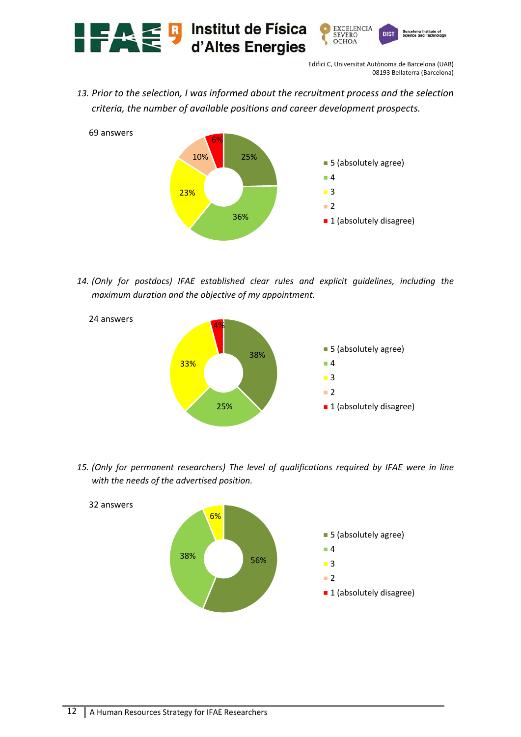13. *Prior to the selection, I was informed about the recruitment process and the selection criteria, the number of available positions and career development prospects.*

69 answers

| Answer | % |
|---|---|
| 5 (absolutely agree) | 25% |
| 4 | 36% |
| 3 | 23% |
| 2 | 10% |
| 1 (absolutely disagree) | 6% |

14. *(Only for postdocs) IFAE established clear rules and explicit guidelines, including the maximum duration and the objective of my appointment.*

24 answers

| Answer | % |
|---|---|
| 5 (absolutely agree) | 38% |
| 4 | 25% |
| 3 | 33% |
| 2 | |
| 1 (absolutely disagree) | 4% |

15. *(Only for permanent researchers) The level of qualifications required by IFAE were in line with the needs of the advertised position.*

32 answers

| Answer | % |
|---|---|
| 5 (absolutely agree) | 56% |
| 4 | 38% |
| 3 | 6% |
| 2 | |
| 1 (absolutely disagree) | |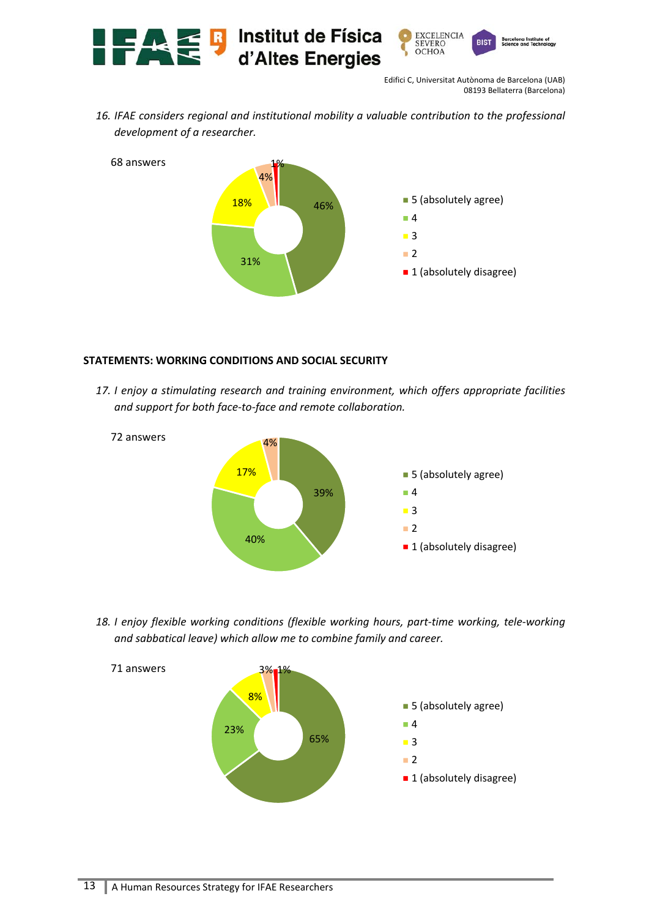*16. IFAE considers regional and institutional mobility a valuable contribution to the professional development of a researcher.*

68 answers

| Response | Percentage |
|---|---|
| 5 (absolutely agree) | 46% |
| 4 | 31% |
| 3 | 18% |
| 2 | 4% |
| 1 (absolutely disagree) | 1% |

**STATEMENTS: WORKING CONDITIONS AND SOCIAL SECURITY**

*17. I enjoy a stimulating research and training environment, which offers appropriate facilities and support for both face-to-face and remote collaboration.*

72 answers

| Response | Percentage |
|---|---|
| 5 (absolutely agree) | 39% |
| 4 | 40% |
| 3 | 17% |
| 2 | 4% |
| 1 (absolutely disagree) | |

*18. I enjoy flexible working conditions (flexible working hours, part-time working, tele-working and sabbatical leave) which allow me to combine family and career.*

71 answers

| Response | Percentage |
|---|---|
| 5 (absolutely agree) | 65% |
| 4 | 23% |
| 3 | 8% |
| 2 | 3% |
| 1 (absolutely disagree) | 1% |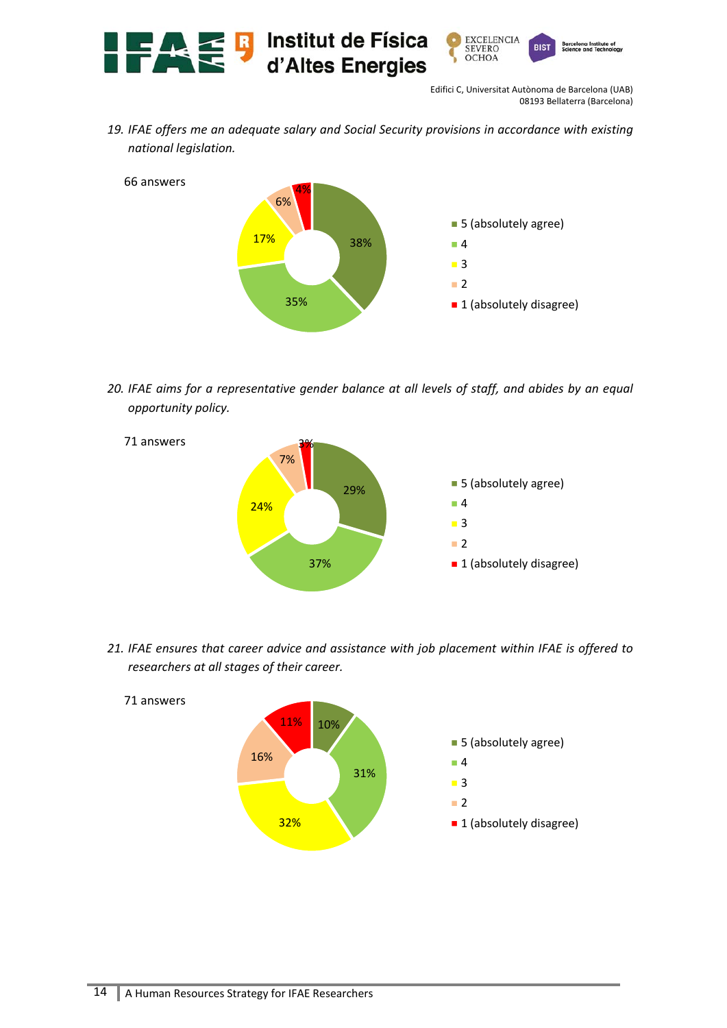*19. IFAE offers me an adequate salary and Social Security provisions in accordance with existing national legislation.*

66 answers

| Response | % |
|---|---|
| 5 (absolutely agree) | 38% |
| 4 | 35% |
| 3 | 17% |
| 2 | 6% |
| 1 (absolutely disagree) | 4% |

*20. IFAE aims for a representative gender balance at all levels of staff, and abides by an equal opportunity policy.*

71 answers

| Response | % |
|---|---|
| 5 (absolutely agree) | 29% |
| 4 | 37% |
| 3 | 24% |
| 2 | 7% |
| 1 (absolutely disagree) | 3% |

*21. IFAE ensures that career advice and assistance with job placement within IFAE is offered to researchers at all stages of their career.*

71 answers

| Response | % |
|---|---|
| 5 (absolutely agree) | 10% |
| 4 | 31% |
| 3 | 32% |
| 2 | 16% |
| 1 (absolutely disagree) | 11% |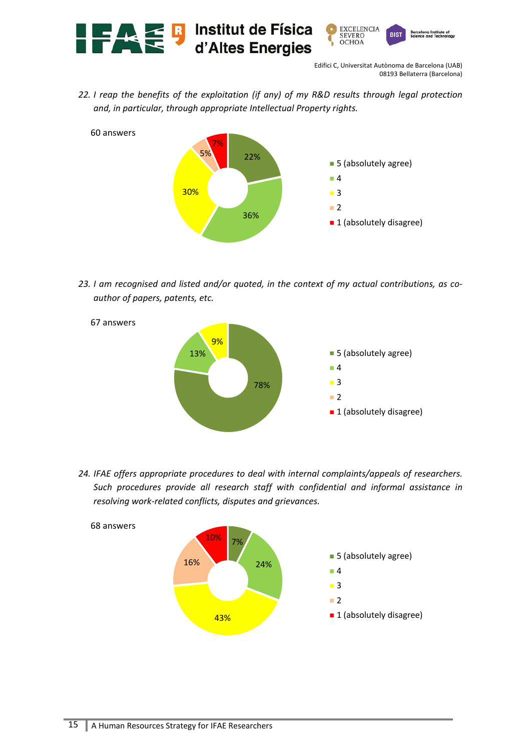22. *I reap the benefits of the exploitation (if any) of my R&D results through legal protection and, in particular, through appropriate Intellectual Property rights.*

60 answers

| Response | % |
|---|---|
| 5 (absolutely agree) | 22% |
| 4 | 36% |
| 3 | 30% |
| 2 | 5% |
| 1 (absolutely disagree) | 7% |

23. *I am recognised and listed and/or quoted, in the context of my actual contributions, as co-author of papers, patents, etc.*

67 answers

| Response | % |
|---|---|
| 5 (absolutely agree) | 78% |
| 4 | 13% |
| 3 | 9% |
| 2 | |
| 1 (absolutely disagree) | |

24. *IFAE offers appropriate procedures to deal with internal complaints/appeals of researchers. Such procedures provide all research staff with confidential and informal assistance in resolving work-related conflicts, disputes and grievances.*

68 answers

| Response | % |
|---|---|
| 5 (absolutely agree) | 7% |
| 4 | 24% |
| 3 | 43% |
| 2 | 16% |
| 1 (absolutely disagree) | 10% |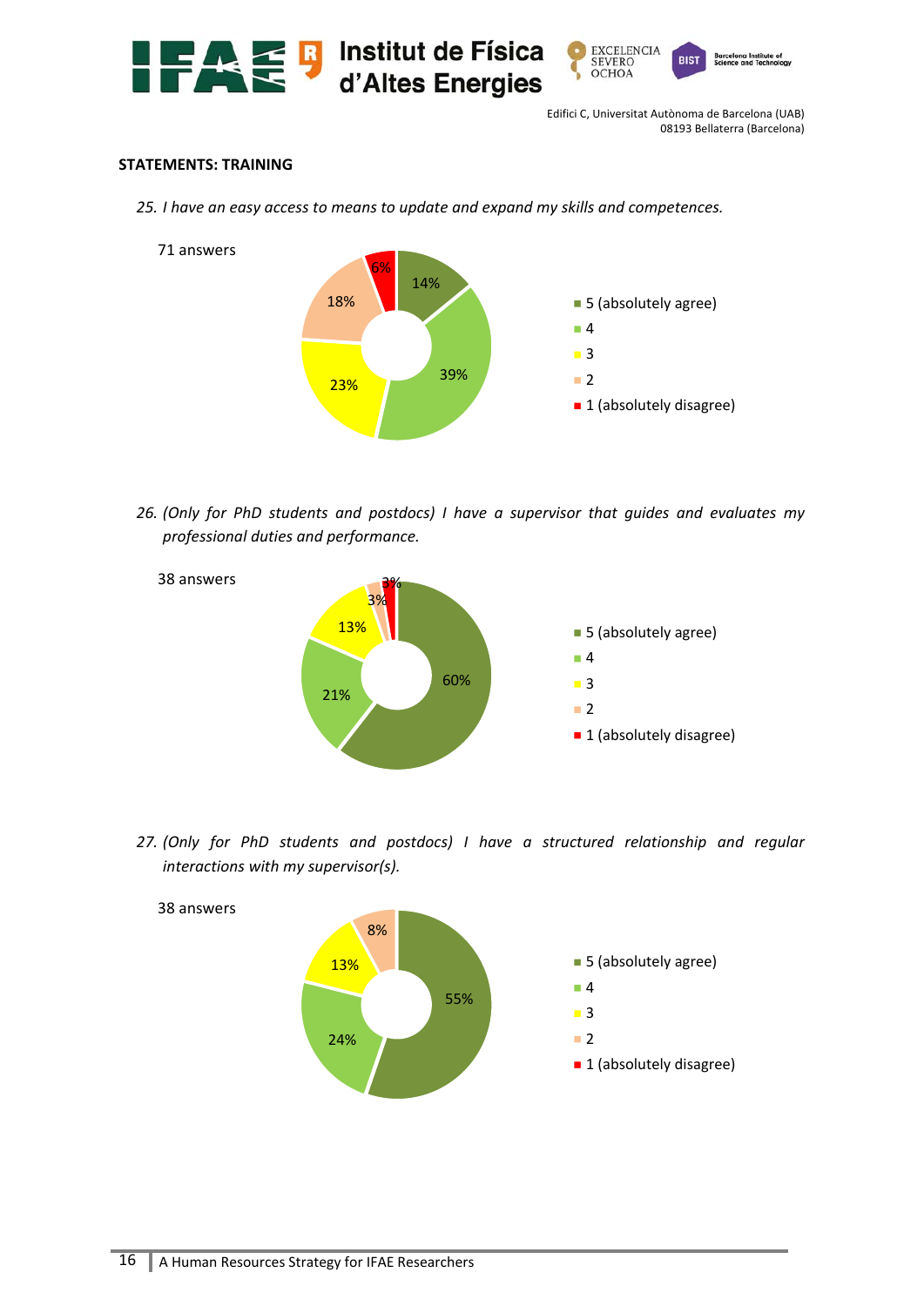**STATEMENTS: TRAINING**

25. *I have an easy access to means to update and expand my skills and competences.*

71 answers

| Response | % |
|---|---|
| 5 (absolutely agree) | 14% |
| 4 | 39% |
| 3 | 23% |
| 2 | 18% |
| 1 (absolutely disagree) | 6% |

26. *(Only for PhD students and postdocs) I have a supervisor that guides and evaluates my professional duties and performance.*

38 answers

| Response | % |
|---|---|
| 5 (absolutely agree) | 60% |
| 4 | 21% |
| 3 | 13% |
| 2 | 3% |
| 1 (absolutely disagree) | 3% |

27. *(Only for PhD students and postdocs) I have a structured relationship and regular interactions with my supervisor(s).*

38 answers

| Response | % |
|---|---|
| 5 (absolutely agree) | 55% |
| 4 | 24% |
| 3 | 13% |
| 2 | 8% |
| 1 (absolutely disagree) | |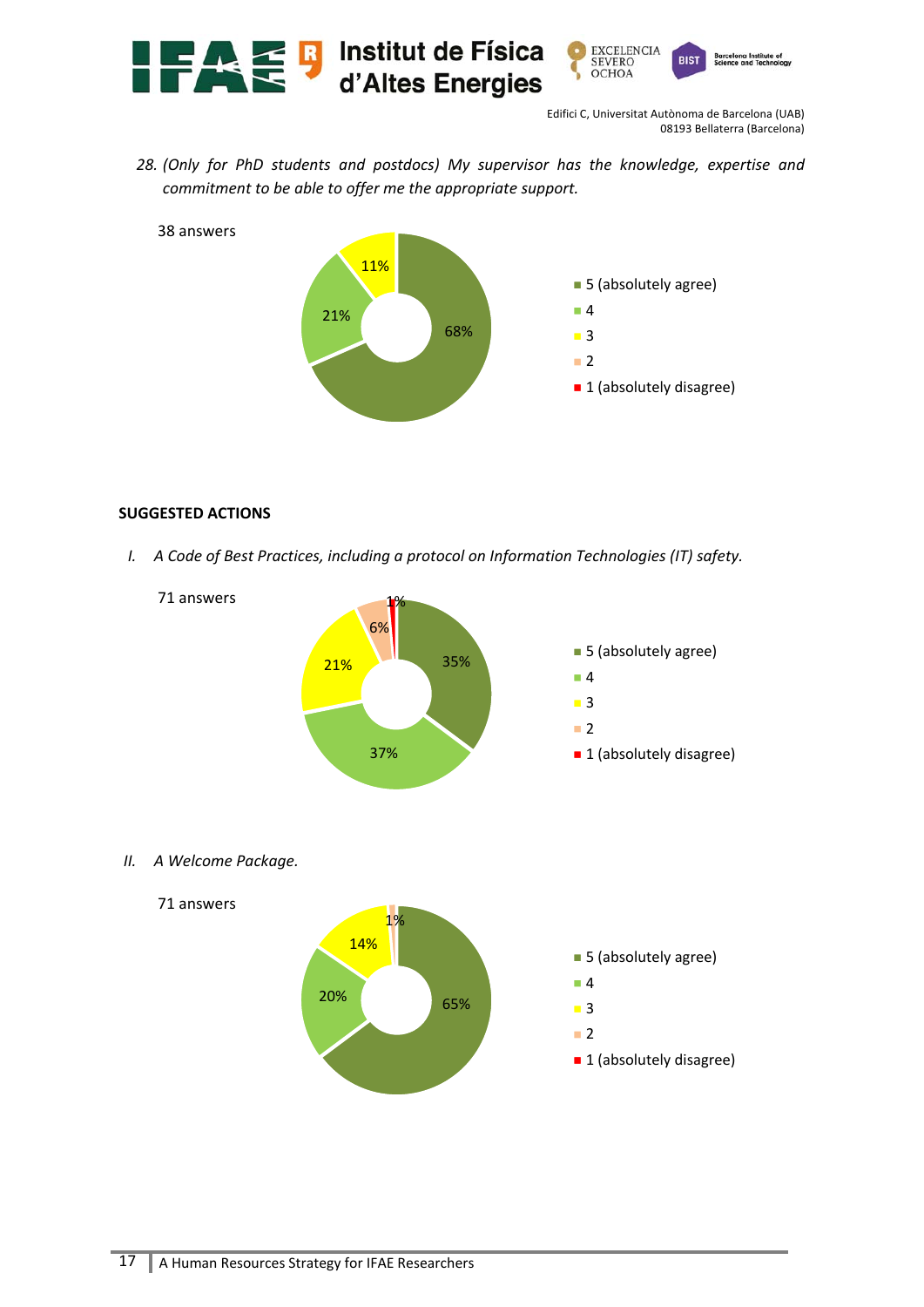28. *(Only for PhD students and postdocs) My supervisor has the knowledge, expertise and commitment to be able to offer me the appropriate support.*

38 answers

| Response | % |
|---|---|
| 5 (absolutely agree) | 68% |
| 4 | 21% |
| 3 | 11% |
| 2 | |
| 1 (absolutely disagree) | |

**SUGGESTED ACTIONS**

I. *A Code of Best Practices, including a protocol on Information Technologies (IT) safety.*

71 answers

| Response | % |
|---|---|
| 5 (absolutely agree) | 35% |
| 4 | 37% |
| 3 | 21% |
| 2 | 6% |
| 1 (absolutely disagree) | 1% |

II. *A Welcome Package.*

71 answers

| Response | % |
|---|---|
| 5 (absolutely agree) | 65% |
| 4 | 20% |
| 3 | 14% |
| 2 | 1% |
| 1 (absolutely disagree) | |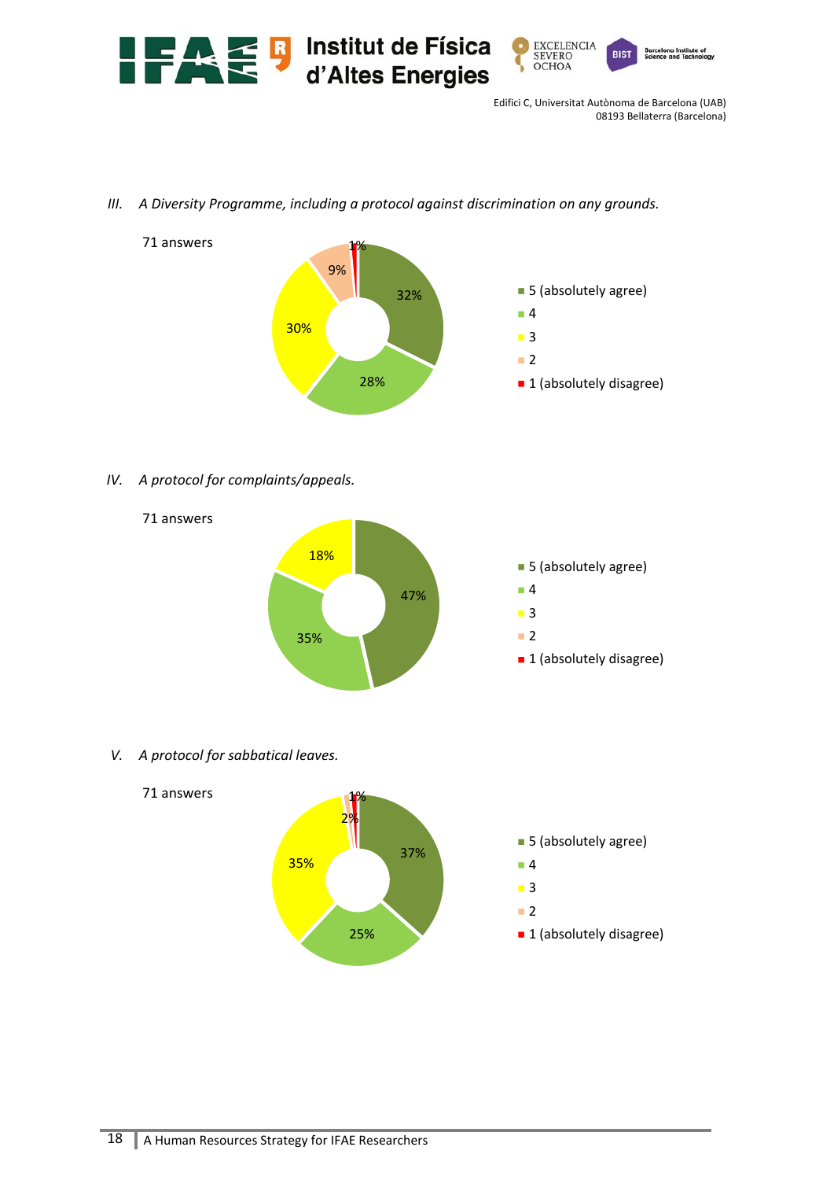*III. A Diversity Programme, including a protocol against discrimination on any grounds.*

71 answers

| Rating | % |
|---|---|
| 5 (absolutely agree) | 32% |
| 4 | 28% |
| 3 | 30% |
| 2 | 9% |
| 1 (absolutely disagree) | 1% |

*IV. A protocol for complaints/appeals.*

71 answers

| Rating | % |
|---|---|
| 5 (absolutely agree) | 47% |
| 4 | 35% |
| 3 | 18% |
| 2 | |
| 1 (absolutely disagree) | |

*V. A protocol for sabbatical leaves.*

71 answers

| Rating | % |
|---|---|
| 5 (absolutely agree) | 37% |
| 4 | 25% |
| 3 | 35% |
| 2 | 2% |
| 1 (absolutely disagree) | 1% |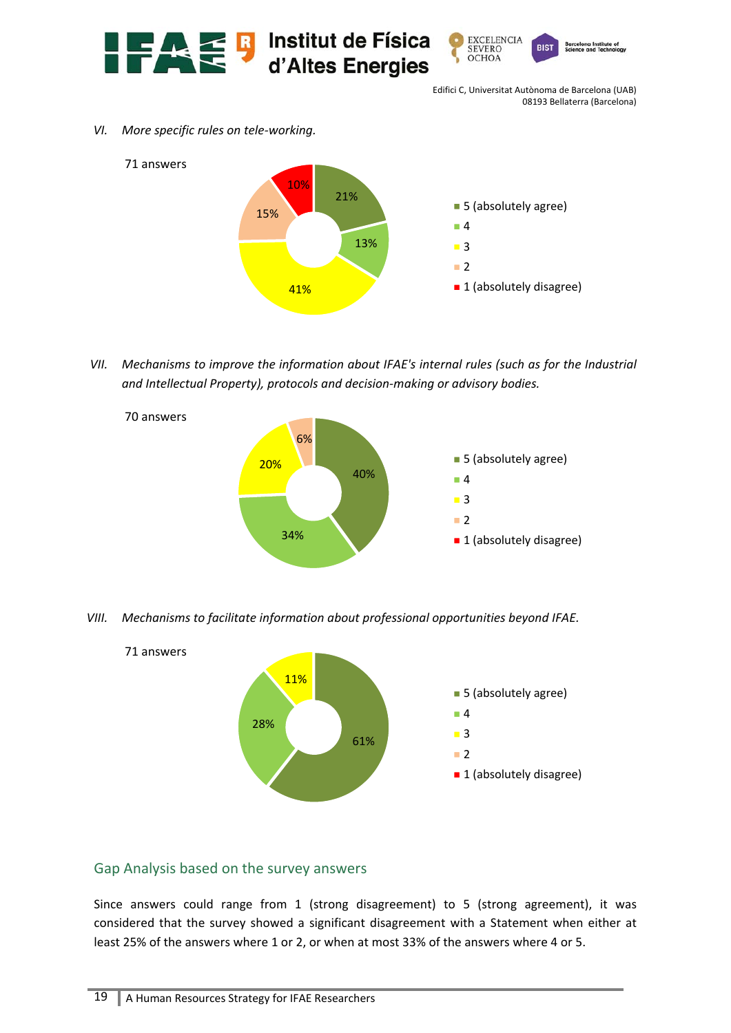*VI. More specific rules on tele-working.*

71 answers

| Response | Percentage |
|---|---|
| 5 (absolutely agree) | 21% |
| 4 | 13% |
| 3 | 41% |
| 2 | 15% |
| 1 (absolutely disagree) | 10% |

*VII. Mechanisms to improve the information about IFAE's internal rules (such as for the Industrial and Intellectual Property), protocols and decision-making or advisory bodies.*

70 answers

| Response | Percentage |
|---|---|
| 5 (absolutely agree) | 40% |
| 4 | 34% |
| 3 | 20% |
| 2 | 6% |
| 1 (absolutely disagree) | |

*VIII. Mechanisms to facilitate information about professional opportunities beyond IFAE.*

71 answers

| Response | Percentage |
|---|---|
| 5 (absolutely agree) | 61% |
| 4 | 28% |
| 3 | 11% |
| 2 | |
| 1 (absolutely disagree) | |

## Gap Analysis based on the survey answers

Since answers could range from 1 (strong disagreement) to 5 (strong agreement), it was considered that the survey showed a significant disagreement with a Statement when either at least 25% of the answers where 1 or 2, or when at most 33% of the answers where 4 or 5.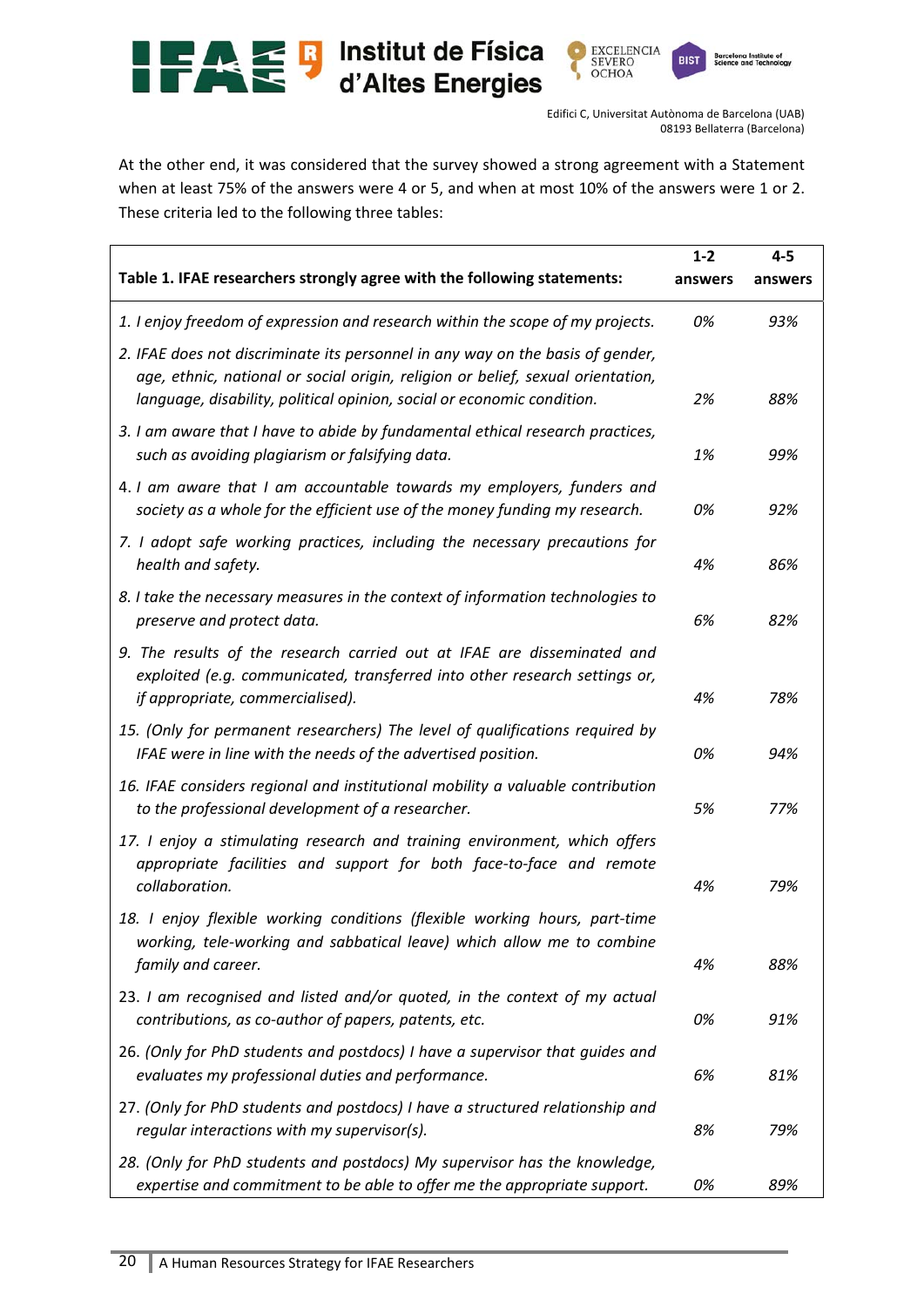At the other end, it was considered that the survey showed a strong agreement with a Statement when at least 75% of the answers were 4 or 5, and when at most 10% of the answers were 1 or 2. These criteria led to the following three tables:

| **Table 1. IFAE researchers strongly agree with the following statements:** | **1-2 answers** | **4-5 answers** |
|---|---|---|
| *1. I enjoy freedom of expression and research within the scope of my projects.* | *0%* | *93%* |
| *2. IFAE does not discriminate its personnel in any way on the basis of gender, age, ethnic, national or social origin, religion or belief, sexual orientation, language, disability, political opinion, social or economic condition.* | *2%* | *88%* |
| *3. I am aware that I have to abide by fundamental ethical research practices, such as avoiding plagiarism or falsifying data.* | *1%* | *99%* |
| 4. *I am aware that I am accountable towards my employers, funders and society as a whole for the efficient use of the money funding my research.* | *0%* | *92%* |
| 7. *I adopt safe working practices, including the necessary precautions for health and safety.* | *4%* | *86%* |
| *8. I take the necessary measures in the context of information technologies to preserve and protect data.* | *6%* | *82%* |
| *9. The results of the research carried out at IFAE are disseminated and exploited (e.g. communicated, transferred into other research settings or, if appropriate, commercialised).* | *4%* | *78%* |
| *15. (Only for permanent researchers) The level of qualifications required by IFAE were in line with the needs of the advertised position.* | *0%* | *94%* |
| *16. IFAE considers regional and institutional mobility a valuable contribution to the professional development of a researcher.* | *5%* | *77%* |
| *17. I enjoy a stimulating research and training environment, which offers appropriate facilities and support for both face-to-face and remote collaboration.* | *4%* | *79%* |
| *18. I enjoy flexible working conditions (flexible working hours, part-time working, tele-working and sabbatical leave) which allow me to combine family and career.* | *4%* | *88%* |
| 23. *I am recognised and listed and/or quoted, in the context of my actual contributions, as co-author of papers, patents, etc.* | *0%* | *91%* |
| 26. *(Only for PhD students and postdocs) I have a supervisor that guides and evaluates my professional duties and performance.* | *6%* | *81%* |
| 27. *(Only for PhD students and postdocs) I have a structured relationship and regular interactions with my supervisor(s).* | *8%* | *79%* |
| *28. (Only for PhD students and postdocs) My supervisor has the knowledge, expertise and commitment to be able to offer me the appropriate support.* | *0%* | *89%* |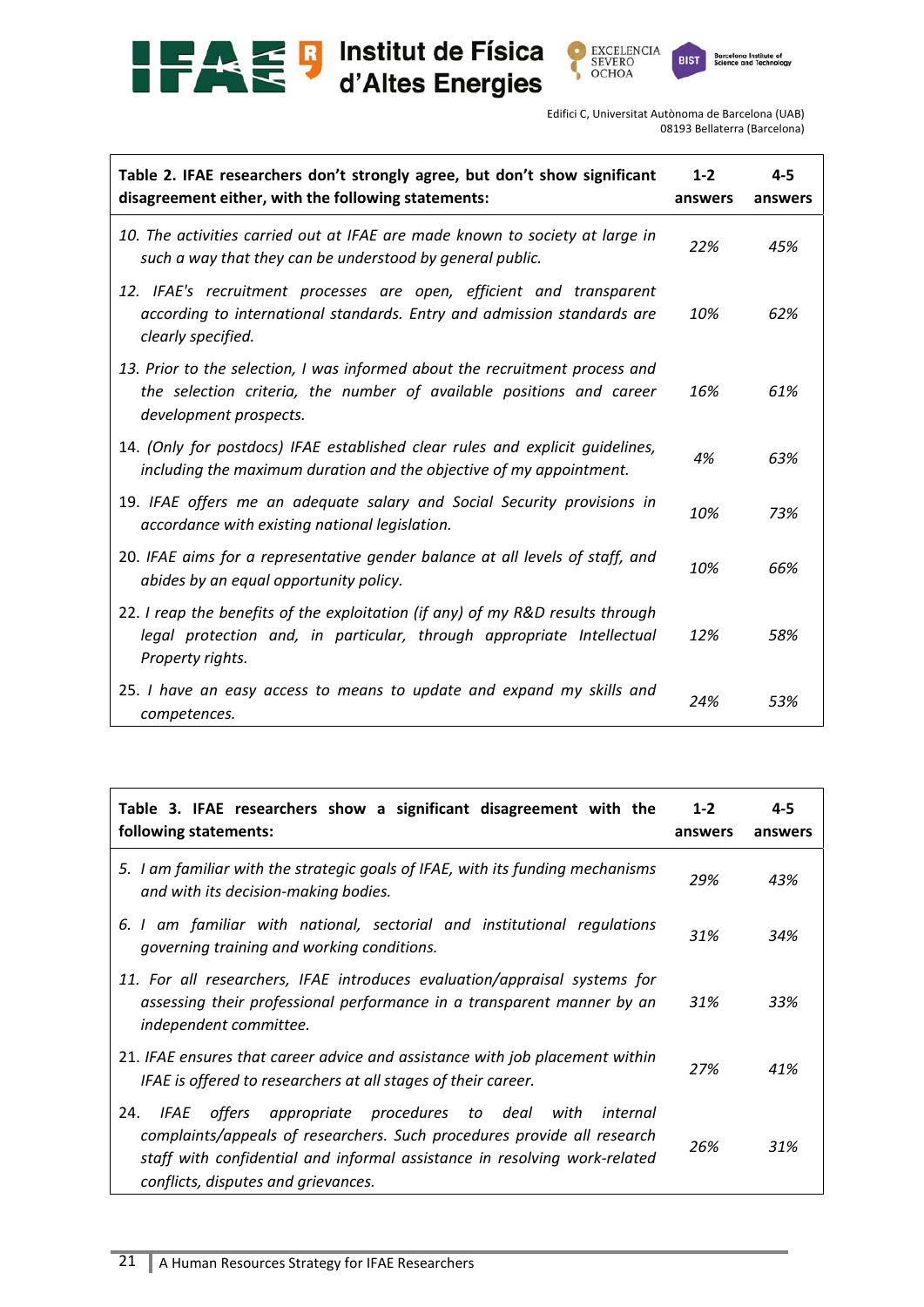| Table 2. IFAE researchers don't strongly agree, but don't show significant disagreement either, with the following statements: | 1-2 answers | 4-5 answers |
|---|---|---|
| *10. The activities carried out at IFAE are made known to society at large in such a way that they can be understood by general public.* | *22%* | *45%* |
| *12. IFAE's recruitment processes are open, efficient and transparent according to international standards. Entry and admission standards are clearly specified.* | *10%* | *62%* |
| *13. Prior to the selection, I was informed about the recruitment process and the selection criteria, the number of available positions and career development prospects.* | *16%* | *61%* |
| 14. *(Only for postdocs) IFAE established clear rules and explicit guidelines, including the maximum duration and the objective of my appointment.* | *4%* | *63%* |
| 19. *IFAE offers me an adequate salary and Social Security provisions in accordance with existing national legislation.* | *10%* | *73%* |
| 20. *IFAE aims for a representative gender balance at all levels of staff, and abides by an equal opportunity policy.* | *10%* | *66%* |
| 22. *I reap the benefits of the exploitation (if any) of my R&D results through legal protection and, in particular, through appropriate Intellectual Property rights.* | *12%* | *58%* |
| 25. *I have an easy access to means to update and expand my skills and competences.* | *24%* | *53%* |

| Table 3. IFAE researchers show a significant disagreement with the following statements: | 1-2 answers | 4-5 answers |
|---|---|---|
| *5. I am familiar with the strategic goals of IFAE, with its funding mechanisms and with its decision-making bodies.* | *29%* | *43%* |
| *6. I am familiar with national, sectorial and institutional regulations governing training and working conditions.* | *31%* | *34%* |
| *11. For all researchers, IFAE introduces evaluation/appraisal systems for assessing their professional performance in a transparent manner by an independent committee.* | *31%* | *33%* |
| 21. *IFAE ensures that career advice and assistance with job placement within IFAE is offered to researchers at all stages of their career.* | *27%* | *41%* |
| 24. *IFAE offers appropriate procedures to deal with internal complaints/appeals of researchers. Such procedures provide all research staff with confidential and informal assistance in resolving work-related conflicts, disputes and grievances.* | *26%* | *31%* |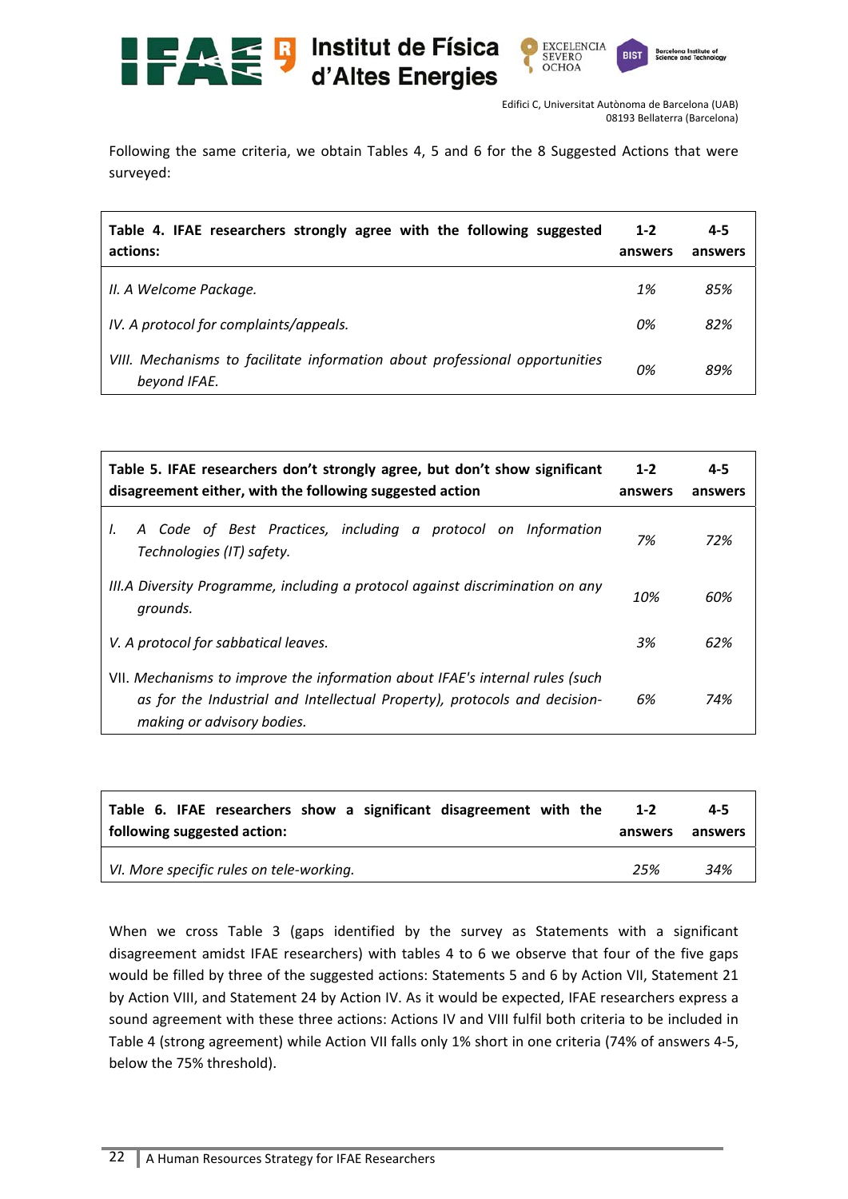Following the same criteria, we obtain Tables 4, 5 and 6 for the 8 Suggested Actions that were surveyed:

| **Table 4. IFAE researchers strongly agree with the following suggested actions:** | **1-2 answers** | **4-5 answers** |
|---|---|---|
| *II. A Welcome Package.* | *1%* | *85%* |
| *IV. A protocol for complaints/appeals.* | *0%* | *82%* |
| *VIII. Mechanisms to facilitate information about professional opportunities beyond IFAE.* | *0%* | *89%* |

| **Table 5. IFAE researchers don't strongly agree, but don't show significant disagreement either, with the following suggested action** | **1-2 answers** | **4-5 answers** |
|---|---|---|
| *I. A Code of Best Practices, including a protocol on Information Technologies (IT) safety.* | *7%* | *72%* |
| *III.A Diversity Programme, including a protocol against discrimination on any grounds.* | *10%* | *60%* |
| *V. A protocol for sabbatical leaves.* | *3%* | *62%* |
| VII. *Mechanisms to improve the information about IFAE's internal rules (such as for the Industrial and Intellectual Property), protocols and decision-making or advisory bodies.* | *6%* | *74%* |

| **Table 6. IFAE researchers show a significant disagreement with the following suggested action:** | **1-2 answers** | **4-5 answers** |
|---|---|---|
| *VI. More specific rules on tele-working.* | *25%* | *34%* |

When we cross Table 3 (gaps identified by the survey as Statements with a significant disagreement amidst IFAE researchers) with tables 4 to 6 we observe that four of the five gaps would be filled by three of the suggested actions: Statements 5 and 6 by Action VII, Statement 21 by Action VIII, and Statement 24 by Action IV. As it would be expected, IFAE researchers express a sound agreement with these three actions: Actions IV and VIII fulfil both criteria to be included in Table 4 (strong agreement) while Action VII falls only 1% short in one criteria (74% of answers 4-5, below the 75% threshold).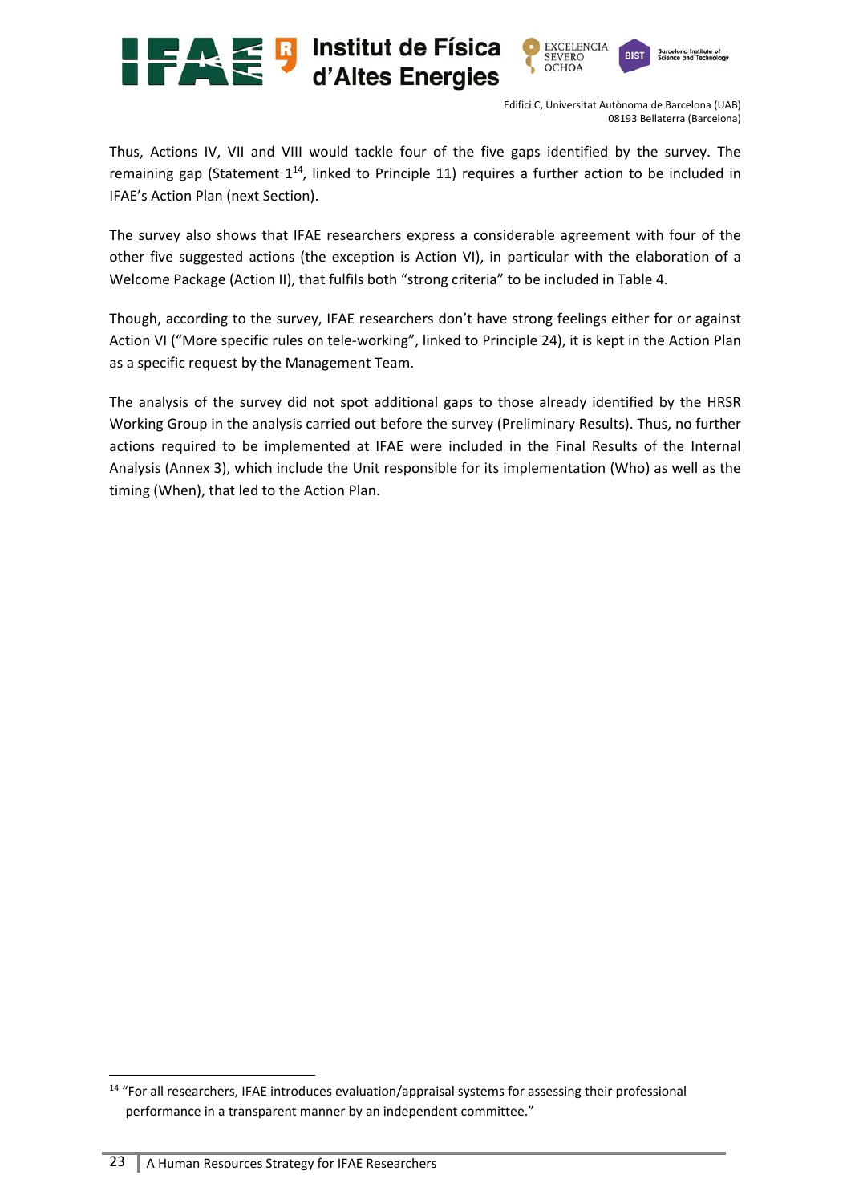Thus, Actions IV, VII and VIII would tackle four of the five gaps identified by the survey. The remaining gap (Statement 1[14], linked to Principle 11) requires a further action to be included in IFAE's Action Plan (next Section).

The survey also shows that IFAE researchers express a considerable agreement with four of the other five suggested actions (the exception is Action VI), in particular with the elaboration of a Welcome Package (Action II), that fulfils both "strong criteria" to be included in Table 4.

Though, according to the survey, IFAE researchers don't have strong feelings either for or against Action VI ("More specific rules on tele-working", linked to Principle 24), it is kept in the Action Plan as a specific request by the Management Team.

The analysis of the survey did not spot additional gaps to those already identified by the HRSR Working Group in the analysis carried out before the survey (Preliminary Results). Thus, no further actions required to be implemented at IFAE were included in the Final Results of the Internal Analysis (Annex 3), which include the Unit responsible for its implementation (Who) as well as the timing (When), that led to the Action Plan.

[14] "For all researchers, IFAE introduces evaluation/appraisal systems for assessing their professional performance in a transparent manner by an independent committee."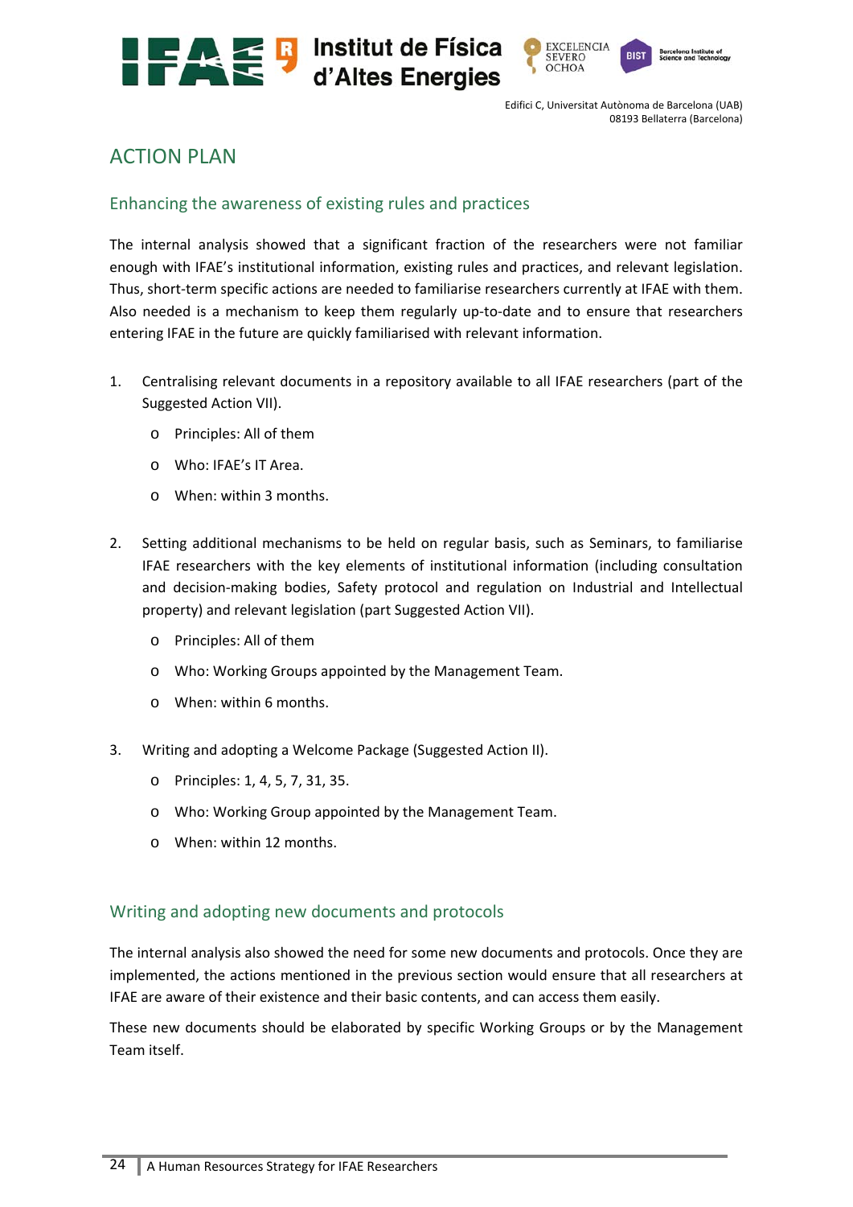# ACTION PLAN

## Enhancing the awareness of existing rules and practices

The internal analysis showed that a significant fraction of the researchers were not familiar enough with IFAE's institutional information, existing rules and practices, and relevant legislation. Thus, short-term specific actions are needed to familiarise researchers currently at IFAE with them. Also needed is a mechanism to keep them regularly up-to-date and to ensure that researchers entering IFAE in the future are quickly familiarised with relevant information.

1. Centralising relevant documents in a repository available to all IFAE researchers (part of the Suggested Action VII).
   - Principles: All of them
   - Who: IFAE's IT Area.
   - When: within 3 months.

2. Setting additional mechanisms to be held on regular basis, such as Seminars, to familiarise IFAE researchers with the key elements of institutional information (including consultation and decision-making bodies, Safety protocol and regulation on Industrial and Intellectual property) and relevant legislation (part Suggested Action VII).
   - Principles: All of them
   - Who: Working Groups appointed by the Management Team.
   - When: within 6 months.

3. Writing and adopting a Welcome Package (Suggested Action II).
   - Principles: 1, 4, 5, 7, 31, 35.
   - Who: Working Group appointed by the Management Team.
   - When: within 12 months.

## Writing and adopting new documents and protocols

The internal analysis also showed the need for some new documents and protocols. Once they are implemented, the actions mentioned in the previous section would ensure that all researchers at IFAE are aware of their existence and their basic contents, and can access them easily.

These new documents should be elaborated by specific Working Groups or by the Management Team itself.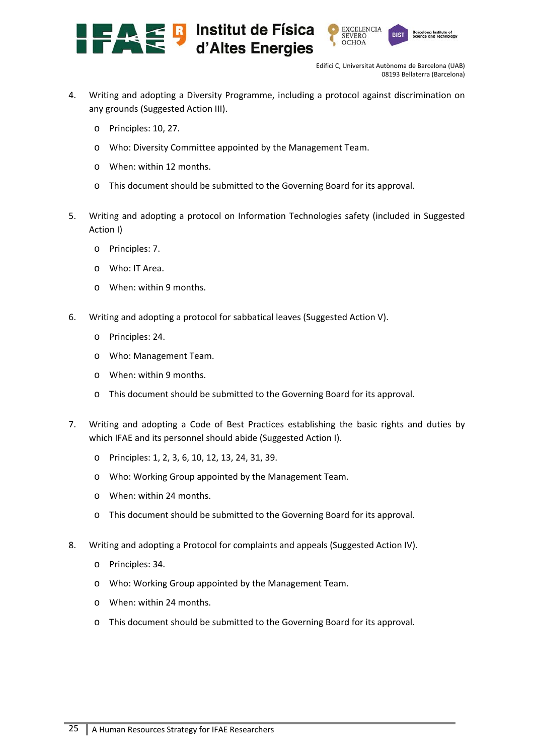4. Writing and adopting a Diversity Programme, including a protocol against discrimination on any grounds (Suggested Action III).
    - Principles: 10, 27.
    - Who: Diversity Committee appointed by the Management Team.
    - When: within 12 months.
    - This document should be submitted to the Governing Board for its approval.

5. Writing and adopting a protocol on Information Technologies safety (included in Suggested Action I)
    - Principles: 7.
    - Who: IT Area.
    - When: within 9 months.

6. Writing and adopting a protocol for sabbatical leaves (Suggested Action V).
    - Principles: 24.
    - Who: Management Team.
    - When: within 9 months.
    - This document should be submitted to the Governing Board for its approval.

7. Writing and adopting a Code of Best Practices establishing the basic rights and duties by which IFAE and its personnel should abide (Suggested Action I).
    - Principles: 1, 2, 3, 6, 10, 12, 13, 24, 31, 39.
    - Who: Working Group appointed by the Management Team.
    - When: within 24 months.
    - This document should be submitted to the Governing Board for its approval.

8. Writing and adopting a Protocol for complaints and appeals (Suggested Action IV).
    - Principles: 34.
    - Who: Working Group appointed by the Management Team.
    - When: within 24 months.
    - This document should be submitted to the Governing Board for its approval.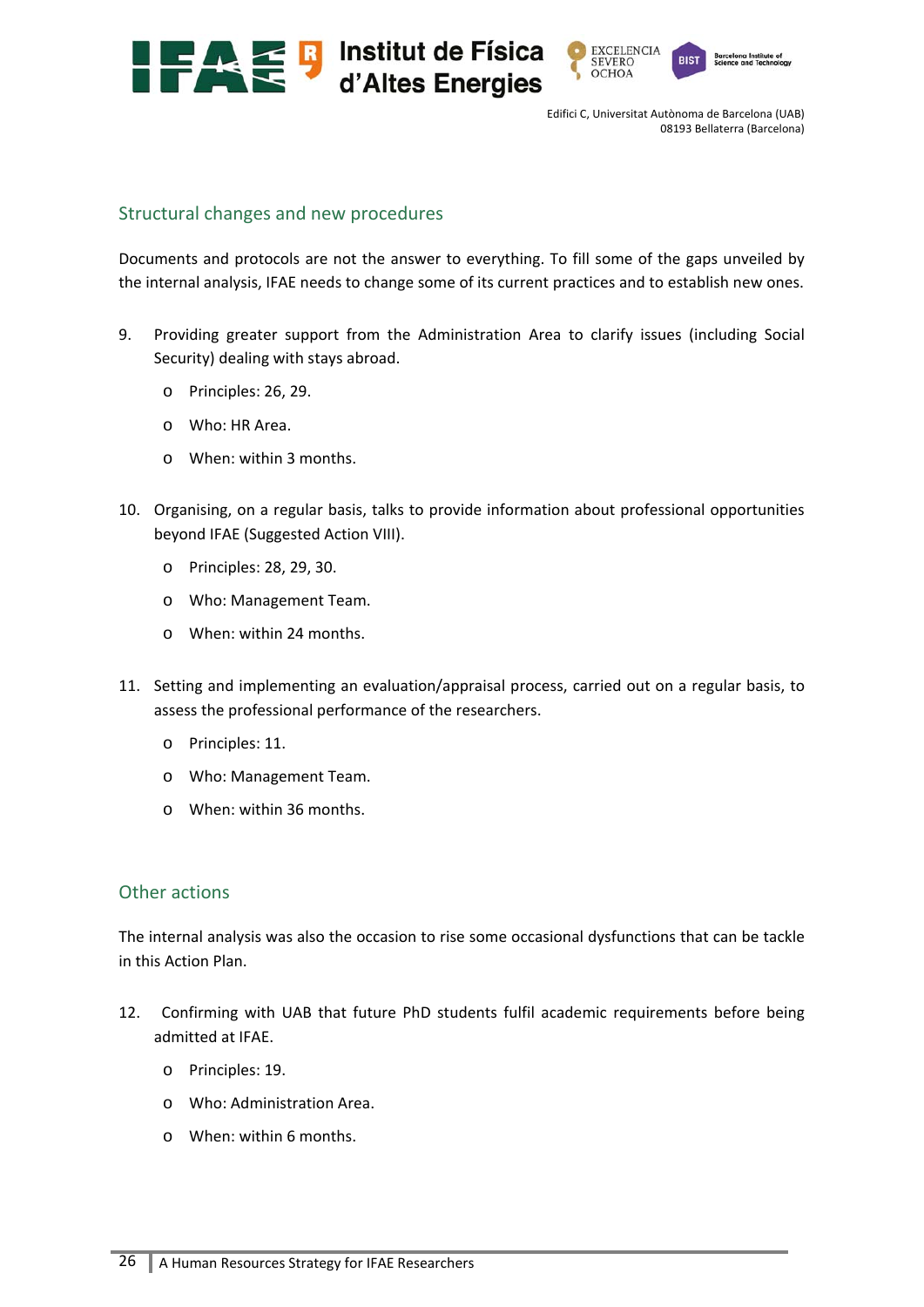## Structural changes and new procedures

Documents and protocols are not the answer to everything. To fill some of the gaps unveiled by the internal analysis, IFAE needs to change some of its current practices and to establish new ones.

9. Providing greater support from the Administration Area to clarify issues (including Social Security) dealing with stays abroad.
    - Principles: 26, 29.
    - Who: HR Area.
    - When: within 3 months.

10. Organising, on a regular basis, talks to provide information about professional opportunities beyond IFAE (Suggested Action VIII).
    - Principles: 28, 29, 30.
    - Who: Management Team.
    - When: within 24 months.

11. Setting and implementing an evaluation/appraisal process, carried out on a regular basis, to assess the professional performance of the researchers.
    - Principles: 11.
    - Who: Management Team.
    - When: within 36 months.

## Other actions

The internal analysis was also the occasion to rise some occasional dysfunctions that can be tackle in this Action Plan.

12. Confirming with UAB that future PhD students fulfil academic requirements before being admitted at IFAE.
    - Principles: 19.
    - Who: Administration Area.
    - When: within 6 months.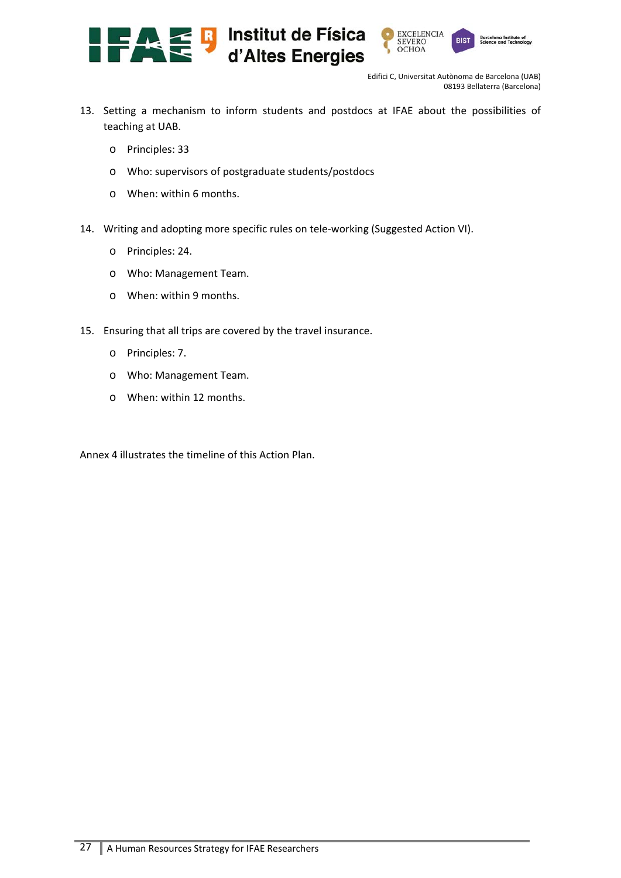13. Setting a mechanism to inform students and postdocs at IFAE about the possibilities of teaching at UAB.
    - Principles: 33
    - Who: supervisors of postgraduate students/postdocs
    - When: within 6 months.

14. Writing and adopting more specific rules on tele-working (Suggested Action VI).
    - Principles: 24.
    - Who: Management Team.
    - When: within 9 months.

15. Ensuring that all trips are covered by the travel insurance.
    - Principles: 7.
    - Who: Management Team.
    - When: within 12 months.

Annex 4 illustrates the timeline of this Action Plan.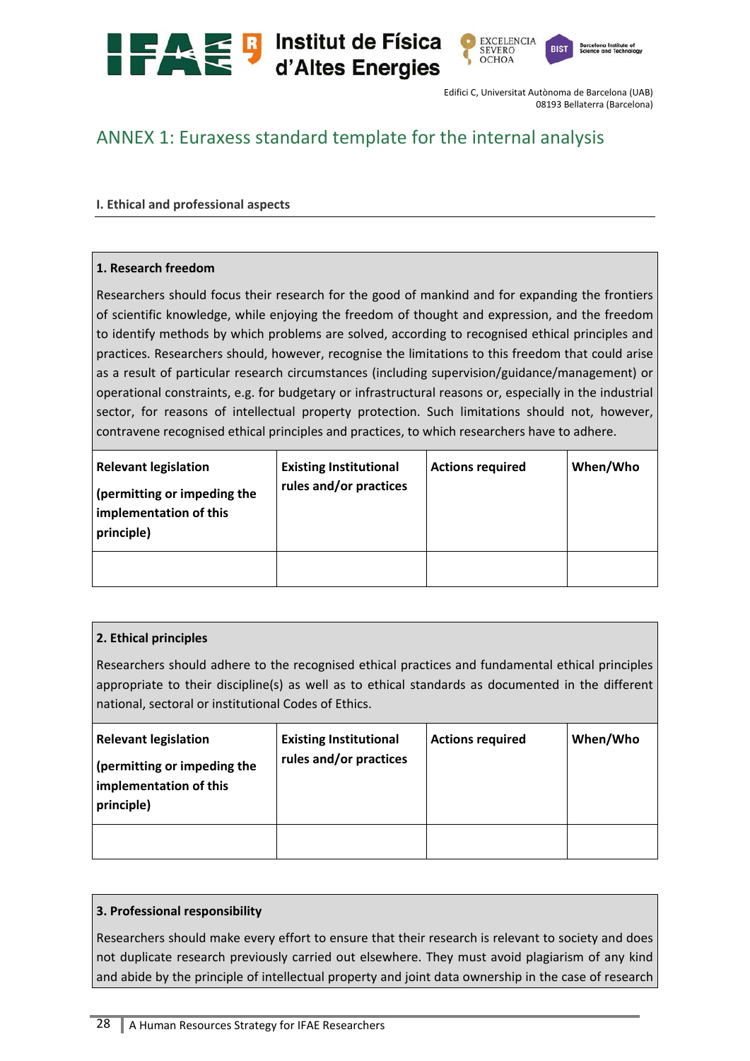## ANNEX 1: Euraxess standard template for the internal analysis

**I. Ethical and professional aspects**

**1. Research freedom**

Researchers should focus their research for the good of mankind and for expanding the frontiers of scientific knowledge, while enjoying the freedom of thought and expression, and the freedom to identify methods by which problems are solved, according to recognised ethical principles and practices. Researchers should, however, recognise the limitations to this freedom that could arise as a result of particular research circumstances (including supervision/guidance/management) or operational constraints, e.g. for budgetary or infrastructural reasons or, especially in the industrial sector, for reasons of intellectual property protection. Such limitations should not, however, contravene recognised ethical principles and practices, to which researchers have to adhere.

| Relevant legislation (permitting or impeding the implementation of this principle) | Existing Institutional rules and/or practices | Actions required | When/Who |
|---|---|---|---|
| | | | |

**2. Ethical principles**

Researchers should adhere to the recognised ethical practices and fundamental ethical principles appropriate to their discipline(s) as well as to ethical standards as documented in the different national, sectoral or institutional Codes of Ethics.

| Relevant legislation (permitting or impeding the implementation of this principle) | Existing Institutional rules and/or practices | Actions required | When/Who |
|---|---|---|---|
| | | | |

**3. Professional responsibility**

Researchers should make every effort to ensure that their research is relevant to society and does not duplicate research previously carried out elsewhere. They must avoid plagiarism of any kind and abide by the principle of intellectual property and joint data ownership in the case of research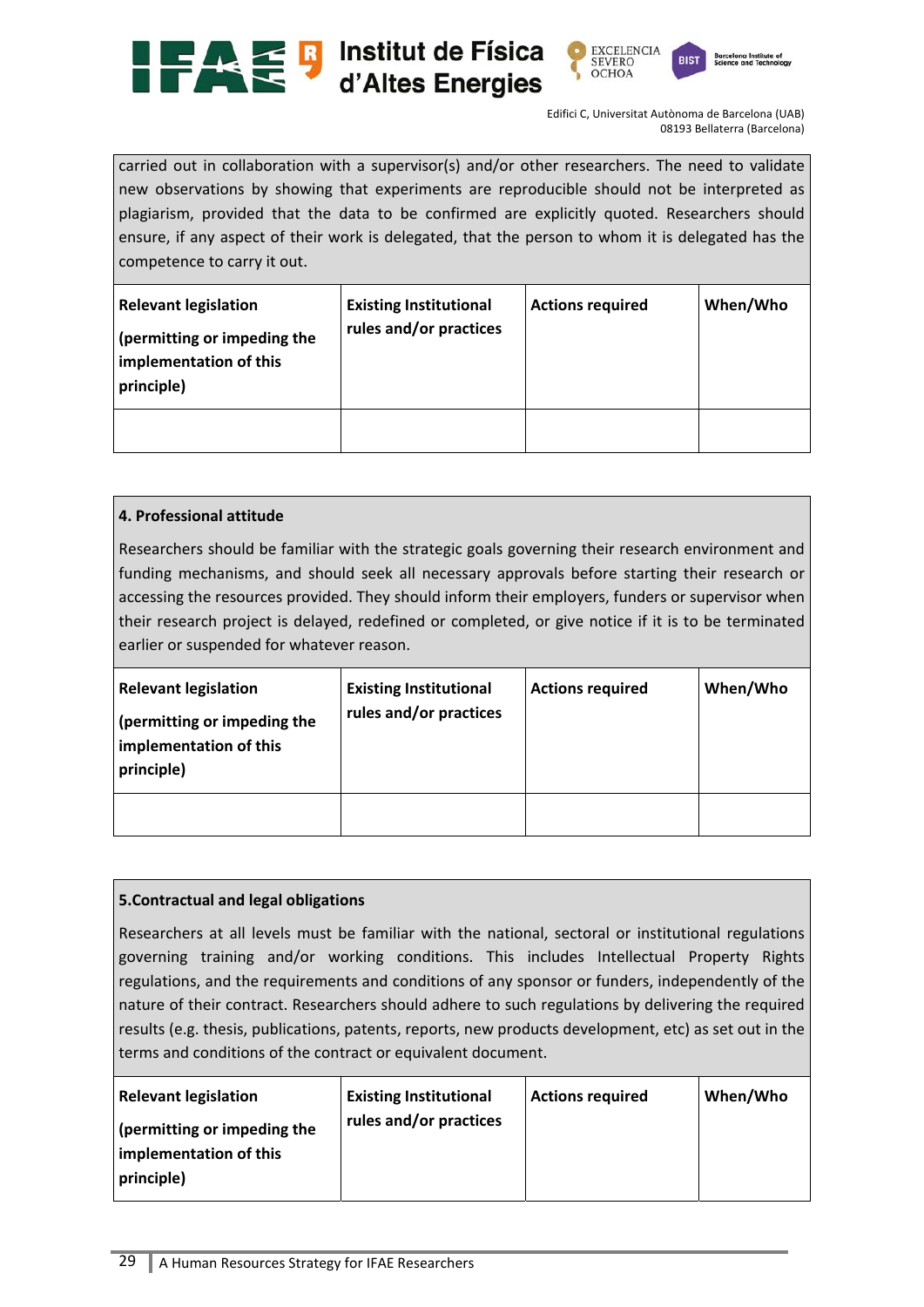carried out in collaboration with a supervisor(s) and/or other researchers. The need to validate new observations by showing that experiments are reproducible should not be interpreted as plagiarism, provided that the data to be confirmed are explicitly quoted. Researchers should ensure, if any aspect of their work is delegated, that the person to whom it is delegated has the competence to carry it out.

| **Relevant legislation** **(permitting or impeding the implementation of this principle)** | **Existing Institutional rules and/or practices** | **Actions required** | **When/Who** |
|---|---|---|---|
| | | | |

**4. Professional attitude**

Researchers should be familiar with the strategic goals governing their research environment and funding mechanisms, and should seek all necessary approvals before starting their research or accessing the resources provided. They should inform their employers, funders or supervisor when their research project is delayed, redefined or completed, or give notice if it is to be terminated earlier or suspended for whatever reason.

| **Relevant legislation** **(permitting or impeding the implementation of this principle)** | **Existing Institutional rules and/or practices** | **Actions required** | **When/Who** |
|---|---|---|---|
| | | | |

**5.Contractual and legal obligations**

Researchers at all levels must be familiar with the national, sectoral or institutional regulations governing training and/or working conditions. This includes Intellectual Property Rights regulations, and the requirements and conditions of any sponsor or funders, independently of the nature of their contract. Researchers should adhere to such regulations by delivering the required results (e.g. thesis, publications, patents, reports, new products development, etc) as set out in the terms and conditions of the contract or equivalent document.

| **Relevant legislation** **(permitting or impeding the implementation of this principle)** | **Existing Institutional rules and/or practices** | **Actions required** | **When/Who** |
|---|---|---|---|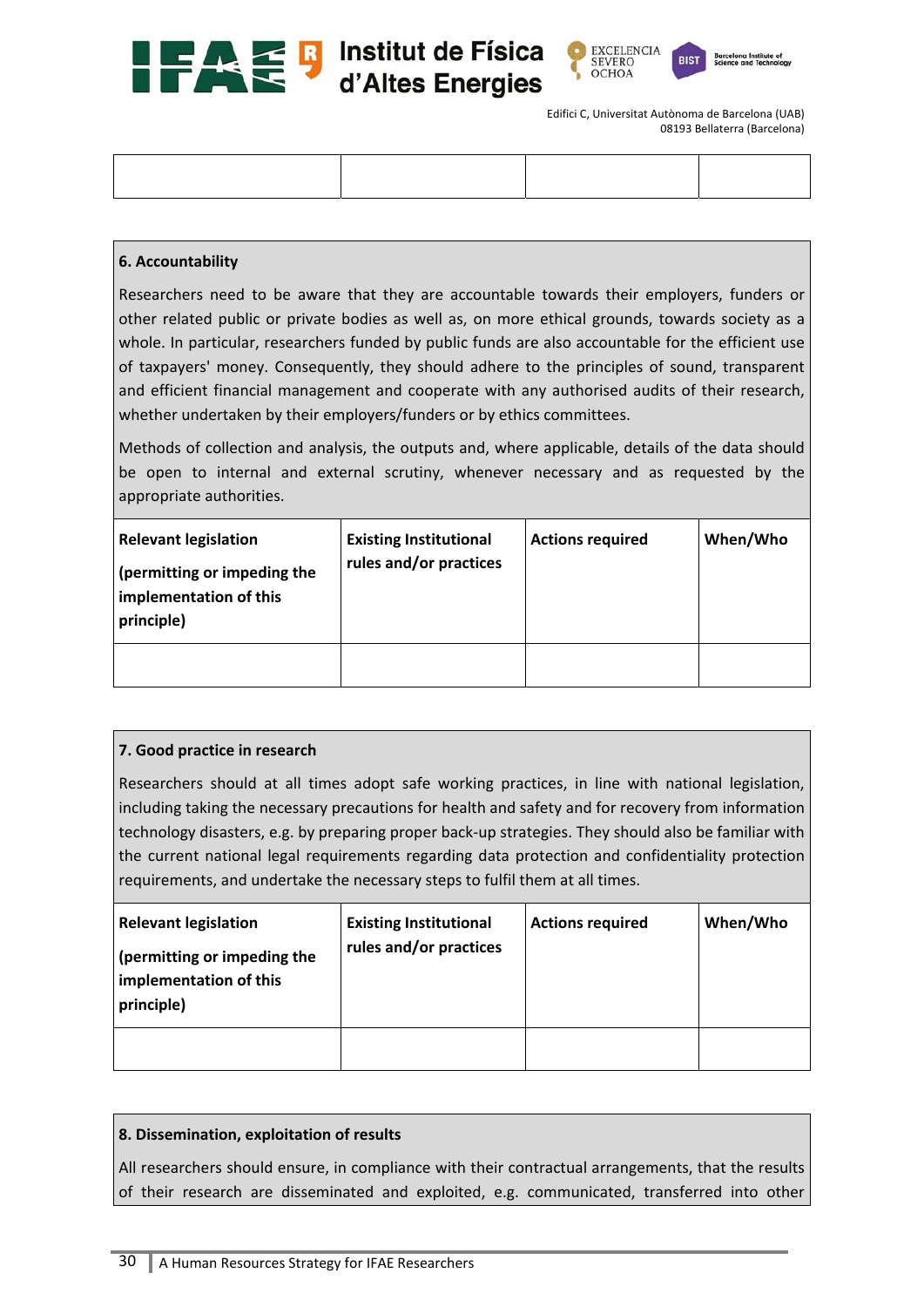| | | | |
|---|---|---|---|
| | | | |

**6. Accountability**

Researchers need to be aware that they are accountable towards their employers, funders or other related public or private bodies as well as, on more ethical grounds, towards society as a whole. In particular, researchers funded by public funds are also accountable for the efficient use of taxpayers' money. Consequently, they should adhere to the principles of sound, transparent and efficient financial management and cooperate with any authorised audits of their research, whether undertaken by their employers/funders or by ethics committees.

Methods of collection and analysis, the outputs and, where applicable, details of the data should be open to internal and external scrutiny, whenever necessary and as requested by the appropriate authorities.

| **Relevant legislation (permitting or impeding the implementation of this principle)** | **Existing Institutional rules and/or practices** | **Actions required** | **When/Who** |
|---|---|---|---|
| | | | |

**7. Good practice in research**

Researchers should at all times adopt safe working practices, in line with national legislation, including taking the necessary precautions for health and safety and for recovery from information technology disasters, e.g. by preparing proper back-up strategies. They should also be familiar with the current national legal requirements regarding data protection and confidentiality protection requirements, and undertake the necessary steps to fulfil them at all times.

| **Relevant legislation (permitting or impeding the implementation of this principle)** | **Existing Institutional rules and/or practices** | **Actions required** | **When/Who** |
|---|---|---|---|
| | | | |

**8. Dissemination, exploitation of results**

All researchers should ensure, in compliance with their contractual arrangements, that the results of their research are disseminated and exploited, e.g. communicated, transferred into other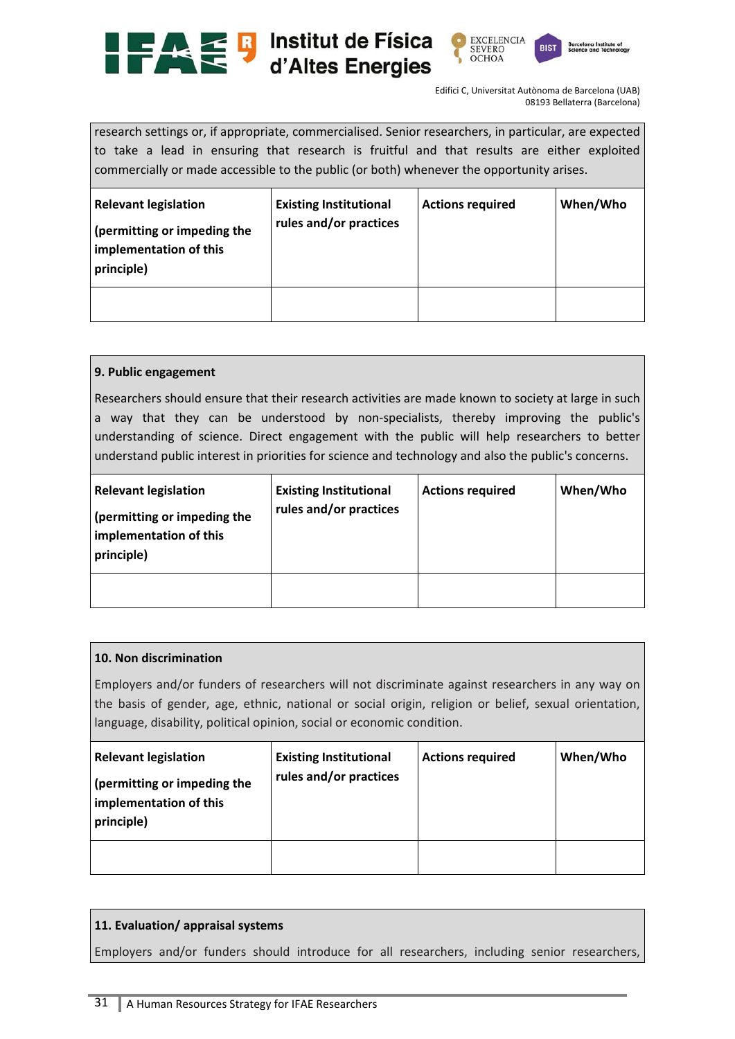research settings or, if appropriate, commercialised. Senior researchers, in particular, are expected to take a lead in ensuring that research is fruitful and that results are either exploited commercially or made accessible to the public (or both) whenever the opportunity arises.

| **Relevant legislation** **(permitting or impeding the implementation of this principle)** | **Existing Institutional rules and/or practices** | **Actions required** | **When/Who** |
|---|---|---|---|
| | | | |

**9. Public engagement**

Researchers should ensure that their research activities are made known to society at large in such a way that they can be understood by non-specialists, thereby improving the public's understanding of science. Direct engagement with the public will help researchers to better understand public interest in priorities for science and technology and also the public's concerns.

| **Relevant legislation** **(permitting or impeding the implementation of this principle)** | **Existing Institutional rules and/or practices** | **Actions required** | **When/Who** |
|---|---|---|---|
| | | | |

**10. Non discrimination**

Employers and/or funders of researchers will not discriminate against researchers in any way on the basis of gender, age, ethnic, national or social origin, religion or belief, sexual orientation, language, disability, political opinion, social or economic condition.

| **Relevant legislation** **(permitting or impeding the implementation of this principle)** | **Existing Institutional rules and/or practices** | **Actions required** | **When/Who** |
|---|---|---|---|
| | | | |

**11. Evaluation/ appraisal systems**

Employers and/or funders should introduce for all researchers, including senior researchers,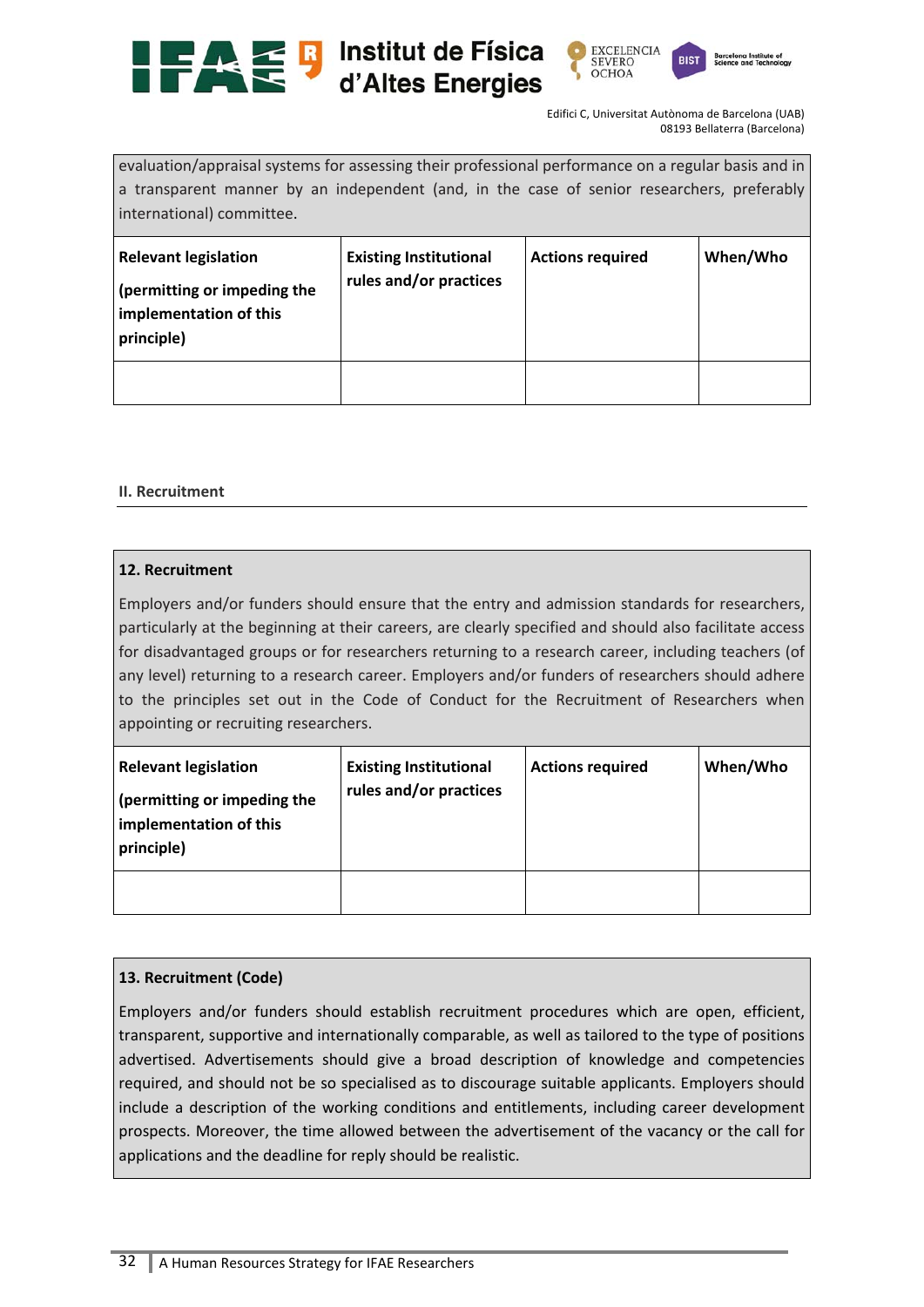evaluation/appraisal systems for assessing their professional performance on a regular basis and in a transparent manner by an independent (and, in the case of senior researchers, preferably international) committee.

| Relevant legislation (permitting or impeding the implementation of this principle) | Existing Institutional rules and/or practices | Actions required | When/Who |
|---|---|---|---|
| | | | |

## II. Recruitment

**12. Recruitment**

Employers and/or funders should ensure that the entry and admission standards for researchers, particularly at the beginning at their careers, are clearly specified and should also facilitate access for disadvantaged groups or for researchers returning to a research career, including teachers (of any level) returning to a research career. Employers and/or funders of researchers should adhere to the principles set out in the Code of Conduct for the Recruitment of Researchers when appointing or recruiting researchers.

| Relevant legislation (permitting or impeding the implementation of this principle) | Existing Institutional rules and/or practices | Actions required | When/Who |
|---|---|---|---|
| | | | |

**13. Recruitment (Code)**

Employers and/or funders should establish recruitment procedures which are open, efficient, transparent, supportive and internationally comparable, as well as tailored to the type of positions advertised. Advertisements should give a broad description of knowledge and competencies required, and should not be so specialised as to discourage suitable applicants. Employers should include a description of the working conditions and entitlements, including career development prospects. Moreover, the time allowed between the advertisement of the vacancy or the call for applications and the deadline for reply should be realistic.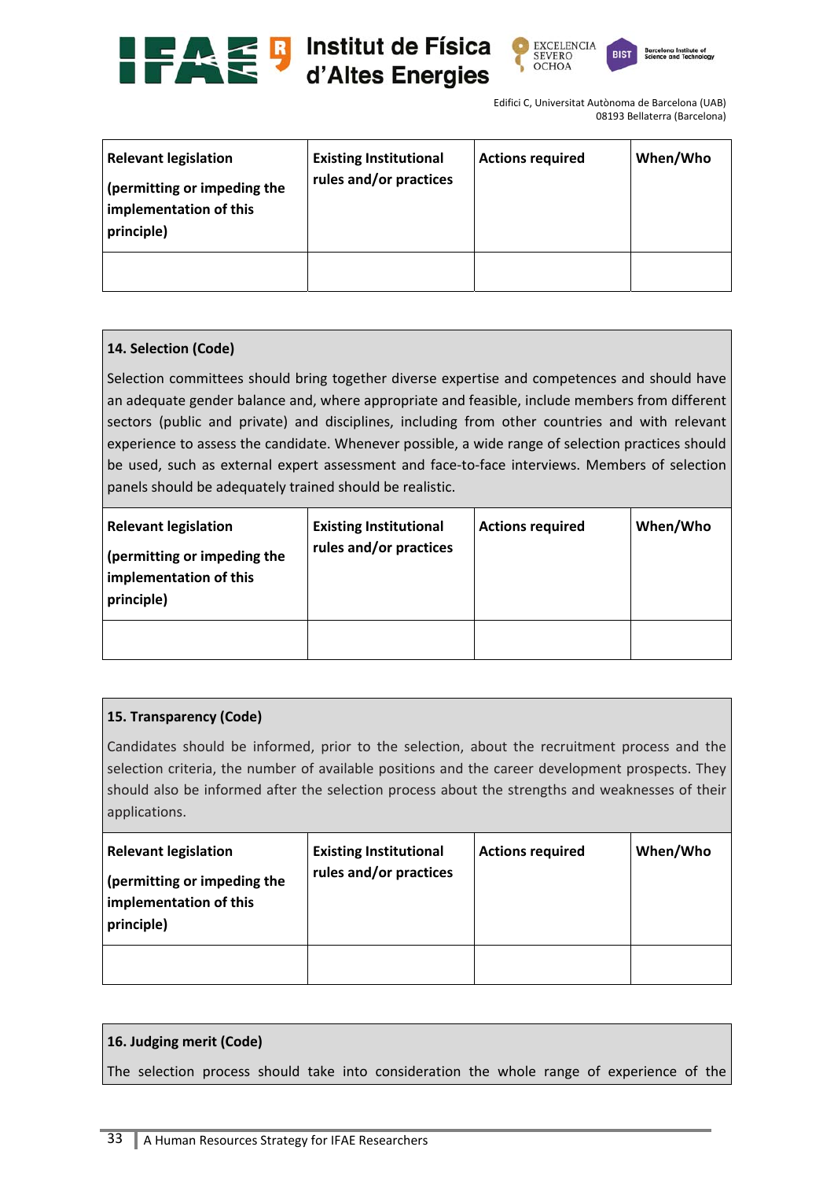| Relevant legislation (permitting or impeding the implementation of this principle) | Existing Institutional rules and/or practices | Actions required | When/Who |
|---|---|---|---|
| | | | |

**14. Selection (Code)**

Selection committees should bring together diverse expertise and competences and should have an adequate gender balance and, where appropriate and feasible, include members from different sectors (public and private) and disciplines, including from other countries and with relevant experience to assess the candidate. Whenever possible, a wide range of selection practices should be used, such as external expert assessment and face-to-face interviews. Members of selection panels should be adequately trained should be realistic.

| Relevant legislation (permitting or impeding the implementation of this principle) | Existing Institutional rules and/or practices | Actions required | When/Who |
|---|---|---|---|
| | | | |

**15. Transparency (Code)**

Candidates should be informed, prior to the selection, about the recruitment process and the selection criteria, the number of available positions and the career development prospects. They should also be informed after the selection process about the strengths and weaknesses of their applications.

| Relevant legislation (permitting or impeding the implementation of this principle) | Existing Institutional rules and/or practices | Actions required | When/Who |
|---|---|---|---|
| | | | |

**16. Judging merit (Code)**

The selection process should take into consideration the whole range of experience of the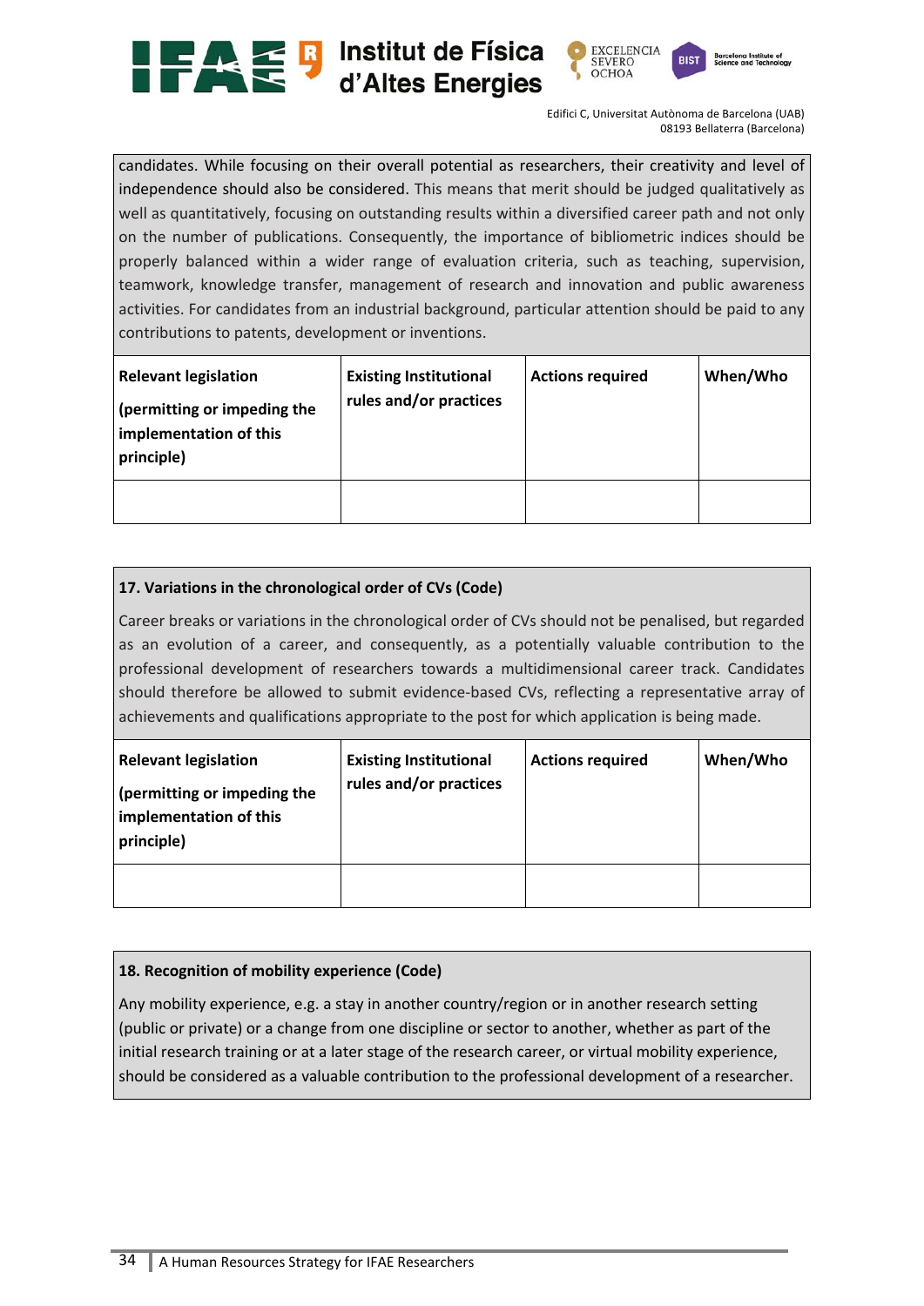candidates. While focusing on their overall potential as researchers, their creativity and level of independence should also be considered. This means that merit should be judged qualitatively as well as quantitatively, focusing on outstanding results within a diversified career path and not only on the number of publications. Consequently, the importance of bibliometric indices should be properly balanced within a wider range of evaluation criteria, such as teaching, supervision, teamwork, knowledge transfer, management of research and innovation and public awareness activities. For candidates from an industrial background, particular attention should be paid to any contributions to patents, development or inventions.

| **Relevant legislation**<br><br>**(permitting or impeding the implementation of this principle)** | **Existing Institutional rules and/or practices** | **Actions required** | **When/Who** |
|---|---|---|---|
| | | | |

**17. Variations in the chronological order of CVs (Code)**

Career breaks or variations in the chronological order of CVs should not be penalised, but regarded as an evolution of a career, and consequently, as a potentially valuable contribution to the professional development of researchers towards a multidimensional career track. Candidates should therefore be allowed to submit evidence-based CVs, reflecting a representative array of achievements and qualifications appropriate to the post for which application is being made.

| **Relevant legislation**<br><br>**(permitting or impeding the implementation of this principle)** | **Existing Institutional rules and/or practices** | **Actions required** | **When/Who** |
|---|---|---|---|
| | | | |

**18. Recognition of mobility experience (Code)**

Any mobility experience, e.g. a stay in another country/region or in another research setting (public or private) or a change from one discipline or sector to another, whether as part of the initial research training or at a later stage of the research career, or virtual mobility experience, should be considered as a valuable contribution to the professional development of a researcher.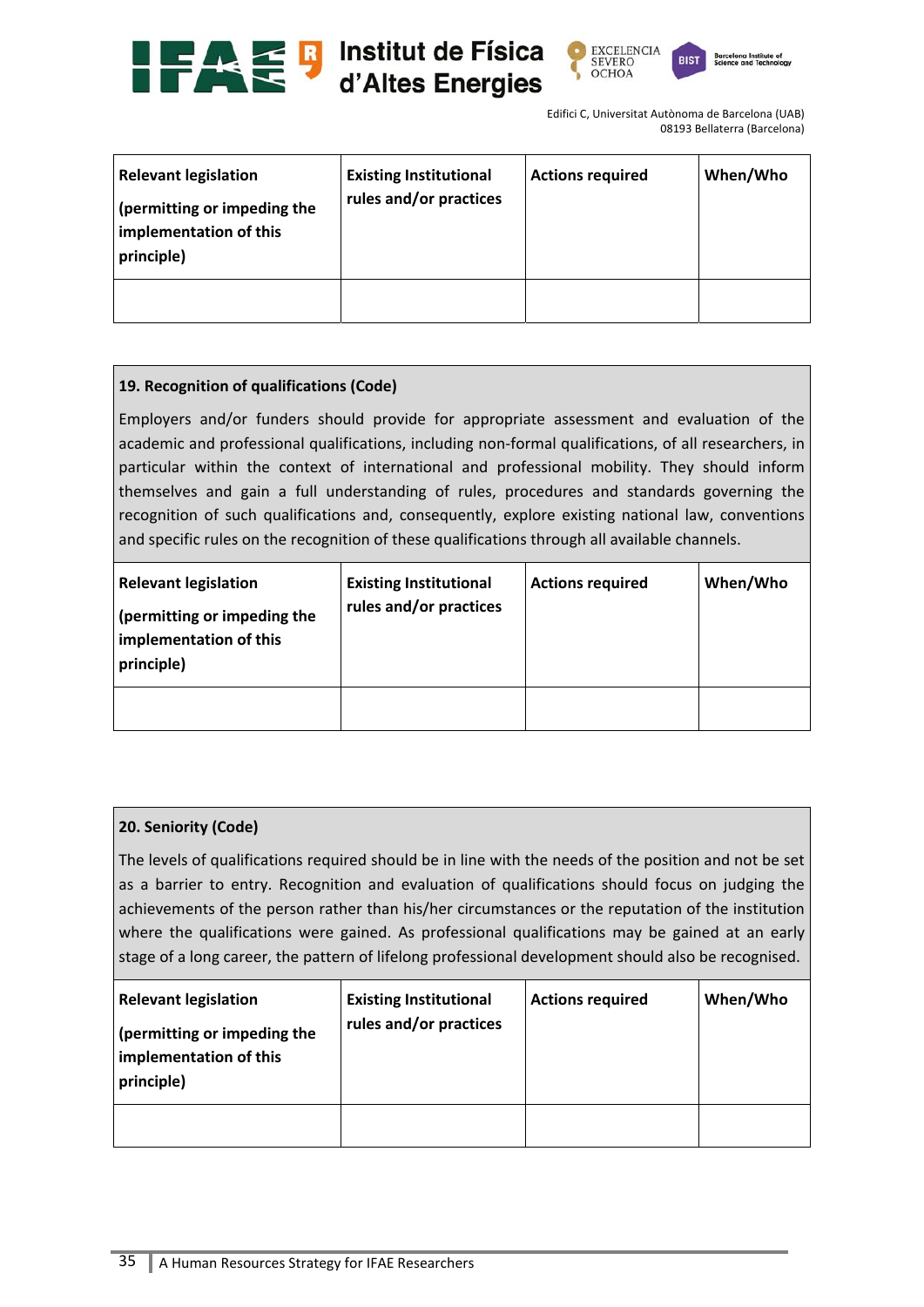| Relevant legislation<br><br>(permitting or impeding the implementation of this principle) | Existing Institutional rules and/or practices | Actions required | When/Who |
|---|---|---|---|
| | | | |

**19. Recognition of qualifications (Code)**

Employers and/or funders should provide for appropriate assessment and evaluation of the academic and professional qualifications, including non-formal qualifications, of all researchers, in particular within the context of international and professional mobility. They should inform themselves and gain a full understanding of rules, procedures and standards governing the recognition of such qualifications and, consequently, explore existing national law, conventions and specific rules on the recognition of these qualifications through all available channels.

| Relevant legislation<br><br>(permitting or impeding the implementation of this principle) | Existing Institutional rules and/or practices | Actions required | When/Who |
|---|---|---|---|
| | | | |

**20. Seniority (Code)**

The levels of qualifications required should be in line with the needs of the position and not be set as a barrier to entry. Recognition and evaluation of qualifications should focus on judging the achievements of the person rather than his/her circumstances or the reputation of the institution where the qualifications were gained. As professional qualifications may be gained at an early stage of a long career, the pattern of lifelong professional development should also be recognised.

| Relevant legislation<br><br>(permitting or impeding the implementation of this principle) | Existing Institutional rules and/or practices | Actions required | When/Who |
|---|---|---|---|
| | | | |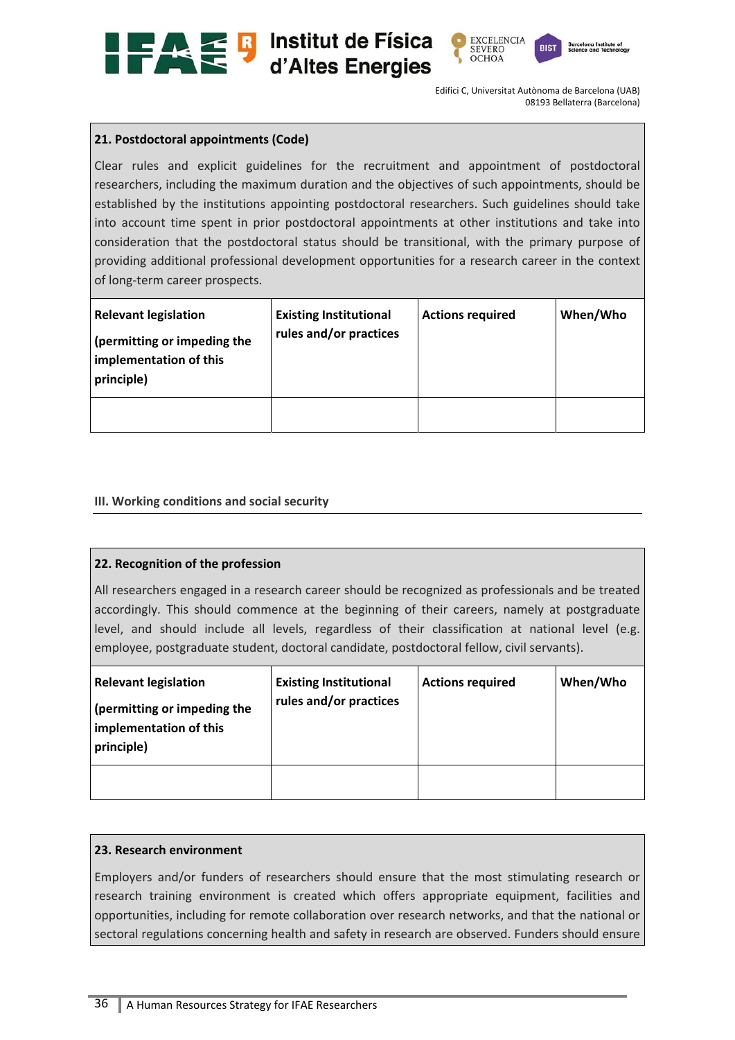**21. Postdoctoral appointments (Code)**

Clear rules and explicit guidelines for the recruitment and appointment of postdoctoral researchers, including the maximum duration and the objectives of such appointments, should be established by the institutions appointing postdoctoral researchers. Such guidelines should take into account time spent in prior postdoctoral appointments at other institutions and take into consideration that the postdoctoral status should be transitional, with the primary purpose of providing additional professional development opportunities for a research career in the context of long-term career prospects.

| Relevant legislation (permitting or impeding the implementation of this principle) | Existing Institutional rules and/or practices | Actions required | When/Who |
|---|---|---|---|
| | | | |

## III. Working conditions and social security

**22. Recognition of the profession**

All researchers engaged in a research career should be recognized as professionals and be treated accordingly. This should commence at the beginning of their careers, namely at postgraduate level, and should include all levels, regardless of their classification at national level (e.g. employee, postgraduate student, doctoral candidate, postdoctoral fellow, civil servants).

| Relevant legislation (permitting or impeding the implementation of this principle) | Existing Institutional rules and/or practices | Actions required | When/Who |
|---|---|---|---|
| | | | |

**23. Research environment**

Employers and/or funders of researchers should ensure that the most stimulating research or research training environment is created which offers appropriate equipment, facilities and opportunities, including for remote collaboration over research networks, and that the national or sectoral regulations concerning health and safety in research are observed. Funders should ensure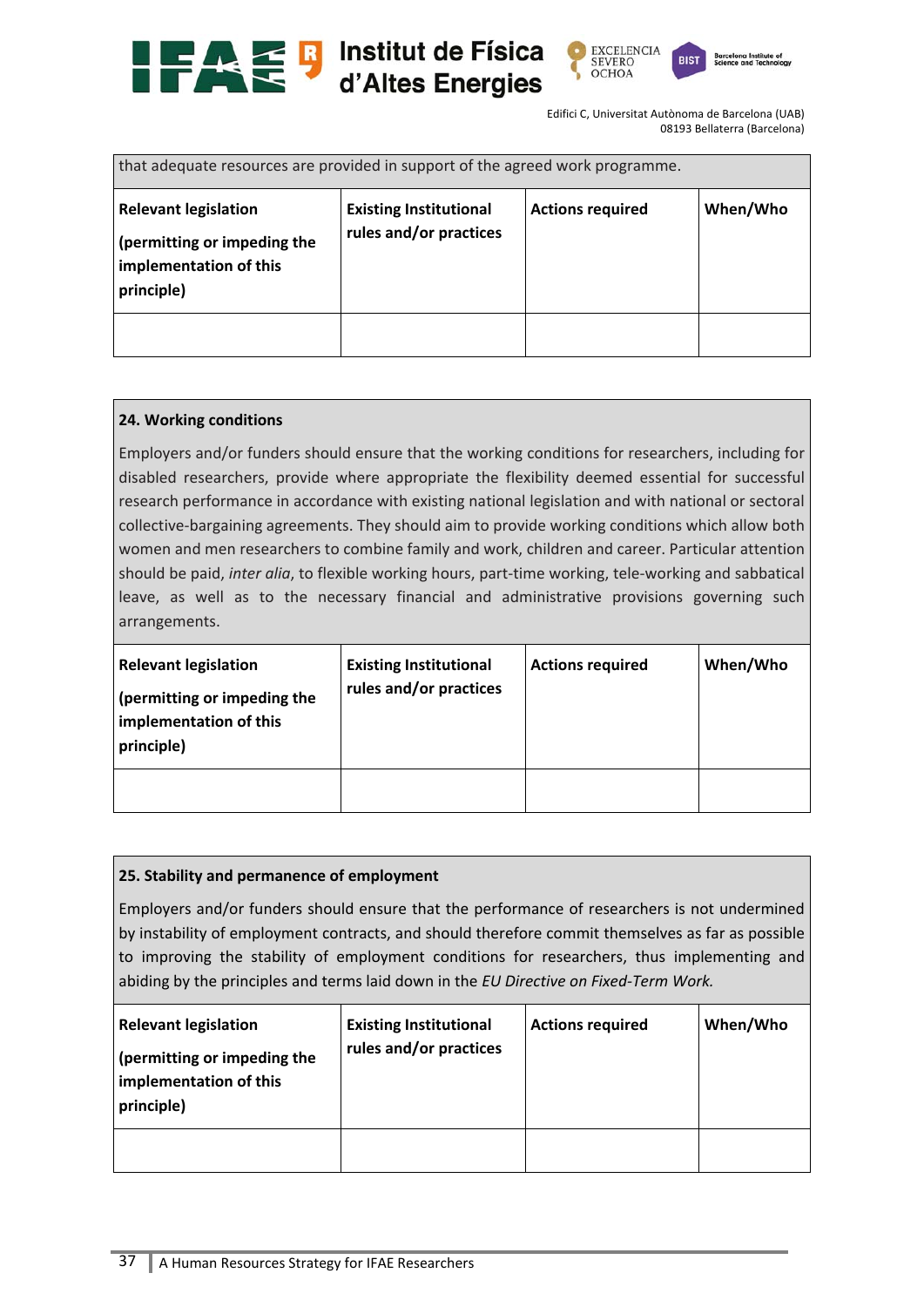that adequate resources are provided in support of the agreed work programme.

| Relevant legislation (permitting or impeding the implementation of this principle) | Existing Institutional rules and/or practices | Actions required | When/Who |
|---|---|---|---|
| | | | |

**24. Working conditions**

Employers and/or funders should ensure that the working conditions for researchers, including for disabled researchers, provide where appropriate the flexibility deemed essential for successful research performance in accordance with existing national legislation and with national or sectoral collective-bargaining agreements. They should aim to provide working conditions which allow both women and men researchers to combine family and work, children and career. Particular attention should be paid, *inter alia*, to flexible working hours, part-time working, tele-working and sabbatical leave, as well as to the necessary financial and administrative provisions governing such arrangements.

| Relevant legislation (permitting or impeding the implementation of this principle) | Existing Institutional rules and/or practices | Actions required | When/Who |
|---|---|---|---|
| | | | |

**25. Stability and permanence of employment**

Employers and/or funders should ensure that the performance of researchers is not undermined by instability of employment contracts, and should therefore commit themselves as far as possible to improving the stability of employment conditions for researchers, thus implementing and abiding by the principles and terms laid down in the *EU Directive on Fixed-Term Work.*

| Relevant legislation (permitting or impeding the implementation of this principle) | Existing Institutional rules and/or practices | Actions required | When/Who |
|---|---|---|---|
| | | | |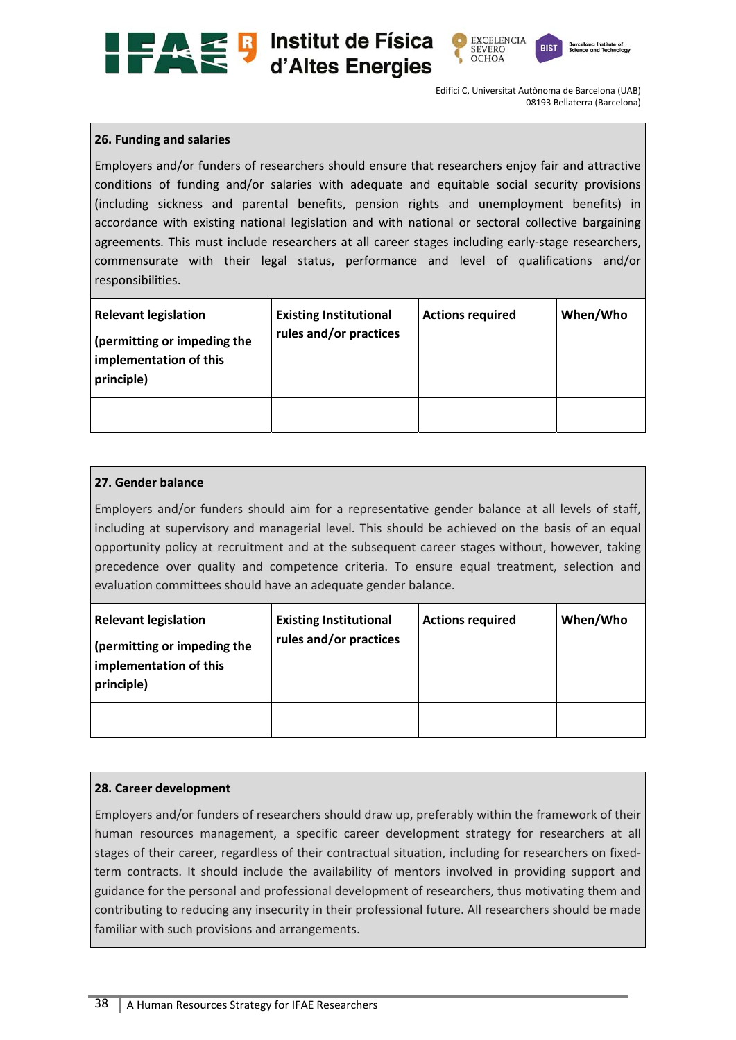**26. Funding and salaries**

Employers and/or funders of researchers should ensure that researchers enjoy fair and attractive conditions of funding and/or salaries with adequate and equitable social security provisions (including sickness and parental benefits, pension rights and unemployment benefits) in accordance with existing national legislation and with national or sectoral collective bargaining agreements. This must include researchers at all career stages including early-stage researchers, commensurate with their legal status, performance and level of qualifications and/or responsibilities.

| **Relevant legislation (permitting or impeding the implementation of this principle)** | **Existing Institutional rules and/or practices** | **Actions required** | **When/Who** |
|---|---|---|---|
| | | | |

**27. Gender balance**

Employers and/or funders should aim for a representative gender balance at all levels of staff, including at supervisory and managerial level. This should be achieved on the basis of an equal opportunity policy at recruitment and at the subsequent career stages without, however, taking precedence over quality and competence criteria. To ensure equal treatment, selection and evaluation committees should have an adequate gender balance.

| **Relevant legislation (permitting or impeding the implementation of this principle)** | **Existing Institutional rules and/or practices** | **Actions required** | **When/Who** |
|---|---|---|---|
| | | | |

**28. Career development**

Employers and/or funders of researchers should draw up, preferably within the framework of their human resources management, a specific career development strategy for researchers at all stages of their career, regardless of their contractual situation, including for researchers on fixed-term contracts. It should include the availability of mentors involved in providing support and guidance for the personal and professional development of researchers, thus motivating them and contributing to reducing any insecurity in their professional future. All researchers should be made familiar with such provisions and arrangements.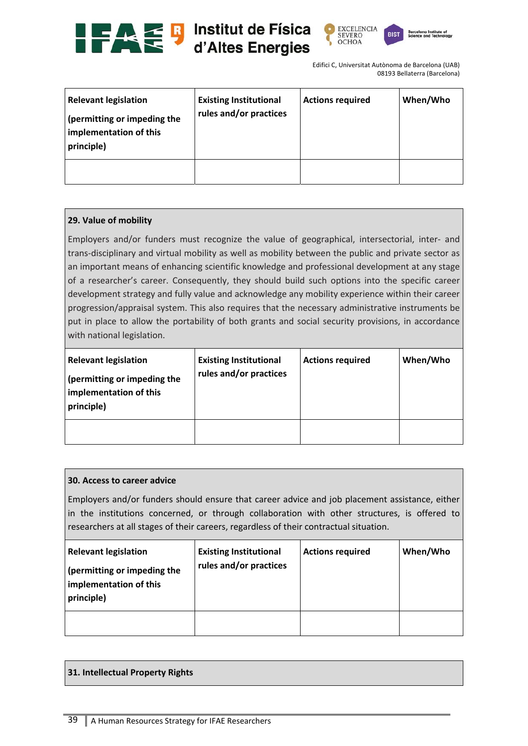| Relevant legislation (permitting or impeding the implementation of this principle) | Existing Institutional rules and/or practices | Actions required | When/Who |
|---|---|---|---|
| | | | |

**29. Value of mobility**

Employers and/or funders must recognize the value of geographical, intersectorial, inter- and trans-disciplinary and virtual mobility as well as mobility between the public and private sector as an important means of enhancing scientific knowledge and professional development at any stage of a researcher's career. Consequently, they should build such options into the specific career development strategy and fully value and acknowledge any mobility experience within their career progression/appraisal system. This also requires that the necessary administrative instruments be put in place to allow the portability of both grants and social security provisions, in accordance with national legislation.

| Relevant legislation (permitting or impeding the implementation of this principle) | Existing Institutional rules and/or practices | Actions required | When/Who |
|---|---|---|---|
| | | | |

**30. Access to career advice**

Employers and/or funders should ensure that career advice and job placement assistance, either in the institutions concerned, or through collaboration with other structures, is offered to researchers at all stages of their careers, regardless of their contractual situation.

| Relevant legislation (permitting or impeding the implementation of this principle) | Existing Institutional rules and/or practices | Actions required | When/Who |
|---|---|---|---|
| | | | |

**31. Intellectual Property Rights**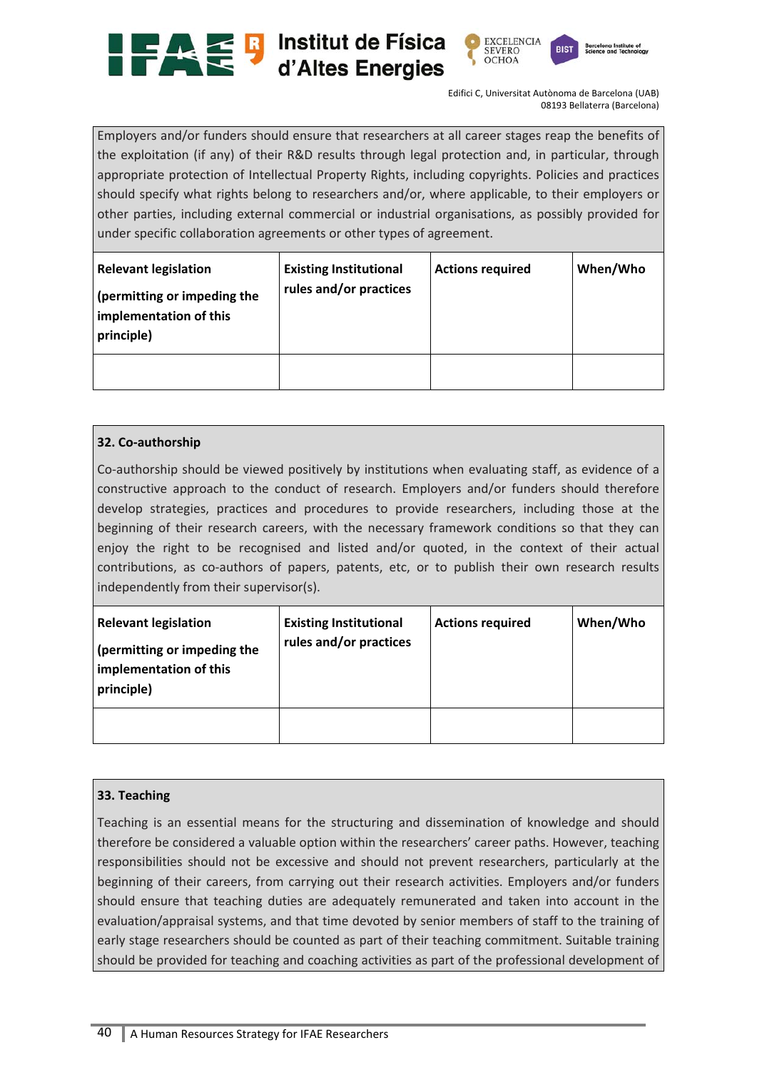Employers and/or funders should ensure that researchers at all career stages reap the benefits of the exploitation (if any) of their R&D results through legal protection and, in particular, through appropriate protection of Intellectual Property Rights, including copyrights. Policies and practices should specify what rights belong to researchers and/or, where applicable, to their employers or other parties, including external commercial or industrial organisations, as possibly provided for under specific collaboration agreements or other types of agreement.

| **Relevant legislation** **(permitting or impeding the implementation of this principle)** | **Existing Institutional rules and/or practices** | **Actions required** | **When/Who** |
|---|---|---|---|
| | | | |

**32. Co-authorship**

Co-authorship should be viewed positively by institutions when evaluating staff, as evidence of a constructive approach to the conduct of research. Employers and/or funders should therefore develop strategies, practices and procedures to provide researchers, including those at the beginning of their research careers, with the necessary framework conditions so that they can enjoy the right to be recognised and listed and/or quoted, in the context of their actual contributions, as co-authors of papers, patents, etc, or to publish their own research results independently from their supervisor(s).

| **Relevant legislation** **(permitting or impeding the implementation of this principle)** | **Existing Institutional rules and/or practices** | **Actions required** | **When/Who** |
|---|---|---|---|
| | | | |

**33. Teaching**

Teaching is an essential means for the structuring and dissemination of knowledge and should therefore be considered a valuable option within the researchers' career paths. However, teaching responsibilities should not be excessive and should not prevent researchers, particularly at the beginning of their careers, from carrying out their research activities. Employers and/or funders should ensure that teaching duties are adequately remunerated and taken into account in the evaluation/appraisal systems, and that time devoted by senior members of staff to the training of early stage researchers should be counted as part of their teaching commitment. Suitable training should be provided for teaching and coaching activities as part of the professional development of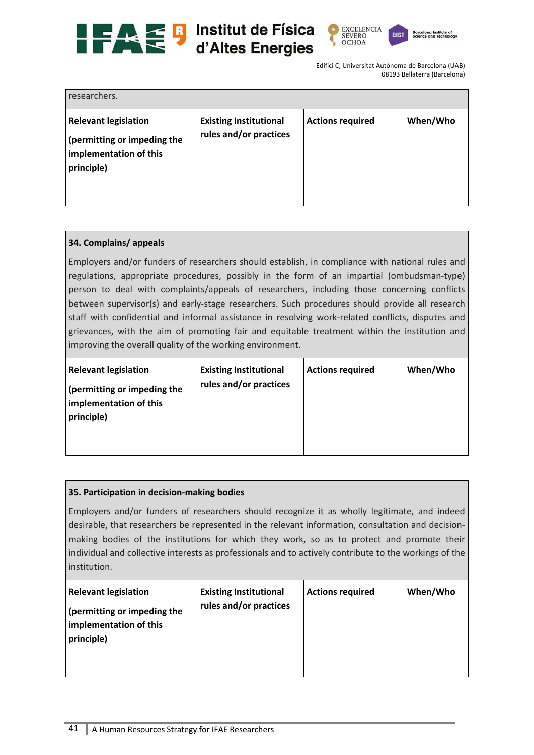researchers.

| Relevant legislation (permitting or impeding the implementation of this principle) | Existing Institutional rules and/or practices | Actions required | When/Who |
|---|---|---|---|
| | | | |

**34. Complains/ appeals**

Employers and/or funders of researchers should establish, in compliance with national rules and regulations, appropriate procedures, possibly in the form of an impartial (ombudsman-type) person to deal with complaints/appeals of researchers, including those concerning conflicts between supervisor(s) and early-stage researchers. Such procedures should provide all research staff with confidential and informal assistance in resolving work-related conflicts, disputes and grievances, with the aim of promoting fair and equitable treatment within the institution and improving the overall quality of the working environment.

| Relevant legislation (permitting or impeding the implementation of this principle) | Existing Institutional rules and/or practices | Actions required | When/Who |
|---|---|---|---|
| | | | |

**35. Participation in decision-making bodies**

Employers and/or funders of researchers should recognize it as wholly legitimate, and indeed desirable, that researchers be represented in the relevant information, consultation and decision-making bodies of the institutions for which they work, so as to protect and promote their individual and collective interests as professionals and to actively contribute to the workings of the institution.

| Relevant legislation (permitting or impeding the implementation of this principle) | Existing Institutional rules and/or practices | Actions required | When/Who |
|---|---|---|---|
| | | | |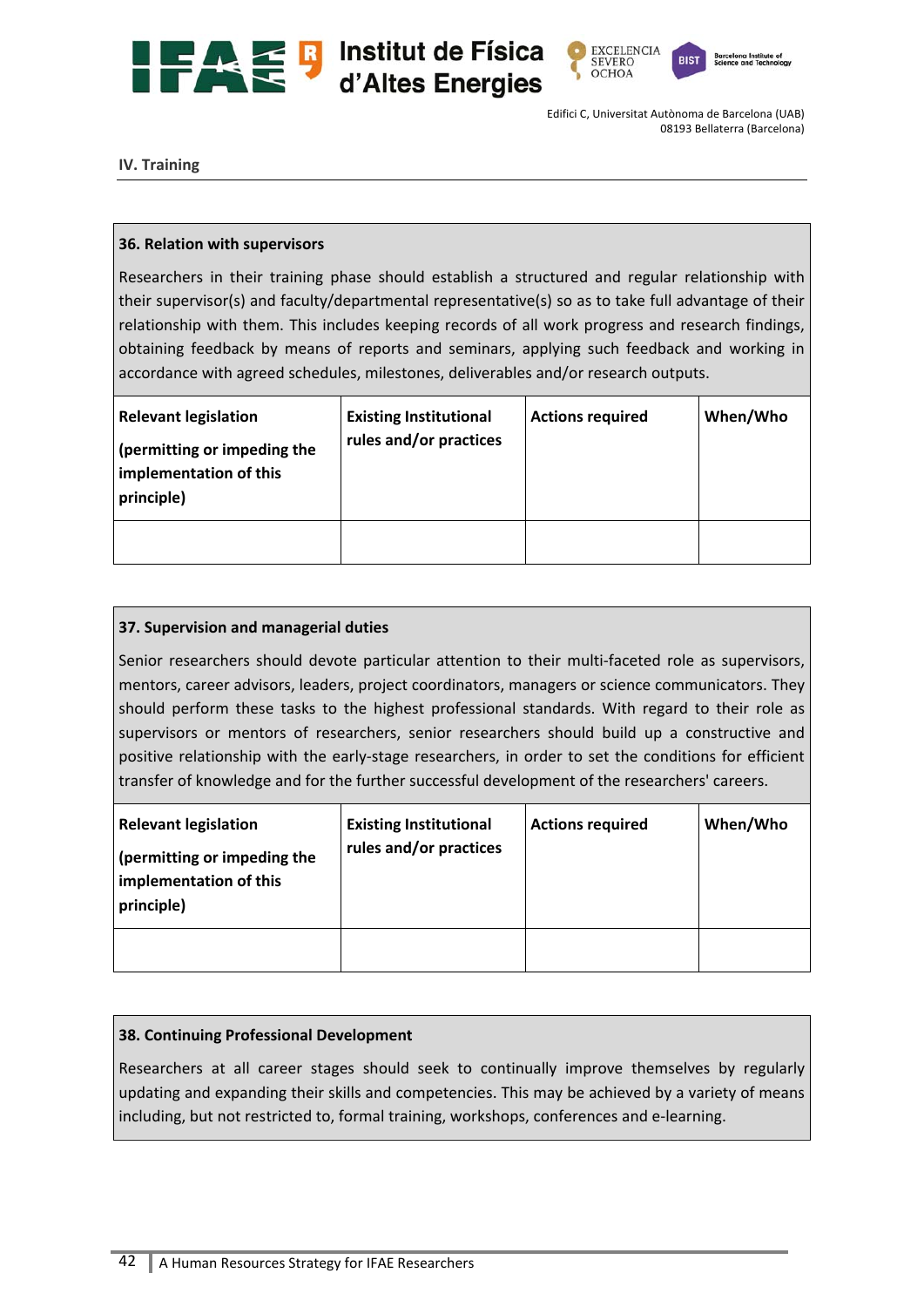## IV. Training

### 36. Relation with supervisors

Researchers in their training phase should establish a structured and regular relationship with their supervisor(s) and faculty/departmental representative(s) so as to take full advantage of their relationship with them. This includes keeping records of all work progress and research findings, obtaining feedback by means of reports and seminars, applying such feedback and working in accordance with agreed schedules, milestones, deliverables and/or research outputs.

| **Relevant legislation (permitting or impeding the implementation of this principle)** | **Existing Institutional rules and/or practices** | **Actions required** | **When/Who** |
|---|---|---|---|
| | | | |

### 37. Supervision and managerial duties

Senior researchers should devote particular attention to their multi-faceted role as supervisors, mentors, career advisors, leaders, project coordinators, managers or science communicators. They should perform these tasks to the highest professional standards. With regard to their role as supervisors or mentors of researchers, senior researchers should build up a constructive and positive relationship with the early-stage researchers, in order to set the conditions for efficient transfer of knowledge and for the further successful development of the researchers' careers.

| **Relevant legislation (permitting or impeding the implementation of this principle)** | **Existing Institutional rules and/or practices** | **Actions required** | **When/Who** |
|---|---|---|---|
| | | | |

### 38. Continuing Professional Development

Researchers at all career stages should seek to continually improve themselves by regularly updating and expanding their skills and competencies. This may be achieved by a variety of means including, but not restricted to, formal training, workshops, conferences and e-learning.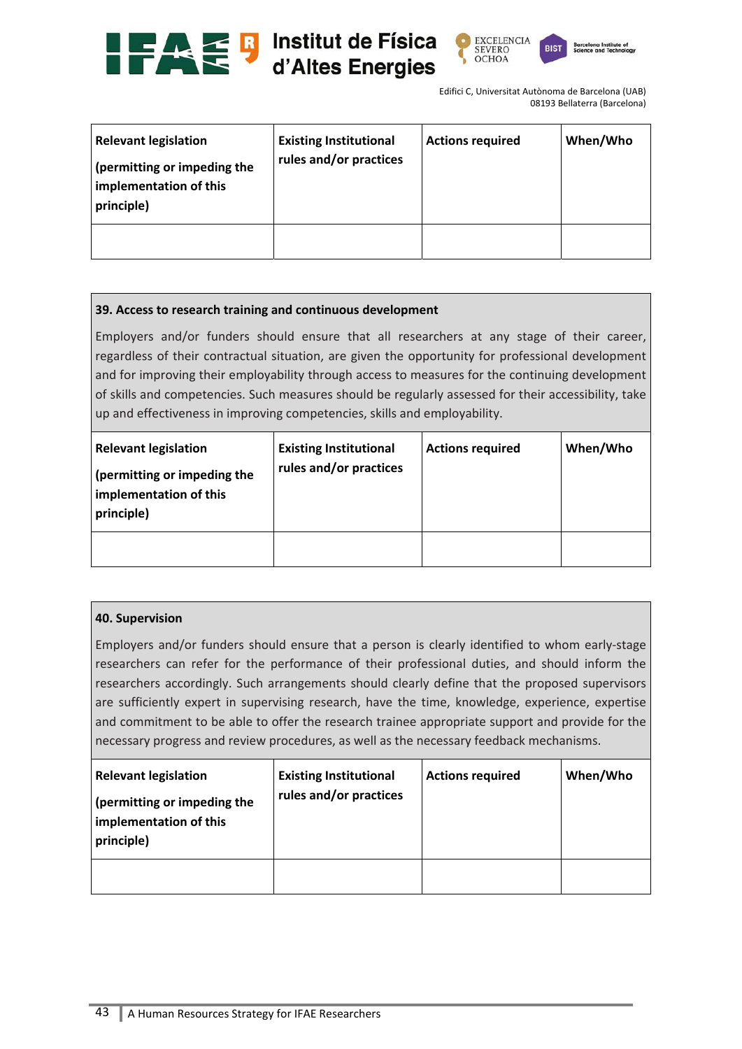| Relevant legislation (permitting or impeding the implementation of this principle) | Existing Institutional rules and/or practices | Actions required | When/Who |
|---|---|---|---|
| | | | |

**39. Access to research training and continuous development**

Employers and/or funders should ensure that all researchers at any stage of their career, regardless of their contractual situation, are given the opportunity for professional development and for improving their employability through access to measures for the continuing development of skills and competencies. Such measures should be regularly assessed for their accessibility, take up and effectiveness in improving competencies, skills and employability.

| Relevant legislation (permitting or impeding the implementation of this principle) | Existing Institutional rules and/or practices | Actions required | When/Who |
|---|---|---|---|
| | | | |

**40. Supervision**

Employers and/or funders should ensure that a person is clearly identified to whom early-stage researchers can refer for the performance of their professional duties, and should inform the researchers accordingly. Such arrangements should clearly define that the proposed supervisors are sufficiently expert in supervising research, have the time, knowledge, experience, expertise and commitment to be able to offer the research trainee appropriate support and provide for the necessary progress and review procedures, as well as the necessary feedback mechanisms.

| Relevant legislation (permitting or impeding the implementation of this principle) | Existing Institutional rules and/or practices | Actions required | When/Who |
|---|---|---|---|
| | | | |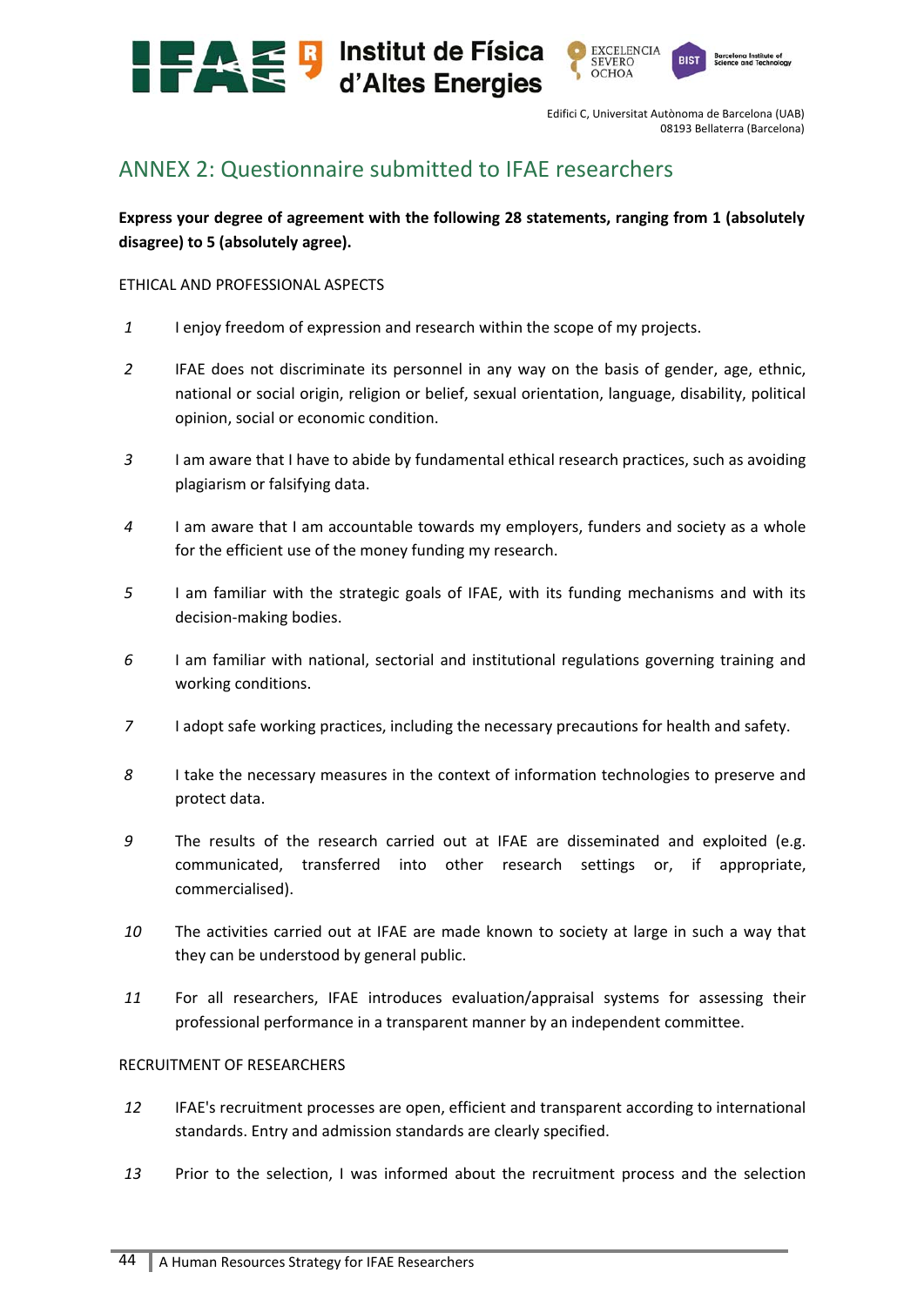## ANNEX 2: Questionnaire submitted to IFAE researchers

**Express your degree of agreement with the following 28 statements, ranging from 1 (absolutely disagree) to 5 (absolutely agree).**

ETHICAL AND PROFESSIONAL ASPECTS

*1* I enjoy freedom of expression and research within the scope of my projects.

*2* IFAE does not discriminate its personnel in any way on the basis of gender, age, ethnic, national or social origin, religion or belief, sexual orientation, language, disability, political opinion, social or economic condition.

*3* I am aware that I have to abide by fundamental ethical research practices, such as avoiding plagiarism or falsifying data.

*4* I am aware that I am accountable towards my employers, funders and society as a whole for the efficient use of the money funding my research.

*5* I am familiar with the strategic goals of IFAE, with its funding mechanisms and with its decision-making bodies.

*6* I am familiar with national, sectorial and institutional regulations governing training and working conditions.

*7* I adopt safe working practices, including the necessary precautions for health and safety.

*8* I take the necessary measures in the context of information technologies to preserve and protect data.

*9* The results of the research carried out at IFAE are disseminated and exploited (e.g. communicated, transferred into other research settings or, if appropriate, commercialised).

*10* The activities carried out at IFAE are made known to society at large in such a way that they can be understood by general public.

*11* For all researchers, IFAE introduces evaluation/appraisal systems for assessing their professional performance in a transparent manner by an independent committee.

RECRUITMENT OF RESEARCHERS

*12* IFAE's recruitment processes are open, efficient and transparent according to international standards. Entry and admission standards are clearly specified.

*13* Prior to the selection, I was informed about the recruitment process and the selection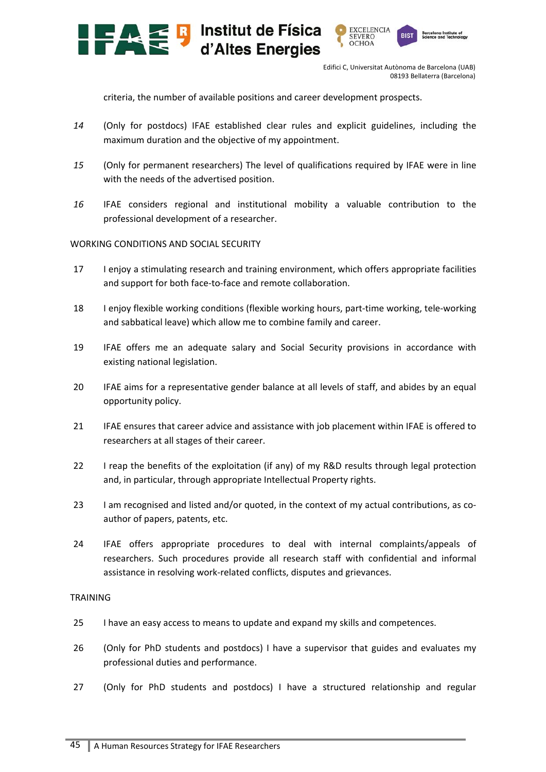criteria, the number of available positions and career development prospects.

*14* (Only for postdocs) IFAE established clear rules and explicit guidelines, including the maximum duration and the objective of my appointment.

*15* (Only for permanent researchers) The level of qualifications required by IFAE were in line with the needs of the advertised position.

*16* IFAE considers regional and institutional mobility a valuable contribution to the professional development of a researcher.

WORKING CONDITIONS AND SOCIAL SECURITY

17 I enjoy a stimulating research and training environment, which offers appropriate facilities and support for both face-to-face and remote collaboration.

18 I enjoy flexible working conditions (flexible working hours, part-time working, tele-working and sabbatical leave) which allow me to combine family and career.

19 IFAE offers me an adequate salary and Social Security provisions in accordance with existing national legislation.

20 IFAE aims for a representative gender balance at all levels of staff, and abides by an equal opportunity policy.

21 IFAE ensures that career advice and assistance with job placement within IFAE is offered to researchers at all stages of their career.

22 I reap the benefits of the exploitation (if any) of my R&D results through legal protection and, in particular, through appropriate Intellectual Property rights.

23 I am recognised and listed and/or quoted, in the context of my actual contributions, as co-author of papers, patents, etc.

24 IFAE offers appropriate procedures to deal with internal complaints/appeals of researchers. Such procedures provide all research staff with confidential and informal assistance in resolving work-related conflicts, disputes and grievances.

TRAINING

25 I have an easy access to means to update and expand my skills and competences.

26 (Only for PhD students and postdocs) I have a supervisor that guides and evaluates my professional duties and performance.

27 (Only for PhD students and postdocs) I have a structured relationship and regular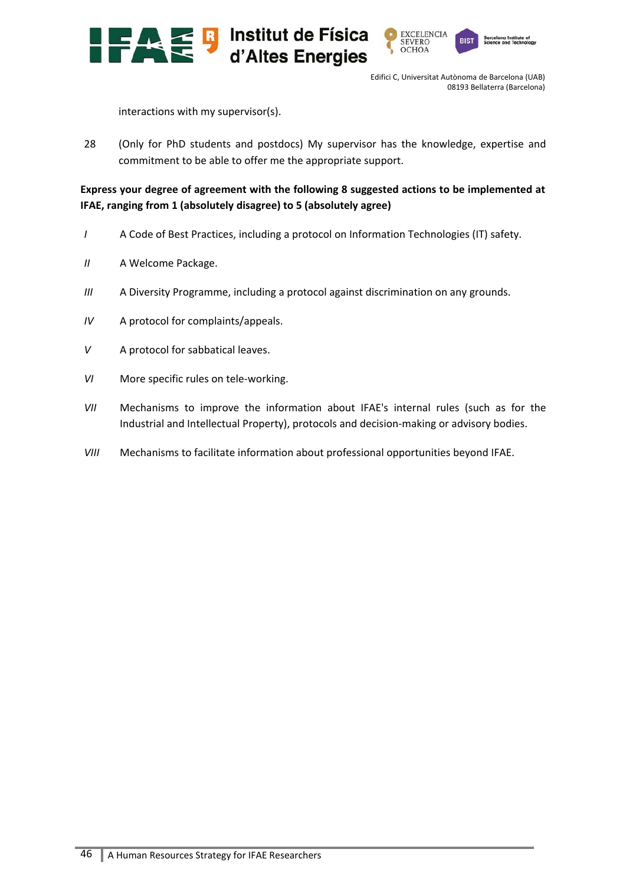interactions with my supervisor(s).

28 (Only for PhD students and postdocs) My supervisor has the knowledge, expertise and commitment to be able to offer me the appropriate support.

**Express your degree of agreement with the following 8 suggested actions to be implemented at IFAE, ranging from 1 (absolutely disagree) to 5 (absolutely agree)**

*I* A Code of Best Practices, including a protocol on Information Technologies (IT) safety.

*II* A Welcome Package.

*III* A Diversity Programme, including a protocol against discrimination on any grounds.

*IV* A protocol for complaints/appeals.

*V* A protocol for sabbatical leaves.

*VI* More specific rules on tele-working.

*VII* Mechanisms to improve the information about IFAE's internal rules (such as for the Industrial and Intellectual Property), protocols and decision-making or advisory bodies.

*VIII* Mechanisms to facilitate information about professional opportunities beyond IFAE.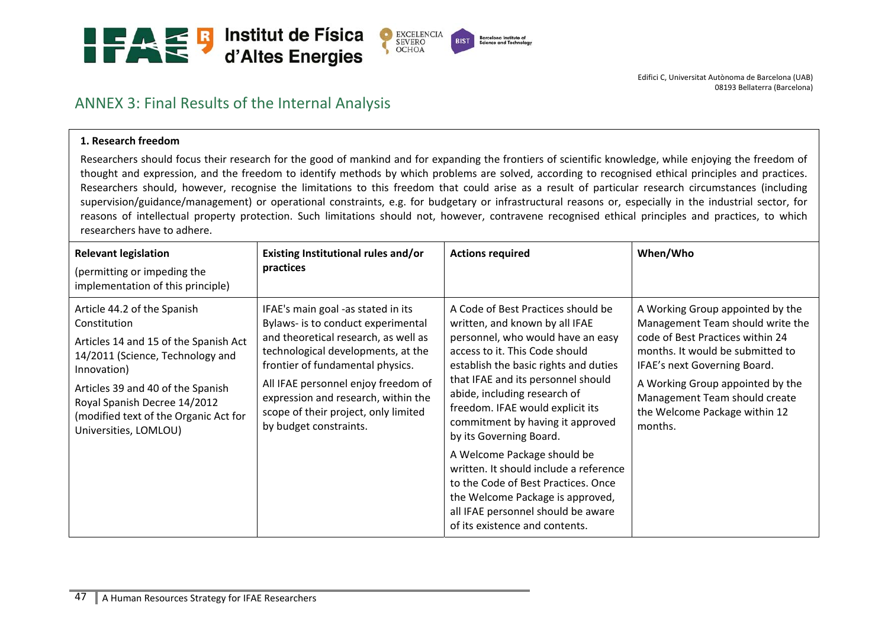## ANNEX 3: Final Results of the Internal Analysis

**1. Research freedom**

Researchers should focus their research for the good of mankind and for expanding the frontiers of scientific knowledge, while enjoying the freedom of thought and expression, and the freedom to identify methods by which problems are solved, according to recognised ethical principles and practices. Researchers should, however, recognise the limitations to this freedom that could arise as a result of particular research circumstances (including supervision/guidance/management) or operational constraints, e.g. for budgetary or infrastructural reasons or, especially in the industrial sector, for reasons of intellectual property protection. Such limitations should not, however, contravene recognised ethical principles and practices, to which researchers have to adhere.

| **Relevant legislation** (permitting or impeding the implementation of this principle) | **Existing Institutional rules and/or practices** | **Actions required** | **When/Who** |
|---|---|---|---|
| Article 44.2 of the Spanish Constitution<br><br>Articles 14 and 15 of the Spanish Act 14/2011 (Science, Technology and Innovation)<br><br>Articles 39 and 40 of the Spanish Royal Spanish Decree 14/2012 (modified text of the Organic Act for Universities, LOMLOU) | IFAE's main goal -as stated in its Bylaws- is to conduct experimental and theoretical research, as well as technological developments, at the frontier of fundamental physics.<br><br>All IFAE personnel enjoy freedom of expression and research, within the scope of their project, only limited by budget constraints. | A Code of Best Practices should be written, and known by all IFAE personnel, who would have an easy access to it. This Code should establish the basic rights and duties that IFAE and its personnel should abide, including research of freedom. IFAE would explicit its commitment by having it approved by its Governing Board.<br><br>A Welcome Package should be written. It should include a reference to the Code of Best Practices. Once the Welcome Package is approved, all IFAE personnel should be aware of its existence and contents. | A Working Group appointed by the Management Team should write the code of Best Practices within 24 months. It would be submitted to IFAE's next Governing Board.<br><br>A Working Group appointed by the Management Team should create the Welcome Package within 12 months. |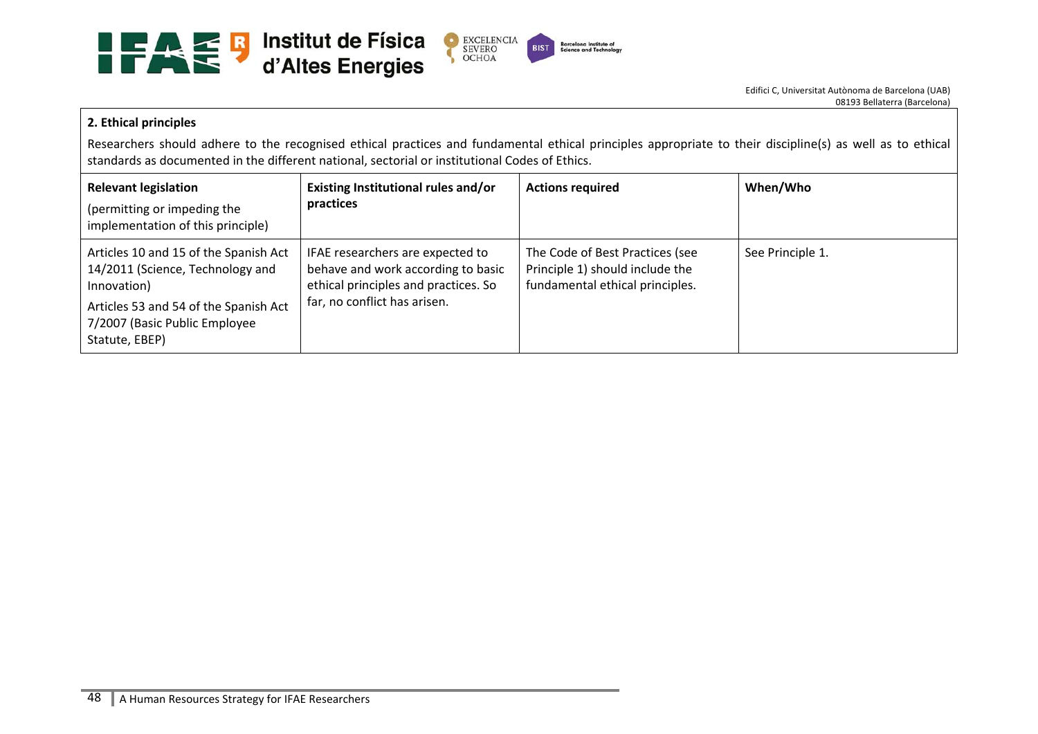**2. Ethical principles**

Researchers should adhere to the recognised ethical practices and fundamental ethical principles appropriate to their discipline(s) as well as to ethical standards as documented in the different national, sectorial or institutional Codes of Ethics.

| **Relevant legislation** (permitting or impeding the implementation of this principle) | **Existing Institutional rules and/or practices** | **Actions required** | **When/Who** |
|---|---|---|---|
| Articles 10 and 15 of the Spanish Act 14/2011 (Science, Technology and Innovation)<br>Articles 53 and 54 of the Spanish Act 7/2007 (Basic Public Employee Statute, EBEP) | IFAE researchers are expected to behave and work according to basic ethical principles and practices. So far, no conflict has arisen. | The Code of Best Practices (see Principle 1) should include the fundamental ethical principles. | See Principle 1. |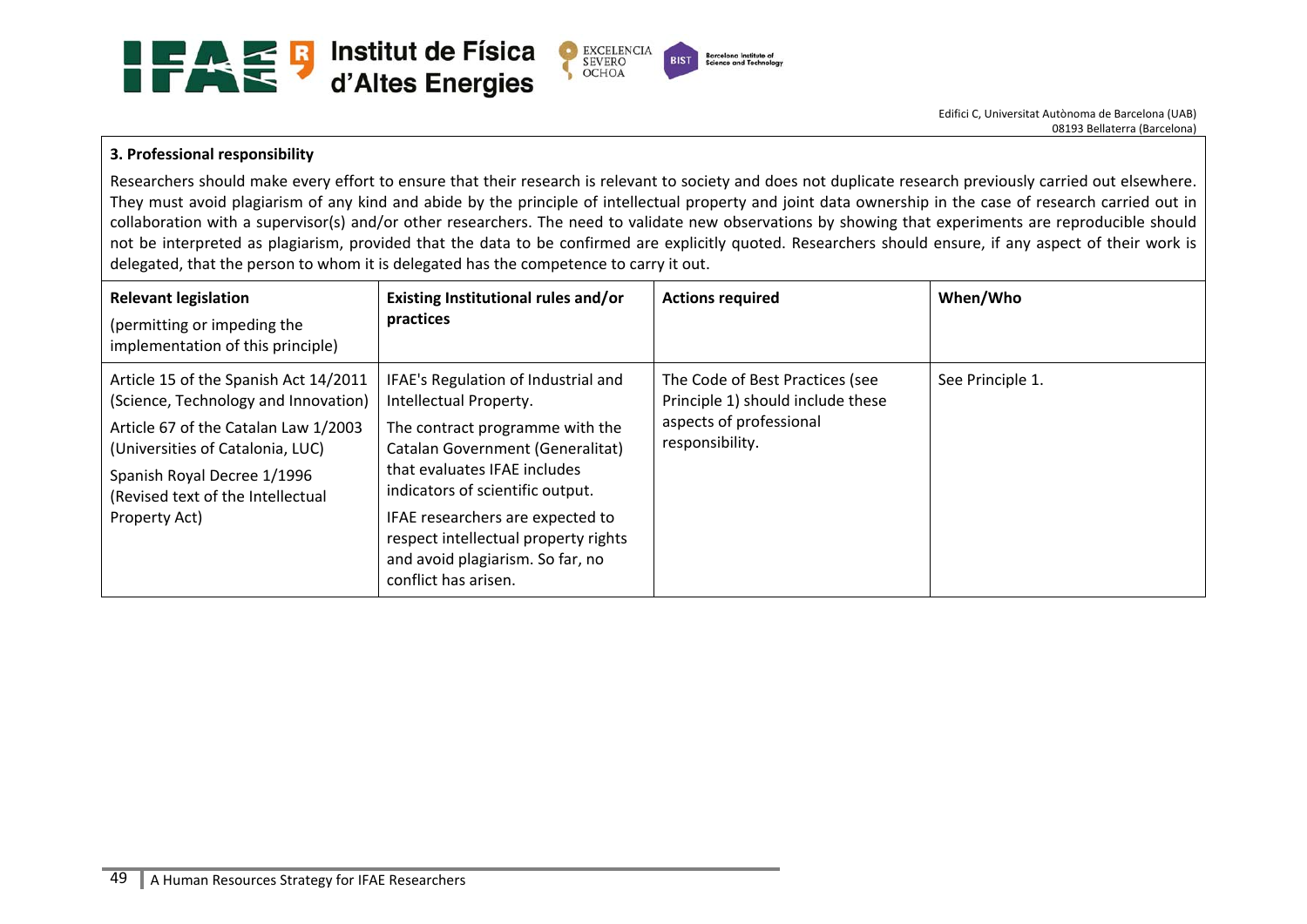### 3. Professional responsibility

Researchers should make every effort to ensure that their research is relevant to society and does not duplicate research previously carried out elsewhere. They must avoid plagiarism of any kind and abide by the principle of intellectual property and joint data ownership in the case of research carried out in collaboration with a supervisor(s) and/or other researchers. The need to validate new observations by showing that experiments are reproducible should not be interpreted as plagiarism, provided that the data to be confirmed are explicitly quoted. Researchers should ensure, if any aspect of their work is delegated, that the person to whom it is delegated has the competence to carry it out.

| **Relevant legislation** (permitting or impeding the implementation of this principle) | **Existing Institutional rules and/or practices** | **Actions required** | **When/Who** |
|---|---|---|---|
| Article 15 of the Spanish Act 14/2011 (Science, Technology and Innovation)<br><br>Article 67 of the Catalan Law 1/2003 (Universities of Catalonia, LUC)<br><br>Spanish Royal Decree 1/1996 (Revised text of the Intellectual Property Act) | IFAE's Regulation of Industrial and Intellectual Property.<br><br>The contract programme with the Catalan Government (Generalitat) that evaluates IFAE includes indicators of scientific output.<br><br>IFAE researchers are expected to respect intellectual property rights and avoid plagiarism. So far, no conflict has arisen. | The Code of Best Practices (see Principle 1) should include these aspects of professional responsibility. | See Principle 1. |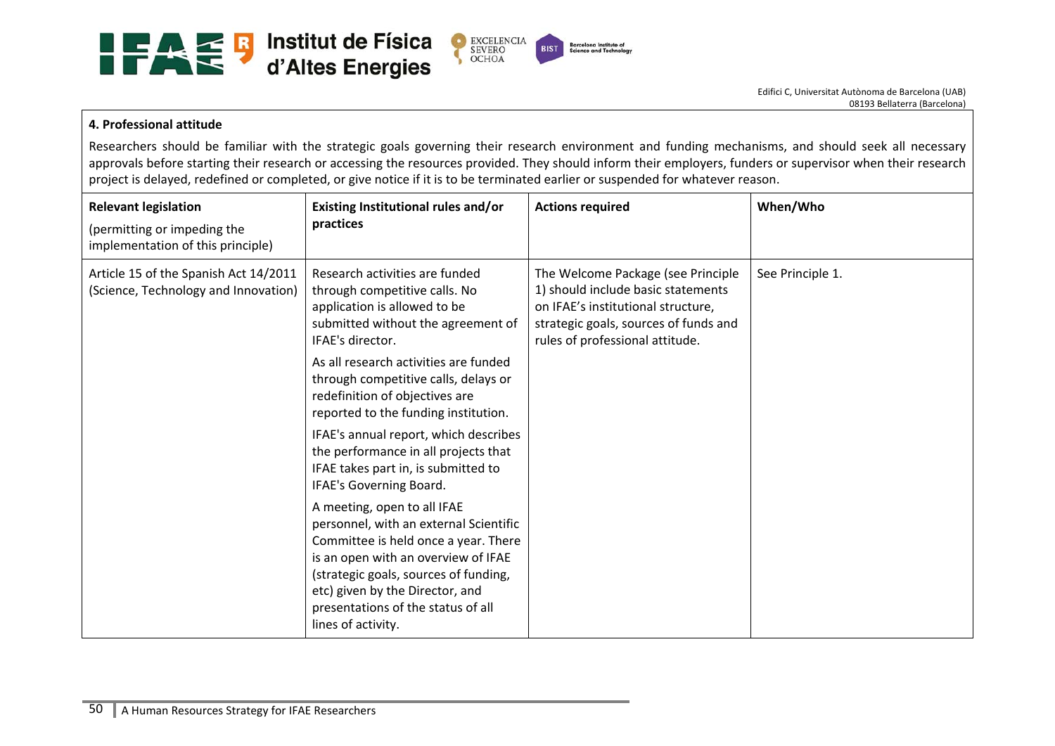**4. Professional attitude**

Researchers should be familiar with the strategic goals governing their research environment and funding mechanisms, and should seek all necessary approvals before starting their research or accessing the resources provided. They should inform their employers, funders or supervisor when their research project is delayed, redefined or completed, or give notice if it is to be terminated earlier or suspended for whatever reason.

| **Relevant legislation** (permitting or impeding the implementation of this principle) | **Existing Institutional rules and/or practices** | **Actions required** | **When/Who** |
|---|---|---|---|
| Article 15 of the Spanish Act 14/2011 (Science, Technology and Innovation) | Research activities are funded through competitive calls. No application is allowed to be submitted without the agreement of IFAE's director.<br><br>As all research activities are funded through competitive calls, delays or redefinition of objectives are reported to the funding institution.<br><br>IFAE's annual report, which describes the performance in all projects that IFAE takes part in, is submitted to IFAE's Governing Board.<br><br>A meeting, open to all IFAE personnel, with an external Scientific Committee is held once a year. There is an open with an overview of IFAE (strategic goals, sources of funding, etc) given by the Director, and presentations of the status of all lines of activity. | The Welcome Package (see Principle 1) should include basic statements on IFAE's institutional structure, strategic goals, sources of funds and rules of professional attitude. | See Principle 1. |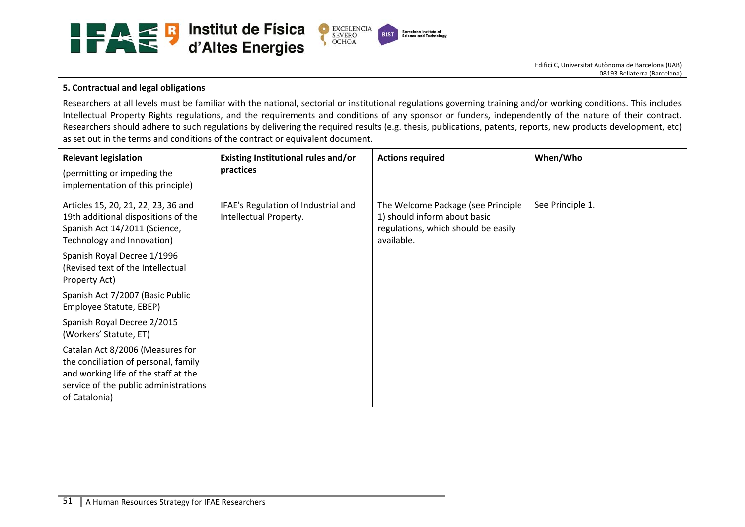**5. Contractual and legal obligations**

Researchers at all levels must be familiar with the national, sectorial or institutional regulations governing training and/or working conditions. This includes Intellectual Property Rights regulations, and the requirements and conditions of any sponsor or funders, independently of the nature of their contract. Researchers should adhere to such regulations by delivering the required results (e.g. thesis, publications, patents, reports, new products development, etc) as set out in the terms and conditions of the contract or equivalent document.

| **Relevant legislation** (permitting or impeding the implementation of this principle) | **Existing Institutional rules and/or practices** | **Actions required** | **When/Who** |
|---|---|---|---|
| Articles 15, 20, 21, 22, 23, 36 and 19th additional dispositions of the Spanish Act 14/2011 (Science, Technology and Innovation)<br><br>Spanish Royal Decree 1/1996 (Revised text of the Intellectual Property Act)<br><br>Spanish Act 7/2007 (Basic Public Employee Statute, EBEP)<br><br>Spanish Royal Decree 2/2015 (Workers' Statute, ET)<br><br>Catalan Act 8/2006 (Measures for the conciliation of personal, family and working life of the staff at the service of the public administrations of Catalonia) | IFAE's Regulation of Industrial and Intellectual Property. | The Welcome Package (see Principle 1) should inform about basic regulations, which should be easily available. | See Principle 1. |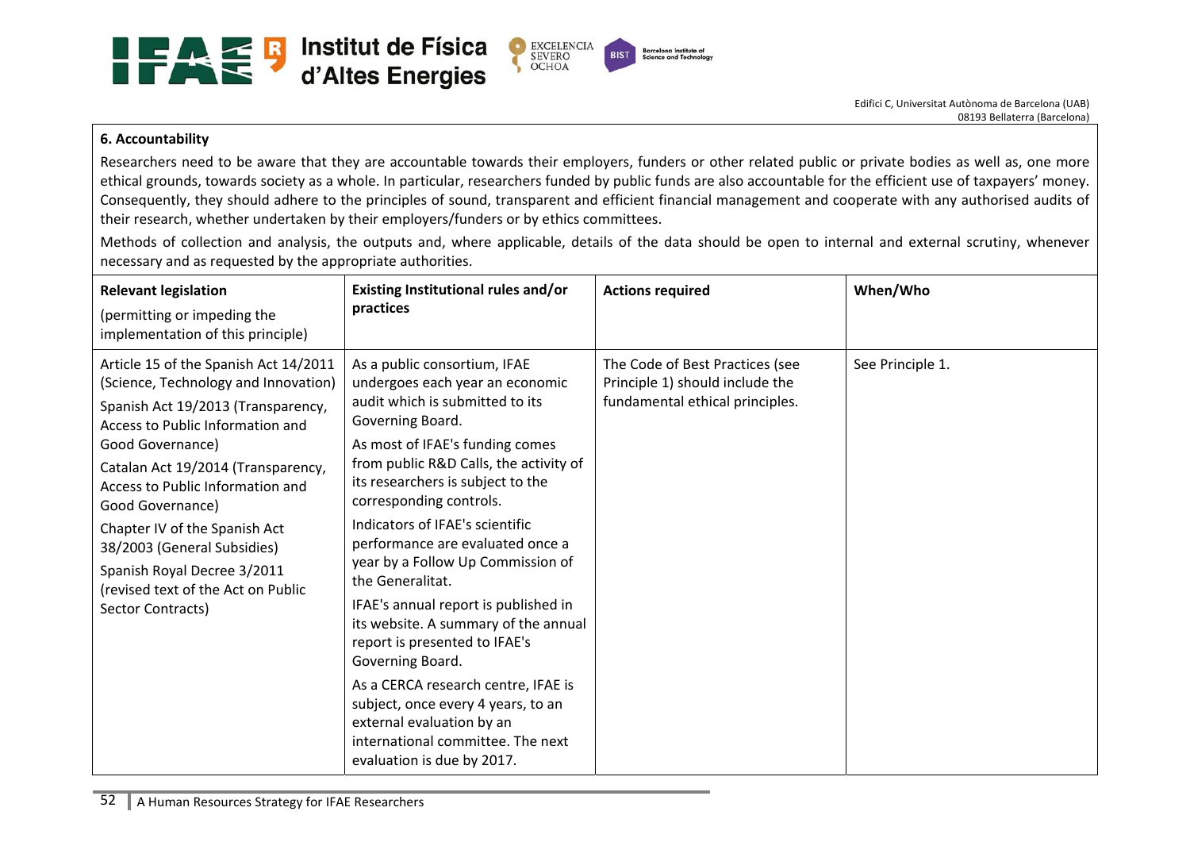**6. Accountability**

Researchers need to be aware that they are accountable towards their employers, funders or other related public or private bodies as well as, one more ethical grounds, towards society as a whole. In particular, researchers funded by public funds are also accountable for the efficient use of taxpayers' money. Consequently, they should adhere to the principles of sound, transparent and efficient financial management and cooperate with any authorised audits of their research, whether undertaken by their employers/funders or by ethics committees.

Methods of collection and analysis, the outputs and, where applicable, details of the data should be open to internal and external scrutiny, whenever necessary and as requested by the appropriate authorities.

| **Relevant legislation** (permitting or impeding the implementation of this principle) | **Existing Institutional rules and/or practices** | **Actions required** | **When/Who** |
|---|---|---|---|
| Article 15 of the Spanish Act 14/2011 (Science, Technology and Innovation)<br>Spanish Act 19/2013 (Transparency, Access to Public Information and Good Governance)<br>Catalan Act 19/2014 (Transparency, Access to Public Information and Good Governance)<br>Chapter IV of the Spanish Act 38/2003 (General Subsidies)<br>Spanish Royal Decree 3/2011 (revised text of the Act on Public Sector Contracts) | As a public consortium, IFAE undergoes each year an economic audit which is submitted to its Governing Board.<br>As most of IFAE's funding comes from public R&D Calls, the activity of its researchers is subject to the corresponding controls.<br>Indicators of IFAE's scientific performance are evaluated once a year by a Follow Up Commission of the Generalitat.<br>IFAE's annual report is published in its website. A summary of the annual report is presented to IFAE's Governing Board.<br>As a CERCA research centre, IFAE is subject, once every 4 years, to an external evaluation by an international committee. The next evaluation is due by 2017. | The Code of Best Practices (see Principle 1) should include the fundamental ethical principles. | See Principle 1. |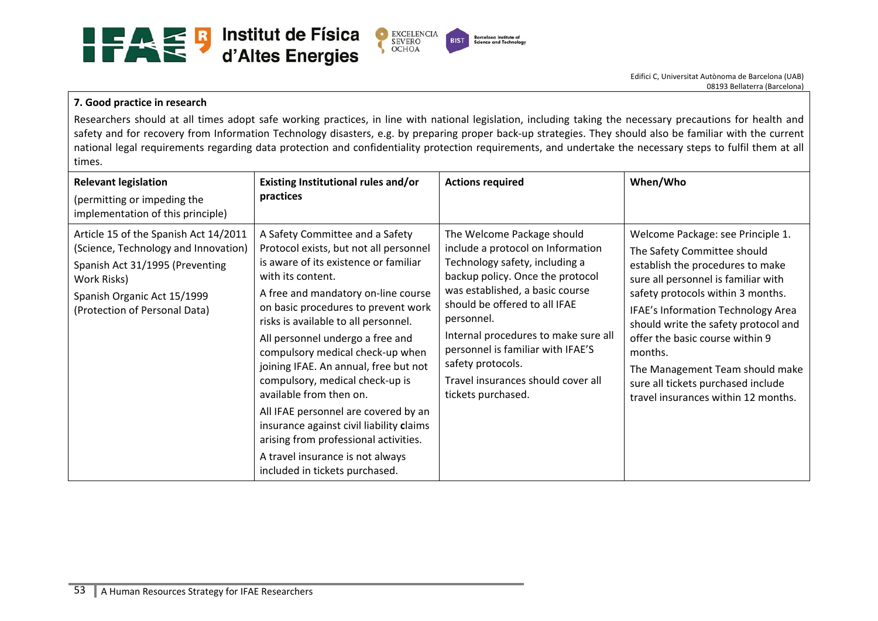**7. Good practice in research**

Researchers should at all times adopt safe working practices, in line with national legislation, including taking the necessary precautions for health and safety and for recovery from Information Technology disasters, e.g. by preparing proper back-up strategies. They should also be familiar with the current national legal requirements regarding data protection and confidentiality protection requirements, and undertake the necessary steps to fulfil them at all times.

| **Relevant legislation** (permitting or impeding the implementation of this principle) | **Existing Institutional rules and/or practices** | **Actions required** | **When/Who** |
|---|---|---|---|
| Article 15 of the Spanish Act 14/2011 (Science, Technology and Innovation)<br>Spanish Act 31/1995 (Preventing Work Risks)<br>Spanish Organic Act 15/1999 (Protection of Personal Data) | A Safety Committee and a Safety Protocol exists, but not all personnel is aware of its existence or familiar with its content.<br>A free and mandatory on-line course on basic procedures to prevent work risks is available to all personnel.<br>All personnel undergo a free and compulsory medical check-up when joining IFAE. An annual, free but not compulsory, medical check-up is available from then on.<br>All IFAE personnel are covered by an insurance against civil liability claims arising from professional activities.<br>A travel insurance is not always included in tickets purchased. | The Welcome Package should include a protocol on Information Technology safety, including a backup policy. Once the protocol was established, a basic course should be offered to all IFAE personnel.<br>Internal procedures to make sure all personnel is familiar with IFAE'S safety protocols.<br>Travel insurances should cover all tickets purchased. | Welcome Package: see Principle 1.<br>The Safety Committee should establish the procedures to make sure all personnel is familiar with safety protocols within 3 months.<br>IFAE's Information Technology Area should write the safety protocol and offer the basic course within 9 months.<br>The Management Team should make sure all tickets purchased include travel insurances within 12 months. |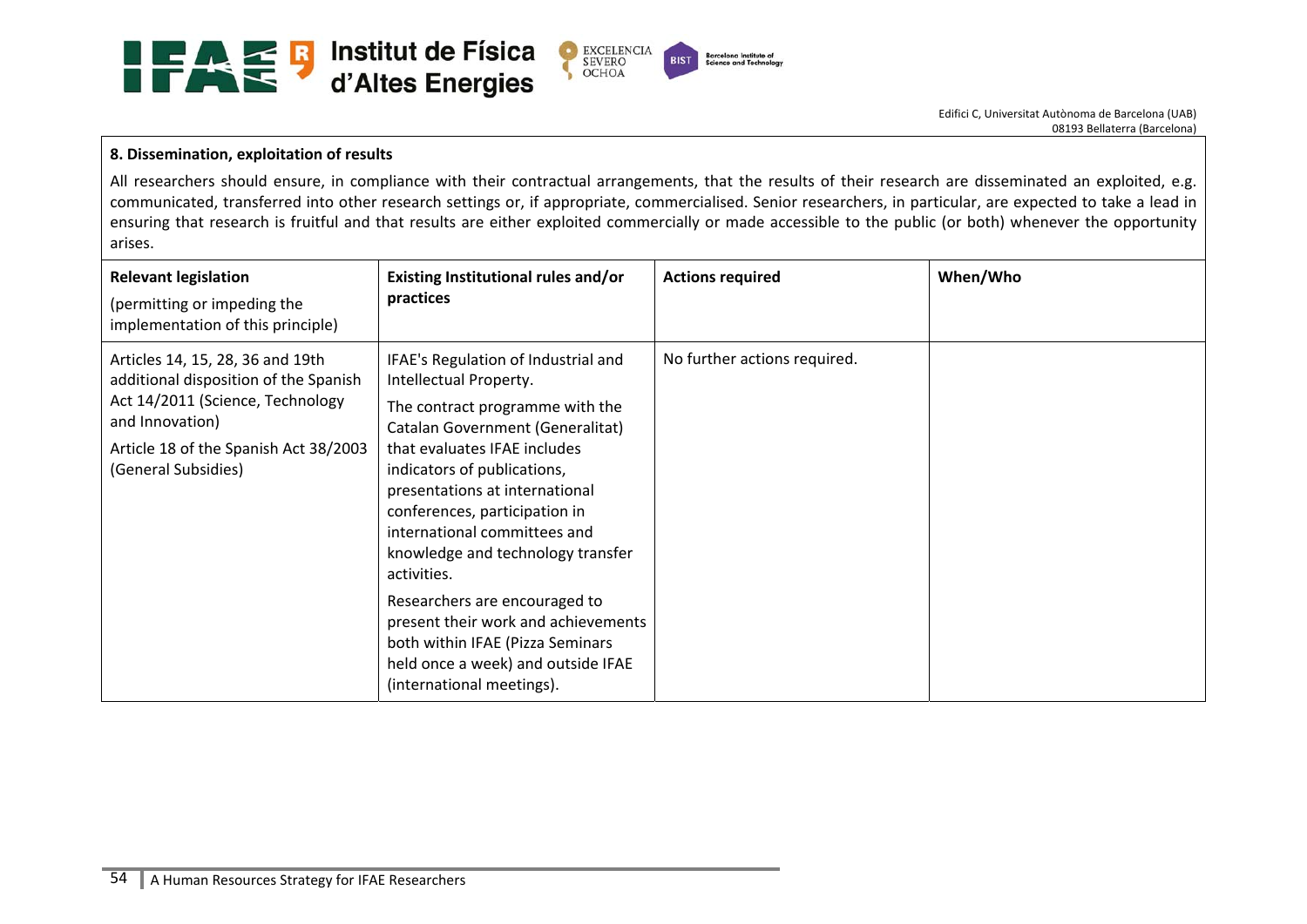### 8. Dissemination, exploitation of results

All researchers should ensure, in compliance with their contractual arrangements, that the results of their research are disseminated an exploited, e.g. communicated, transferred into other research settings or, if appropriate, commercialised. Senior researchers, in particular, are expected to take a lead in ensuring that research is fruitful and that results are either exploited commercially or made accessible to the public (or both) whenever the opportunity arises.

| **Relevant legislation** (permitting or impeding the implementation of this principle) | **Existing Institutional rules and/or practices** | **Actions required** | **When/Who** |
|---|---|---|---|
| Articles 14, 15, 28, 36 and 19th additional disposition of the Spanish Act 14/2011 (Science, Technology and Innovation)<br><br>Article 18 of the Spanish Act 38/2003 (General Subsidies) | IFAE's Regulation of Industrial and Intellectual Property.<br><br>The contract programme with the Catalan Government (Generalitat) that evaluates IFAE includes indicators of publications, presentations at international conferences, participation in international committees and knowledge and technology transfer activities.<br><br>Researchers are encouraged to present their work and achievements both within IFAE (Pizza Seminars held once a week) and outside IFAE (international meetings). | No further actions required. | |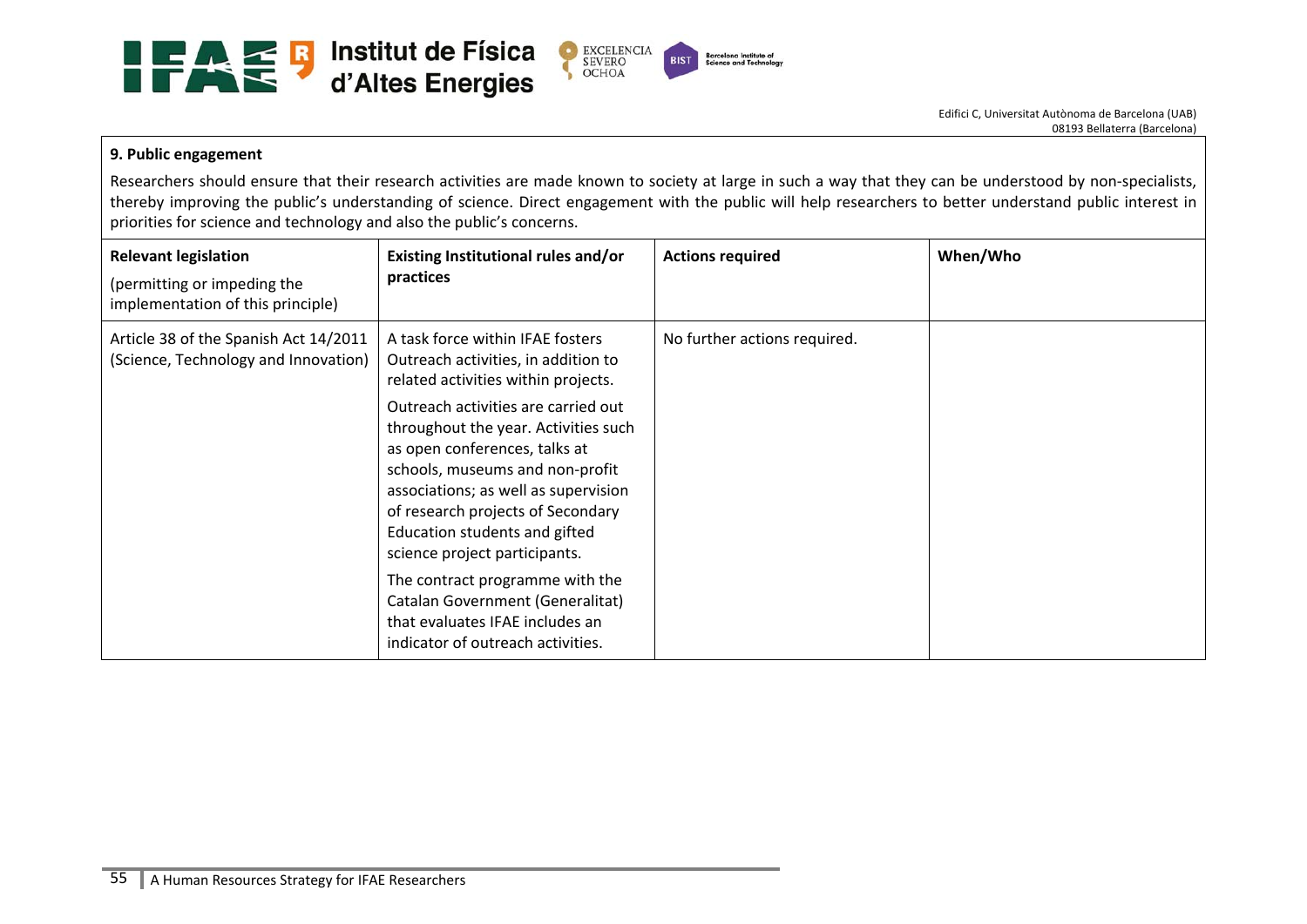**9. Public engagement**

Researchers should ensure that their research activities are made known to society at large in such a way that they can be understood by non-specialists, thereby improving the public's understanding of science. Direct engagement with the public will help researchers to better understand public interest in priorities for science and technology and also the public's concerns.

| **Relevant legislation** (permitting or impeding the implementation of this principle) | **Existing Institutional rules and/or practices** | **Actions required** | **When/Who** |
|---|---|---|---|
| Article 38 of the Spanish Act 14/2011 (Science, Technology and Innovation) | A task force within IFAE fosters Outreach activities, in addition to related activities within projects.<br><br>Outreach activities are carried out throughout the year. Activities such as open conferences, talks at schools, museums and non-profit associations; as well as supervision of research projects of Secondary Education students and gifted science project participants.<br><br>The contract programme with the Catalan Government (Generalitat) that evaluates IFAE includes an indicator of outreach activities. | No further actions required. | |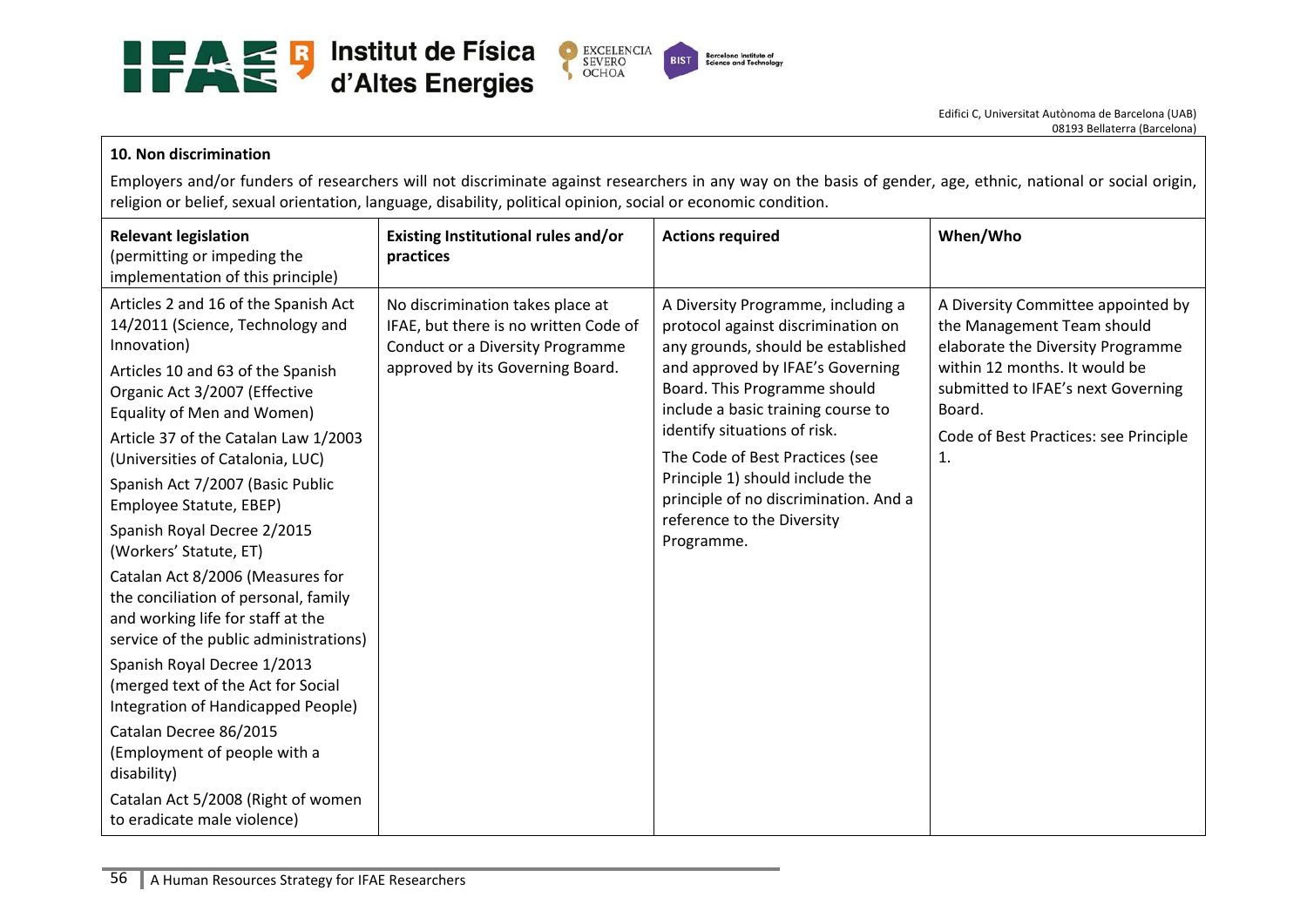**10. Non discrimination**

Employers and/or funders of researchers will not discriminate against researchers in any way on the basis of gender, age, ethnic, national or social origin, religion or belief, sexual orientation, language, disability, political opinion, social or economic condition.

| **Relevant legislation** (permitting or impeding the implementation of this principle) | **Existing Institutional rules and/or practices** | **Actions required** | **When/Who** |
|---|---|---|---|
| Articles 2 and 16 of the Spanish Act 14/2011 (Science, Technology and Innovation)<br><br>Articles 10 and 63 of the Spanish Organic Act 3/2007 (Effective Equality of Men and Women)<br><br>Article 37 of the Catalan Law 1/2003 (Universities of Catalonia, LUC)<br><br>Spanish Act 7/2007 (Basic Public Employee Statute, EBEP)<br><br>Spanish Royal Decree 2/2015 (Workers' Statute, ET)<br><br>Catalan Act 8/2006 (Measures for the conciliation of personal, family and working life for staff at the service of the public administrations)<br><br>Spanish Royal Decree 1/2013 (merged text of the Act for Social Integration of Handicapped People)<br><br>Catalan Decree 86/2015 (Employment of people with a disability)<br><br>Catalan Act 5/2008 (Right of women to eradicate male violence) | No discrimination takes place at IFAE, but there is no written Code of Conduct or a Diversity Programme approved by its Governing Board. | A Diversity Programme, including a protocol against discrimination on any grounds, should be established and approved by IFAE's Governing Board. This Programme should include a basic training course to identify situations of risk.<br><br>The Code of Best Practices (see Principle 1) should include the principle of no discrimination. And a reference to the Diversity Programme. | A Diversity Committee appointed by the Management Team should elaborate the Diversity Programme within 12 months. It would be submitted to IFAE's next Governing Board.<br><br>Code of Best Practices: see Principle 1. |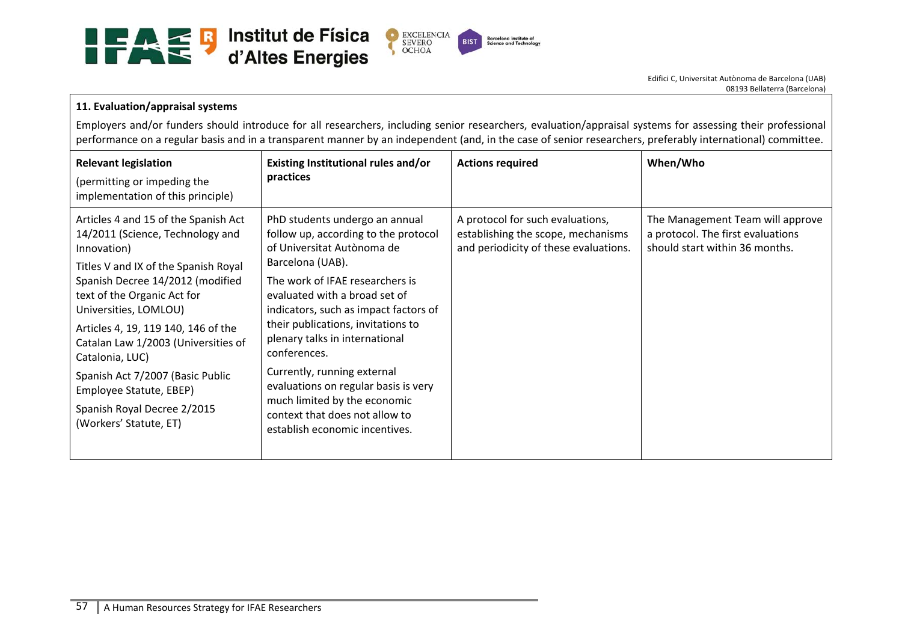**11. Evaluation/appraisal systems**

Employers and/or funders should introduce for all researchers, including senior researchers, evaluation/appraisal systems for assessing their professional performance on a regular basis and in a transparent manner by an independent (and, in the case of senior researchers, preferably international) committee.

| **Relevant legislation** (permitting or impeding the implementation of this principle) | **Existing Institutional rules and/or practices** | **Actions required** | **When/Who** |
|---|---|---|---|
| Articles 4 and 15 of the Spanish Act 14/2011 (Science, Technology and Innovation)<br>Titles V and IX of the Spanish Royal Spanish Decree 14/2012 (modified text of the Organic Act for Universities, LOMLOU)<br>Articles 4, 19, 119 140, 146 of the Catalan Law 1/2003 (Universities of Catalonia, LUC)<br>Spanish Act 7/2007 (Basic Public Employee Statute, EBEP)<br>Spanish Royal Decree 2/2015 (Workers' Statute, ET) | PhD students undergo an annual follow up, according to the protocol of Universitat Autònoma de Barcelona (UAB).<br>The work of IFAE researchers is evaluated with a broad set of indicators, such as impact factors of their publications, invitations to plenary talks in international conferences.<br>Currently, running external evaluations on regular basis is very much limited by the economic context that does not allow to establish economic incentives. | A protocol for such evaluations, establishing the scope, mechanisms and periodicity of these evaluations. | The Management Team will approve a protocol. The first evaluations should start within 36 months. |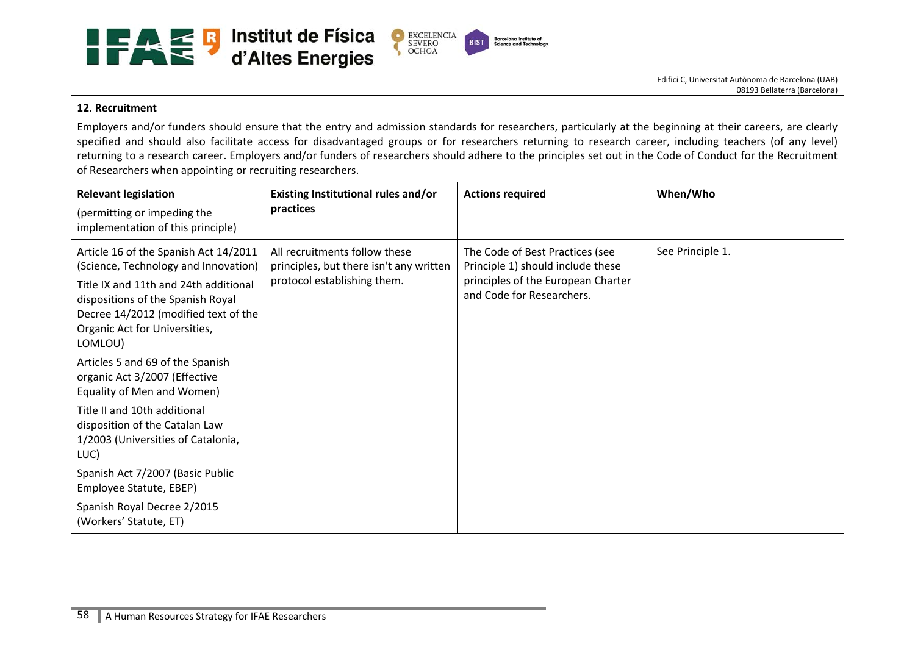**12. Recruitment**

Employers and/or funders should ensure that the entry and admission standards for researchers, particularly at the beginning at their careers, are clearly specified and should also facilitate access for disadvantaged groups or for researchers returning to research career, including teachers (of any level) returning to a research career. Employers and/or funders of researchers should adhere to the principles set out in the Code of Conduct for the Recruitment of Researchers when appointing or recruiting researchers.

| **Relevant legislation** (permitting or impeding the implementation of this principle) | **Existing Institutional rules and/or practices** | **Actions required** | **When/Who** |
|---|---|---|---|
| Article 16 of the Spanish Act 14/2011 (Science, Technology and Innovation)<br>Title IX and 11th and 24th additional dispositions of the Spanish Royal Decree 14/2012 (modified text of the Organic Act for Universities, LOMLOU)<br>Articles 5 and 69 of the Spanish organic Act 3/2007 (Effective Equality of Men and Women)<br>Title II and 10th additional disposition of the Catalan Law 1/2003 (Universities of Catalonia, LUC)<br>Spanish Act 7/2007 (Basic Public Employee Statute, EBEP)<br>Spanish Royal Decree 2/2015 (Workers' Statute, ET) | All recruitments follow these principles, but there isn't any written protocol establishing them. | The Code of Best Practices (see Principle 1) should include these principles of the European Charter and Code for Researchers. | See Principle 1. |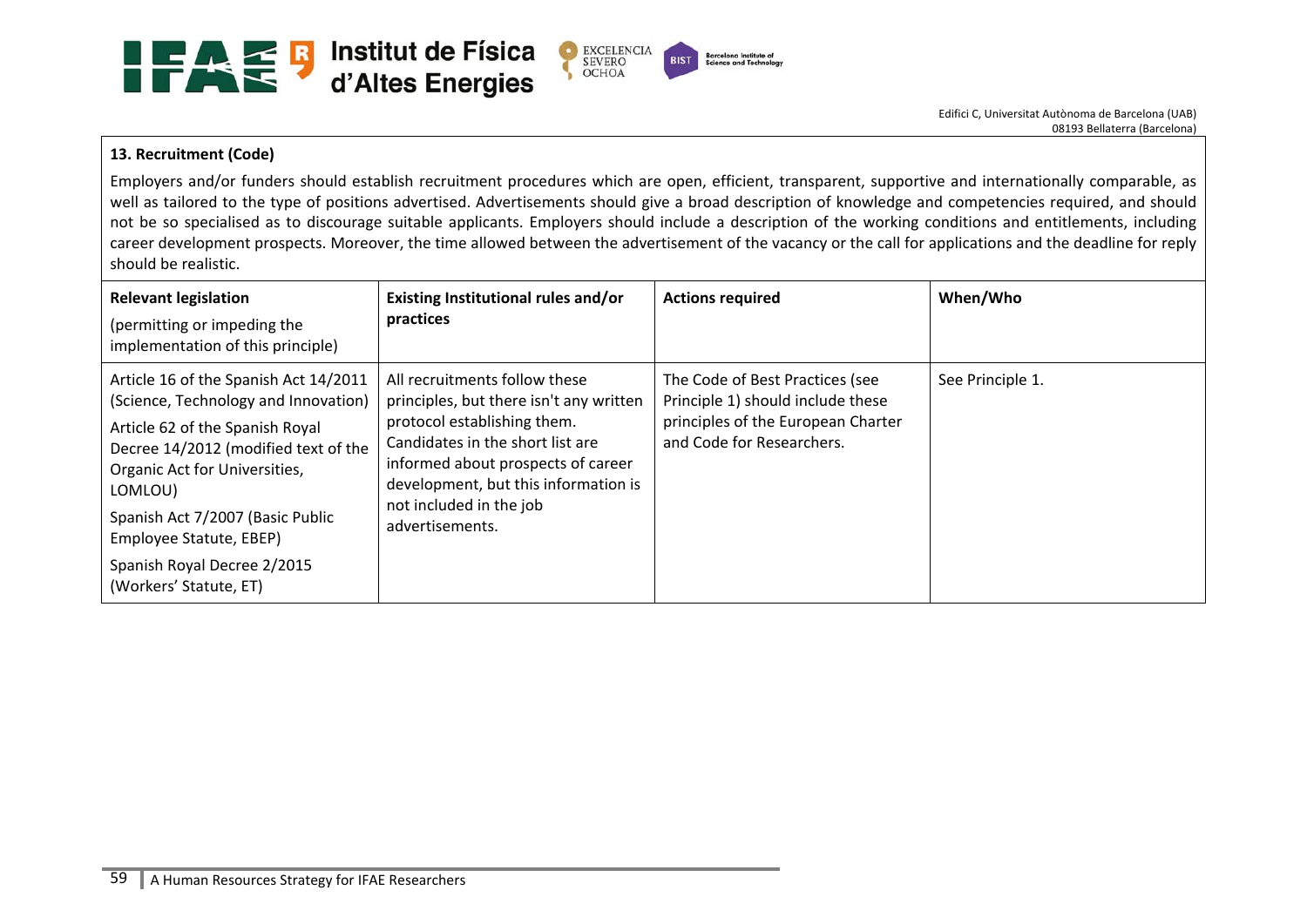**13. Recruitment (Code)**

Employers and/or funders should establish recruitment procedures which are open, efficient, transparent, supportive and internationally comparable, as well as tailored to the type of positions advertised. Advertisements should give a broad description of knowledge and competencies required, and should not be so specialised as to discourage suitable applicants. Employers should include a description of the working conditions and entitlements, including career development prospects. Moreover, the time allowed between the advertisement of the vacancy or the call for applications and the deadline for reply should be realistic.

| **Relevant legislation** (permitting or impeding the implementation of this principle) | **Existing Institutional rules and/or practices** | **Actions required** | **When/Who** |
|---|---|---|---|
| Article 16 of the Spanish Act 14/2011 (Science, Technology and Innovation)<br>Article 62 of the Spanish Royal Decree 14/2012 (modified text of the Organic Act for Universities, LOMLOU)<br>Spanish Act 7/2007 (Basic Public Employee Statute, EBEP)<br>Spanish Royal Decree 2/2015 (Workers' Statute, ET) | All recruitments follow these principles, but there isn't any written protocol establishing them. Candidates in the short list are informed about prospects of career development, but this information is not included in the job advertisements. | The Code of Best Practices (see Principle 1) should include these principles of the European Charter and Code for Researchers. | See Principle 1. |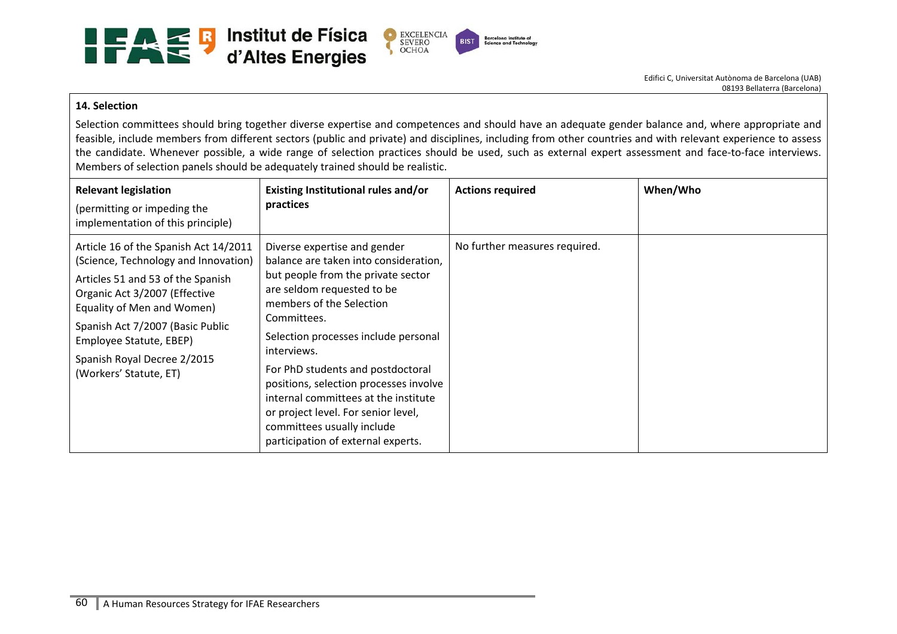**14. Selection**

Selection committees should bring together diverse expertise and competences and should have an adequate gender balance and, where appropriate and feasible, include members from different sectors (public and private) and disciplines, including from other countries and with relevant experience to assess the candidate. Whenever possible, a wide range of selection practices should be used, such as external expert assessment and face-to-face interviews. Members of selection panels should be adequately trained should be realistic.

| **Relevant legislation**<br>(permitting or impeding the implementation of this principle) | **Existing Institutional rules and/or practices** | **Actions required** | **When/Who** |
|---|---|---|---|
| Article 16 of the Spanish Act 14/2011 (Science, Technology and Innovation)<br>Articles 51 and 53 of the Spanish Organic Act 3/2007 (Effective Equality of Men and Women)<br>Spanish Act 7/2007 (Basic Public Employee Statute, EBEP)<br>Spanish Royal Decree 2/2015 (Workers' Statute, ET) | Diverse expertise and gender balance are taken into consideration, but people from the private sector are seldom requested to be members of the Selection Committees.<br>Selection processes include personal interviews.<br>For PhD students and postdoctoral positions, selection processes involve internal committees at the institute or project level. For senior level, committees usually include participation of external experts. | No further measures required. | |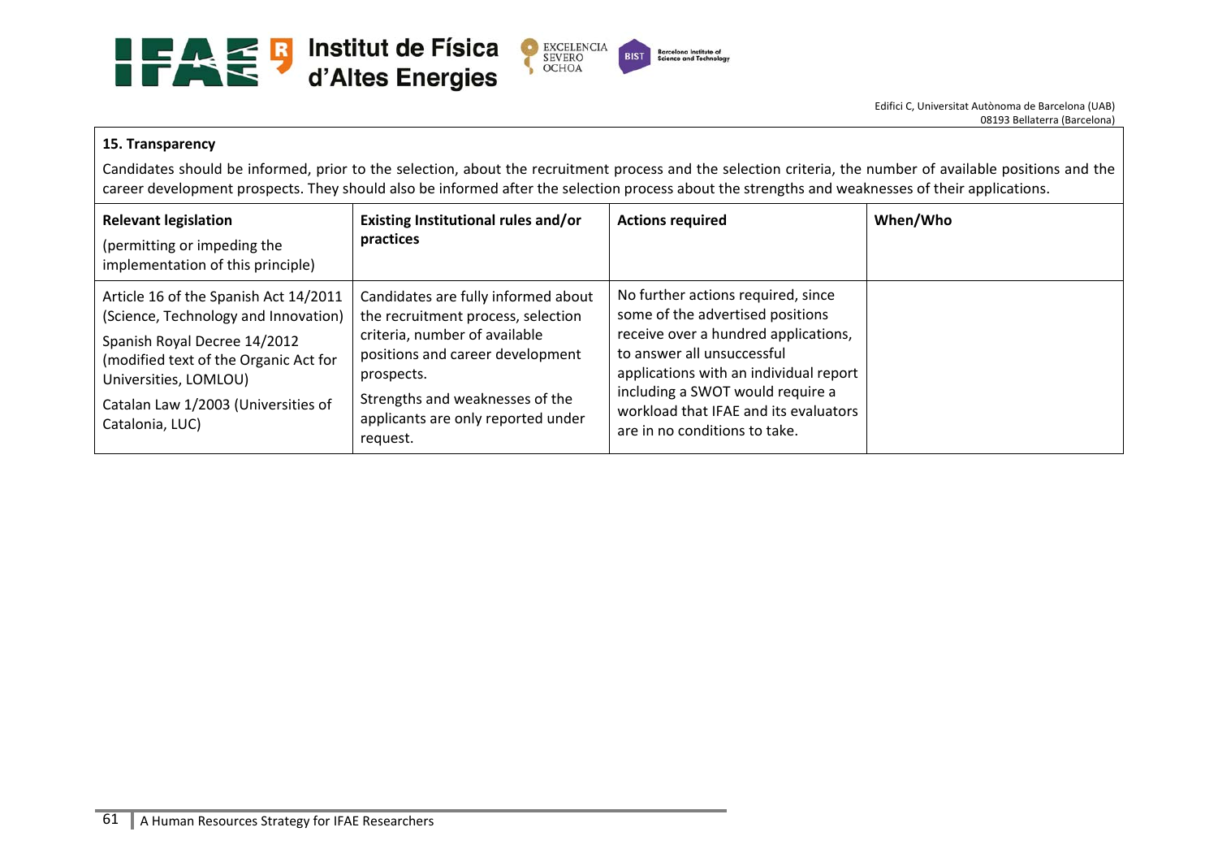### 15. Transparency

Candidates should be informed, prior to the selection, about the recruitment process and the selection criteria, the number of available positions and the career development prospects. They should also be informed after the selection process about the strengths and weaknesses of their applications.

| **Relevant legislation** (permitting or impeding the implementation of this principle) | **Existing Institutional rules and/or practices** | **Actions required** | **When/Who** |
|---|---|---|---|
| Article 16 of the Spanish Act 14/2011 (Science, Technology and Innovation)<br>Spanish Royal Decree 14/2012 (modified text of the Organic Act for Universities, LOMLOU)<br>Catalan Law 1/2003 (Universities of Catalonia, LUC) | Candidates are fully informed about the recruitment process, selection criteria, number of available positions and career development prospects.<br>Strengths and weaknesses of the applicants are only reported under request. | No further actions required, since some of the advertised positions receive over a hundred applications, to answer all unsuccessful applications with an individual report including a SWOT would require a workload that IFAE and its evaluators are in no conditions to take. | |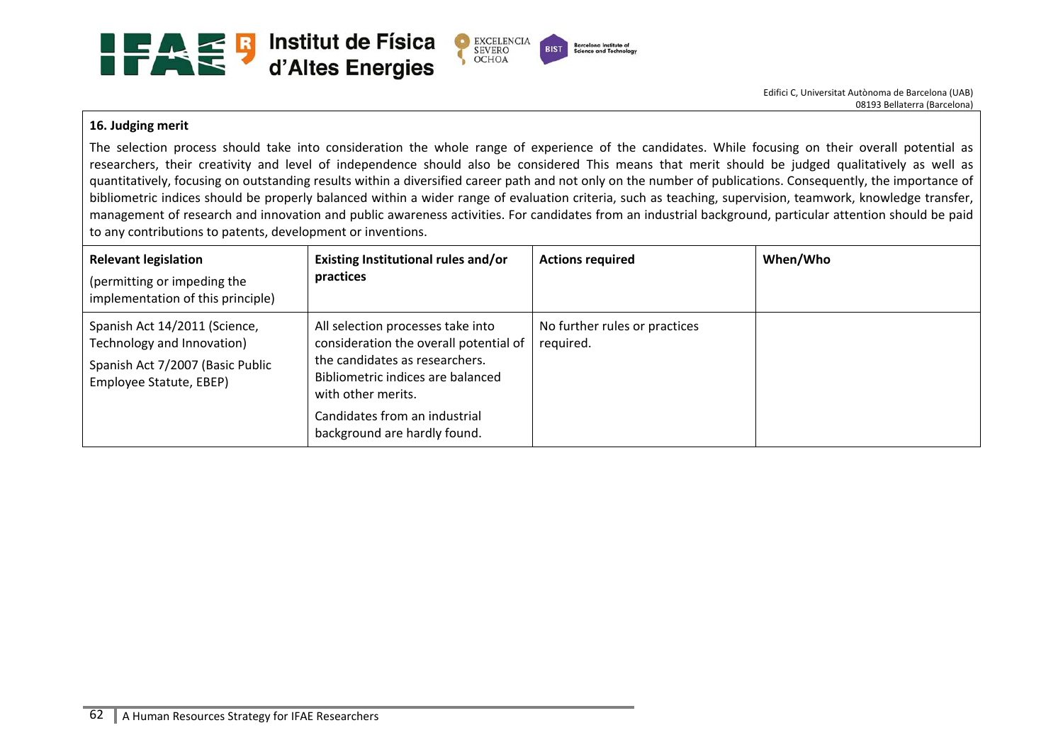**16. Judging merit**

The selection process should take into consideration the whole range of experience of the candidates. While focusing on their overall potential as researchers, their creativity and level of independence should also be considered This means that merit should be judged qualitatively as well as quantitatively, focusing on outstanding results within a diversified career path and not only on the number of publications. Consequently, the importance of bibliometric indices should be properly balanced within a wider range of evaluation criteria, such as teaching, supervision, teamwork, knowledge transfer, management of research and innovation and public awareness activities. For candidates from an industrial background, particular attention should be paid to any contributions to patents, development or inventions.

| **Relevant legislation** (permitting or impeding the implementation of this principle) | **Existing Institutional rules and/or practices** | **Actions required** | **When/Who** |
|---|---|---|---|
| Spanish Act 14/2011 (Science, Technology and Innovation)<br>Spanish Act 7/2007 (Basic Public Employee Statute, EBEP) | All selection processes take into consideration the overall potential of the candidates as researchers. Bibliometric indices are balanced with other merits.<br>Candidates from an industrial background are hardly found. | No further rules or practices required. | |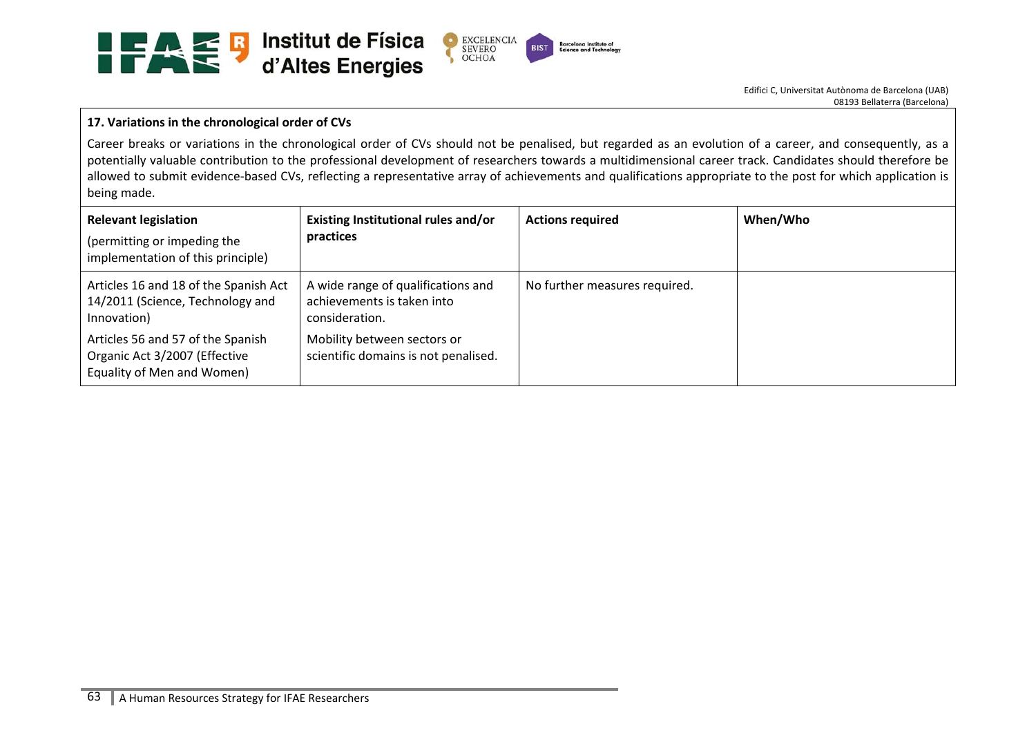**17. Variations in the chronological order of CVs**

Career breaks or variations in the chronological order of CVs should not be penalised, but regarded as an evolution of a career, and consequently, as a potentially valuable contribution to the professional development of researchers towards a multidimensional career track. Candidates should therefore be allowed to submit evidence-based CVs, reflecting a representative array of achievements and qualifications appropriate to the post for which application is being made.

| **Relevant legislation** (permitting or impeding the implementation of this principle) | **Existing Institutional rules and/or practices** | **Actions required** | **When/Who** |
|---|---|---|---|
| Articles 16 and 18 of the Spanish Act 14/2011 (Science, Technology and Innovation)<br><br>Articles 56 and 57 of the Spanish Organic Act 3/2007 (Effective Equality of Men and Women) | A wide range of qualifications and achievements is taken into consideration.<br><br>Mobility between sectors or scientific domains is not penalised. | No further measures required. | |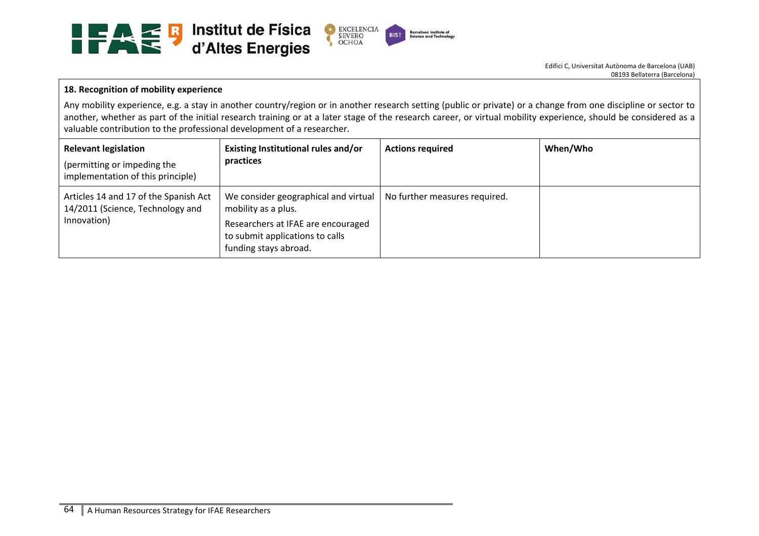**18. Recognition of mobility experience**

Any mobility experience, e.g. a stay in another country/region or in another research setting (public or private) or a change from one discipline or sector to another, whether as part of the initial research training or at a later stage of the research career, or virtual mobility experience, should be considered as a valuable contribution to the professional development of a researcher.

| **Relevant legislation** (permitting or impeding the implementation of this principle) | **Existing Institutional rules and/or practices** | **Actions required** | **When/Who** |
|---|---|---|---|
| Articles 14 and 17 of the Spanish Act 14/2011 (Science, Technology and Innovation) | We consider geographical and virtual mobility as a plus. Researchers at IFAE are encouraged to submit applications to calls funding stays abroad. | No further measures required. | |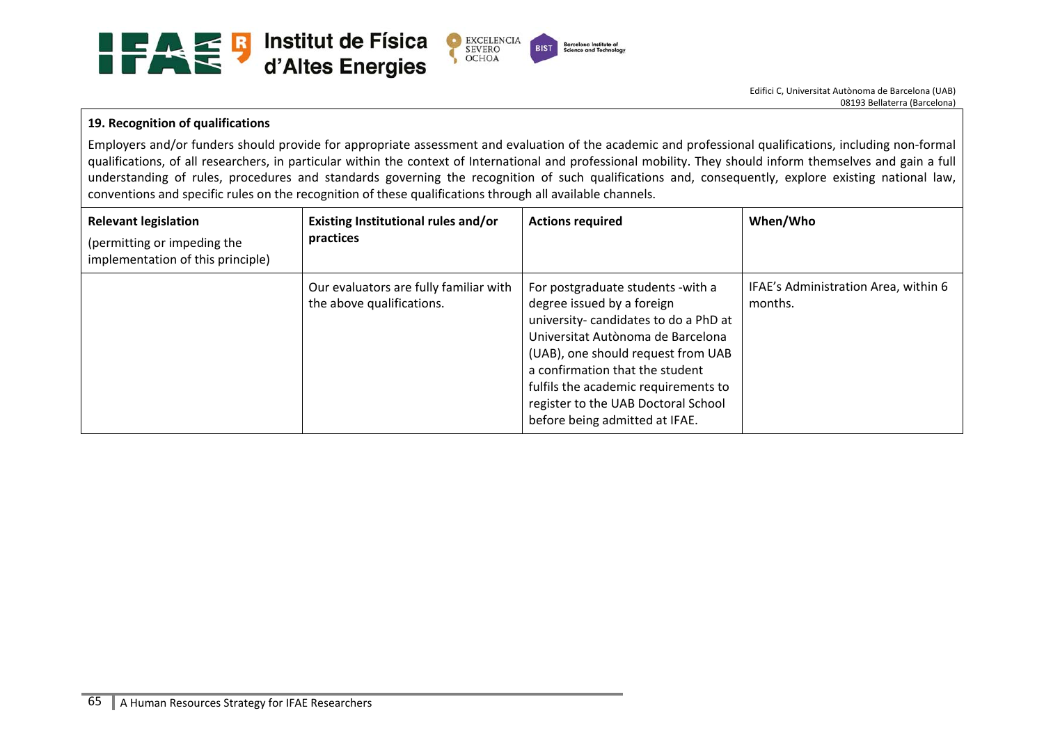**19. Recognition of qualifications**

Employers and/or funders should provide for appropriate assessment and evaluation of the academic and professional qualifications, including non-formal qualifications, of all researchers, in particular within the context of International and professional mobility. They should inform themselves and gain a full understanding of rules, procedures and standards governing the recognition of such qualifications and, consequently, explore existing national law, conventions and specific rules on the recognition of these qualifications through all available channels.

| **Relevant legislation** (permitting or impeding the implementation of this principle) | **Existing Institutional rules and/or practices** | **Actions required** | **When/Who** |
|---|---|---|---|
| | Our evaluators are fully familiar with the above qualifications. | For postgraduate students -with a degree issued by a foreign university- candidates to do a PhD at Universitat Autònoma de Barcelona (UAB), one should request from UAB a confirmation that the student fulfils the academic requirements to register to the UAB Doctoral School before being admitted at IFAE. | IFAE's Administration Area, within 6 months. |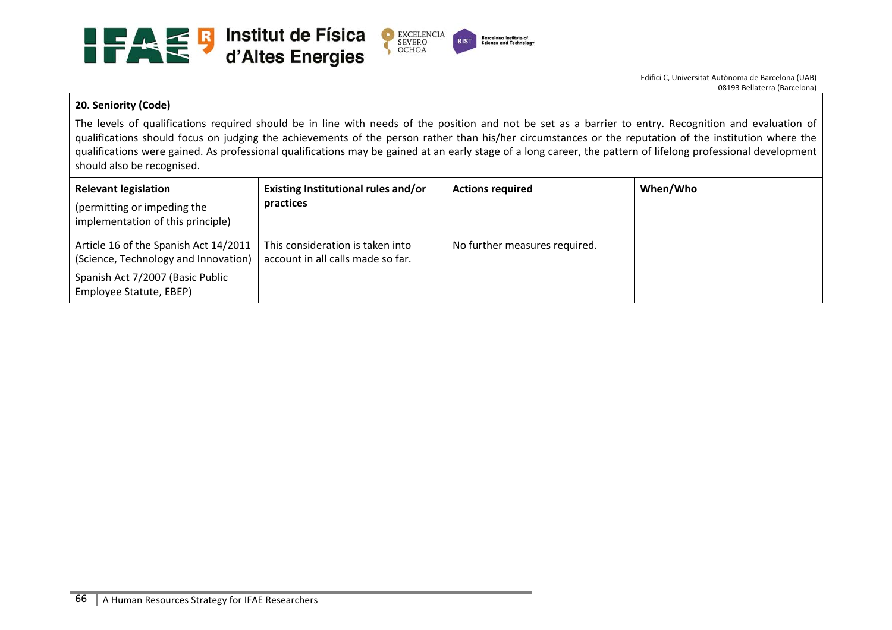**20. Seniority (Code)**

The levels of qualifications required should be in line with needs of the position and not be set as a barrier to entry. Recognition and evaluation of qualifications should focus on judging the achievements of the person rather than his/her circumstances or the reputation of the institution where the qualifications were gained. As professional qualifications may be gained at an early stage of a long career, the pattern of lifelong professional development should also be recognised.

| **Relevant legislation** (permitting or impeding the implementation of this principle) | **Existing Institutional rules and/or practices** | **Actions required** | **When/Who** |
|---|---|---|---|
| Article 16 of the Spanish Act 14/2011 (Science, Technology and Innovation)<br><br>Spanish Act 7/2007 (Basic Public Employee Statute, EBEP) | This consideration is taken into account in all calls made so far. | No further measures required. | |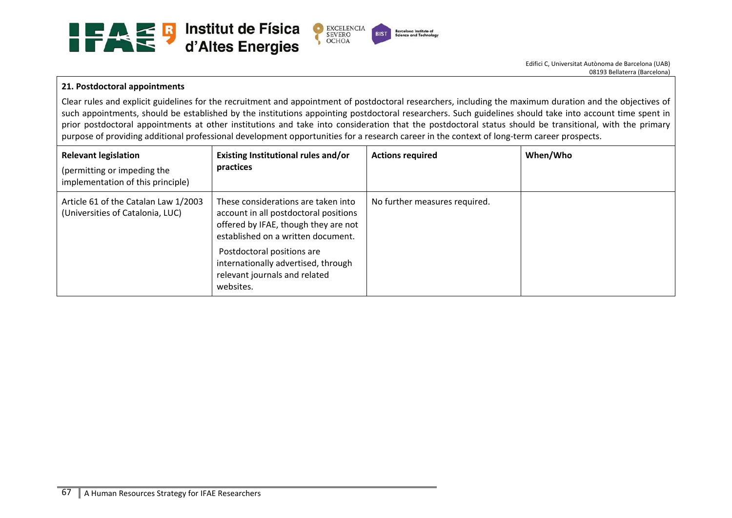**21. Postdoctoral appointments**

Clear rules and explicit guidelines for the recruitment and appointment of postdoctoral researchers, including the maximum duration and the objectives of such appointments, should be established by the institutions appointing postdoctoral researchers. Such guidelines should take into account time spent in prior postdoctoral appointments at other institutions and take into consideration that the postdoctoral status should be transitional, with the primary purpose of providing additional professional development opportunities for a research career in the context of long-term career prospects.

| **Relevant legislation** (permitting or impeding the implementation of this principle) | **Existing Institutional rules and/or practices** | **Actions required** | **When/Who** |
| --- | --- | --- | --- |
| Article 61 of the Catalan Law 1/2003 (Universities of Catalonia, LUC) | These considerations are taken into account in all postdoctoral positions offered by IFAE, though they are not established on a written document. Postdoctoral positions are internationally advertised, through relevant journals and related websites. | No further measures required. | |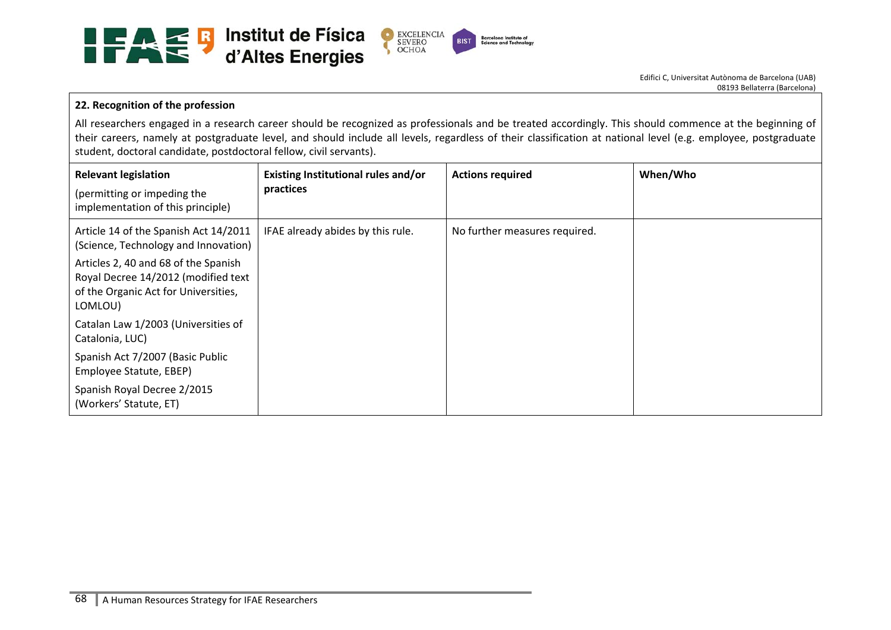### 22. Recognition of the profession

All researchers engaged in a research career should be recognized as professionals and be treated accordingly. This should commence at the beginning of their careers, namely at postgraduate level, and should include all levels, regardless of their classification at national level (e.g. employee, postgraduate student, doctoral candidate, postdoctoral fellow, civil servants).

| **Relevant legislation** (permitting or impeding the implementation of this principle) | **Existing Institutional rules and/or practices** | **Actions required** | **When/Who** |
|---|---|---|---|
| Article 14 of the Spanish Act 14/2011 (Science, Technology and Innovation)<br>Articles 2, 40 and 68 of the Spanish Royal Decree 14/2012 (modified text of the Organic Act for Universities, LOMLOU)<br>Catalan Law 1/2003 (Universities of Catalonia, LUC)<br>Spanish Act 7/2007 (Basic Public Employee Statute, EBEP)<br>Spanish Royal Decree 2/2015 (Workers' Statute, ET) | IFAE already abides by this rule. | No further measures required. | |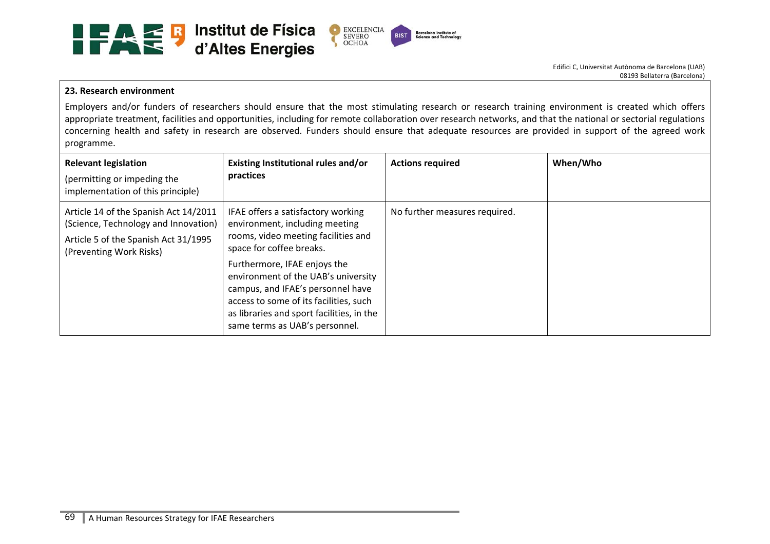**23. Research environment**

Employers and/or funders of researchers should ensure that the most stimulating research or research training environment is created which offers appropriate treatment, facilities and opportunities, including for remote collaboration over research networks, and that the national or sectorial regulations concerning health and safety in research are observed. Funders should ensure that adequate resources are provided in support of the agreed work programme.

| **Relevant legislation**<br>(permitting or impeding the implementation of this principle) | **Existing Institutional rules and/or practices** | **Actions required** | **When/Who** |
|---|---|---|---|
| Article 14 of the Spanish Act 14/2011 (Science, Technology and Innovation)<br>Article 5 of the Spanish Act 31/1995 (Preventing Work Risks) | IFAE offers a satisfactory working environment, including meeting rooms, video meeting facilities and space for coffee breaks.<br>Furthermore, IFAE enjoys the environment of the UAB's university campus, and IFAE's personnel have access to some of its facilities, such as libraries and sport facilities, in the same terms as UAB's personnel. | No further measures required. | |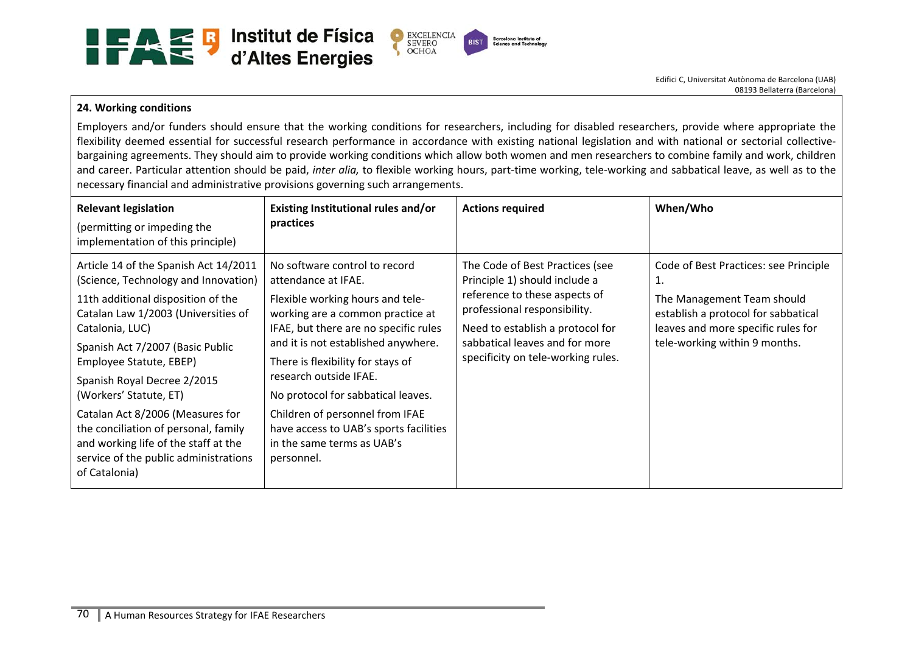**24. Working conditions**

Employers and/or funders should ensure that the working conditions for researchers, including for disabled researchers, provide where appropriate the flexibility deemed essential for successful research performance in accordance with existing national legislation and with national or sectorial collective-bargaining agreements. They should aim to provide working conditions which allow both women and men researchers to combine family and work, children and career. Particular attention should be paid, *inter alia,* to flexible working hours, part-time working, tele-working and sabbatical leave, as well as to the necessary financial and administrative provisions governing such arrangements.

| **Relevant legislation** (permitting or impeding the implementation of this principle) | **Existing Institutional rules and/or practices** | **Actions required** | **When/Who** |
|---|---|---|---|
| Article 14 of the Spanish Act 14/2011 (Science, Technology and Innovation)<br>11th additional disposition of the Catalan Law 1/2003 (Universities of Catalonia, LUC)<br>Spanish Act 7/2007 (Basic Public Employee Statute, EBEP)<br>Spanish Royal Decree 2/2015 (Workers' Statute, ET)<br>Catalan Act 8/2006 (Measures for the conciliation of personal, family and working life of the staff at the service of the public administrations of Catalonia) | No software control to record attendance at IFAE.<br>Flexible working hours and tele-working are a common practice at IFAE, but there are no specific rules and it is not established anywhere.<br>There is flexibility for stays of research outside IFAE.<br>No protocol for sabbatical leaves.<br>Children of personnel from IFAE have access to UAB's sports facilities in the same terms as UAB's personnel. | The Code of Best Practices (see Principle 1) should include a reference to these aspects of professional responsibility.<br>Need to establish a protocol for sabbatical leaves and for more specificity on tele-working rules. | Code of Best Practices: see Principle 1.<br>The Management Team should establish a protocol for sabbatical leaves and more specific rules for tele-working within 9 months. |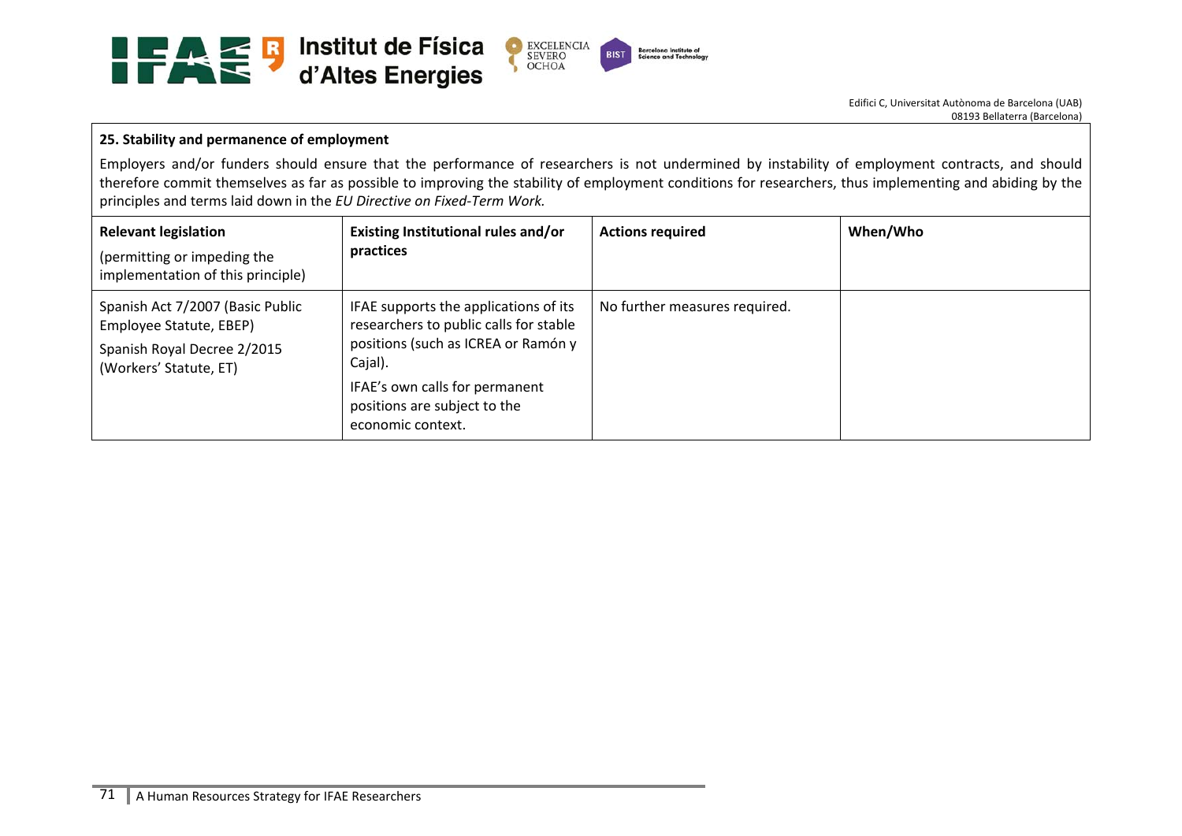**25. Stability and permanence of employment**

Employers and/or funders should ensure that the performance of researchers is not undermined by instability of employment contracts, and should therefore commit themselves as far as possible to improving the stability of employment conditions for researchers, thus implementing and abiding by the principles and terms laid down in the *EU Directive on Fixed-Term Work.*

| **Relevant legislation** (permitting or impeding the implementation of this principle) | **Existing Institutional rules and/or practices** | **Actions required** | **When/Who** |
|---|---|---|---|
| Spanish Act 7/2007 (Basic Public Employee Statute, EBEP)<br>Spanish Royal Decree 2/2015 (Workers' Statute, ET) | IFAE supports the applications of its researchers to public calls for stable positions (such as ICREA or Ramón y Cajal).<br>IFAE's own calls for permanent positions are subject to the economic context. | No further measures required. | |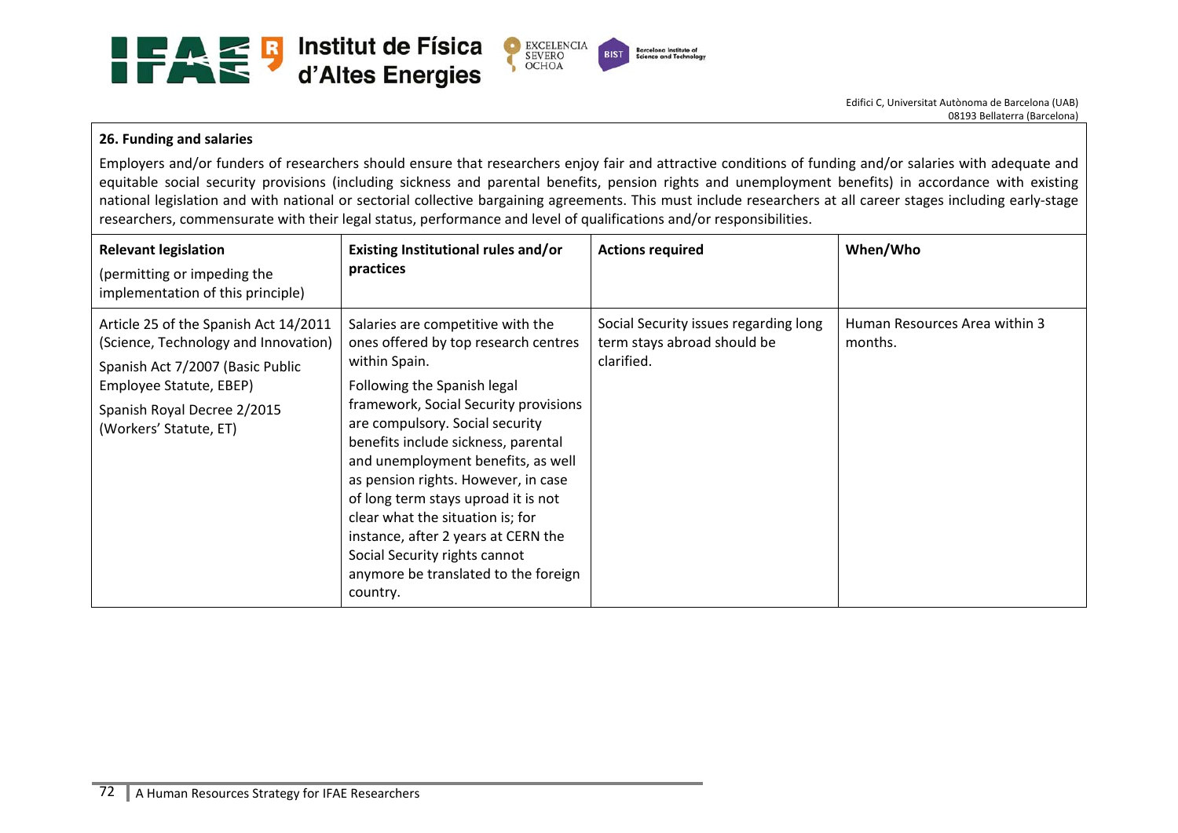**26. Funding and salaries**

Employers and/or funders of researchers should ensure that researchers enjoy fair and attractive conditions of funding and/or salaries with adequate and equitable social security provisions (including sickness and parental benefits, pension rights and unemployment benefits) in accordance with existing national legislation and with national or sectorial collective bargaining agreements. This must include researchers at all career stages including early-stage researchers, commensurate with their legal status, performance and level of qualifications and/or responsibilities.

| **Relevant legislation**<br>(permitting or impeding the implementation of this principle) | **Existing Institutional rules and/or practices** | **Actions required** | **When/Who** |
|---|---|---|---|
| Article 25 of the Spanish Act 14/2011 (Science, Technology and Innovation)<br>Spanish Act 7/2007 (Basic Public Employee Statute, EBEP)<br>Spanish Royal Decree 2/2015 (Workers' Statute, ET) | Salaries are competitive with the ones offered by top research centres within Spain.<br>Following the Spanish legal framework, Social Security provisions are compulsory. Social security benefits include sickness, parental and unemployment benefits, as well as pension rights. However, in case of long term stays uproad it is not clear what the situation is; for instance, after 2 years at CERN the Social Security rights cannot anymore be translated to the foreign country. | Social Security issues regarding long term stays abroad should be clarified. | Human Resources Area within 3 months. |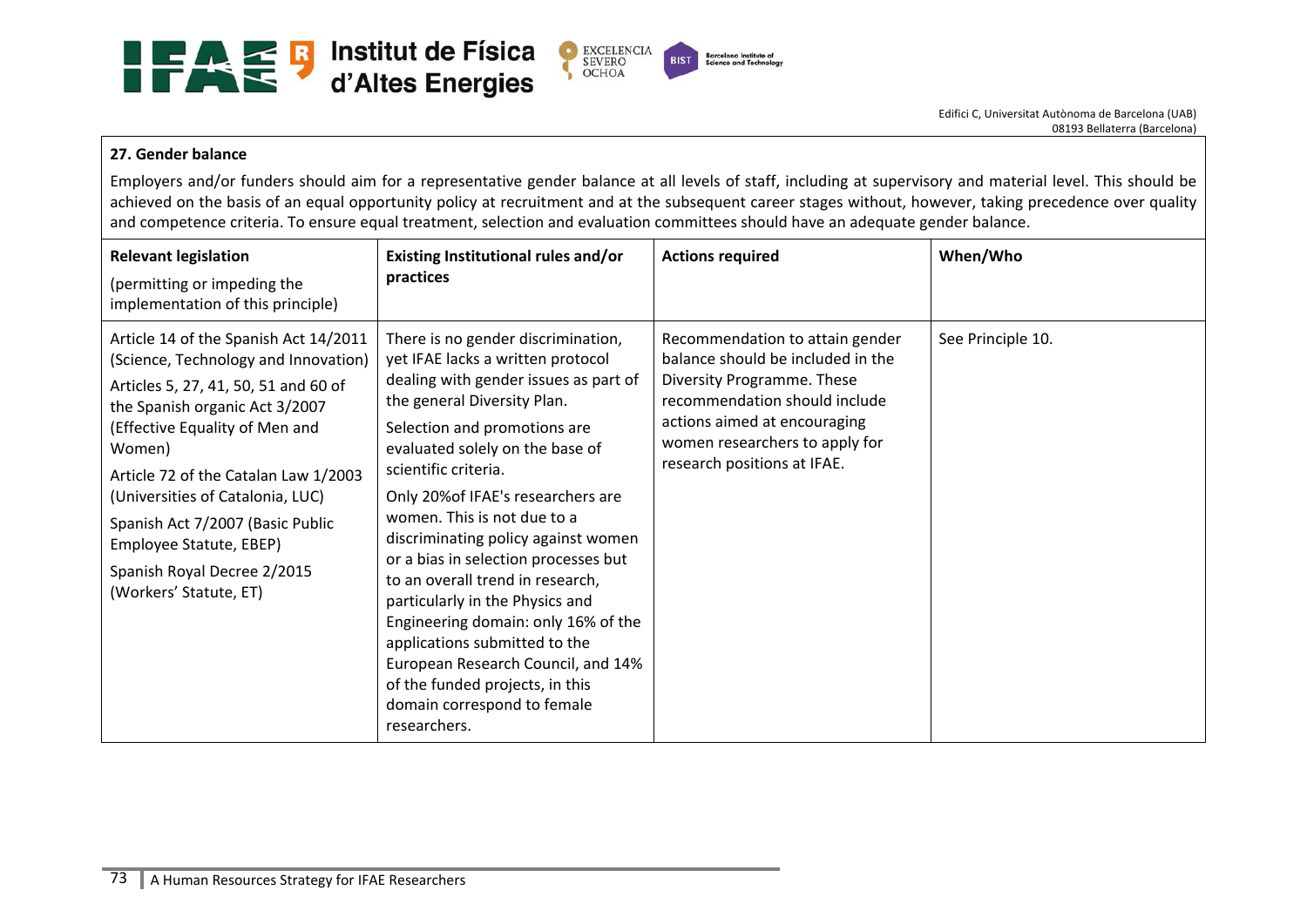**27. Gender balance**

Employers and/or funders should aim for a representative gender balance at all levels of staff, including at supervisory and material level. This should be achieved on the basis of an equal opportunity policy at recruitment and at the subsequent career stages without, however, taking precedence over quality and competence criteria. To ensure equal treatment, selection and evaluation committees should have an adequate gender balance.

| **Relevant legislation** (permitting or impeding the implementation of this principle) | **Existing Institutional rules and/or practices** | **Actions required** | **When/Who** |
|---|---|---|---|
| Article 14 of the Spanish Act 14/2011 (Science, Technology and Innovation)<br>Articles 5, 27, 41, 50, 51 and 60 of the Spanish organic Act 3/2007 (Effective Equality of Men and Women)<br>Article 72 of the Catalan Law 1/2003 (Universities of Catalonia, LUC)<br>Spanish Act 7/2007 (Basic Public Employee Statute, EBEP)<br>Spanish Royal Decree 2/2015 (Workers' Statute, ET) | There is no gender discrimination, yet IFAE lacks a written protocol dealing with gender issues as part of the general Diversity Plan.<br>Selection and promotions are evaluated solely on the base of scientific criteria.<br>Only 20%of IFAE's researchers are women. This is not due to a discriminating policy against women or a bias in selection processes but to an overall trend in research, particularly in the Physics and Engineering domain: only 16% of the applications submitted to the European Research Council, and 14% of the funded projects, in this domain correspond to female researchers. | Recommendation to attain gender balance should be included in the Diversity Programme. These recommendation should include actions aimed at encouraging women researchers to apply for research positions at IFAE. | See Principle 10. |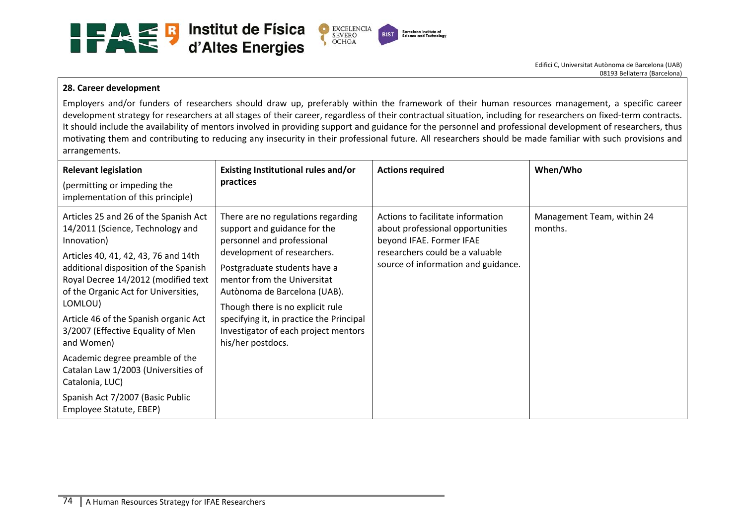## 28. Career development

Employers and/or funders of researchers should draw up, preferably within the framework of their human resources management, a specific career development strategy for researchers at all stages of their career, regardless of their contractual situation, including for researchers on fixed-term contracts. It should include the availability of mentors involved in providing support and guidance for the personnel and professional development of researchers, thus motivating them and contributing to reducing any insecurity in their professional future. All researchers should be made familiar with such provisions and arrangements.

| **Relevant legislation** (permitting or impeding the implementation of this principle) | **Existing Institutional rules and/or practices** | **Actions required** | **When/Who** |
|---|---|---|---|
| Articles 25 and 26 of the Spanish Act 14/2011 (Science, Technology and Innovation)<br>Articles 40, 41, 42, 43, 76 and 14th additional disposition of the Spanish Royal Decree 14/2012 (modified text of the Organic Act for Universities, LOMLOU)<br>Article 46 of the Spanish organic Act 3/2007 (Effective Equality of Men and Women)<br>Academic degree preamble of the Catalan Law 1/2003 (Universities of Catalonia, LUC)<br>Spanish Act 7/2007 (Basic Public Employee Statute, EBEP) | There are no regulations regarding support and guidance for the personnel and professional development of researchers.<br>Postgraduate students have a mentor from the Universitat Autònoma de Barcelona (UAB).<br>Though there is no explicit rule specifying it, in practice the Principal Investigator of each project mentors his/her postdocs. | Actions to facilitate information about professional opportunities beyond IFAE. Former IFAE researchers could be a valuable source of information and guidance. | Management Team, within 24 months. |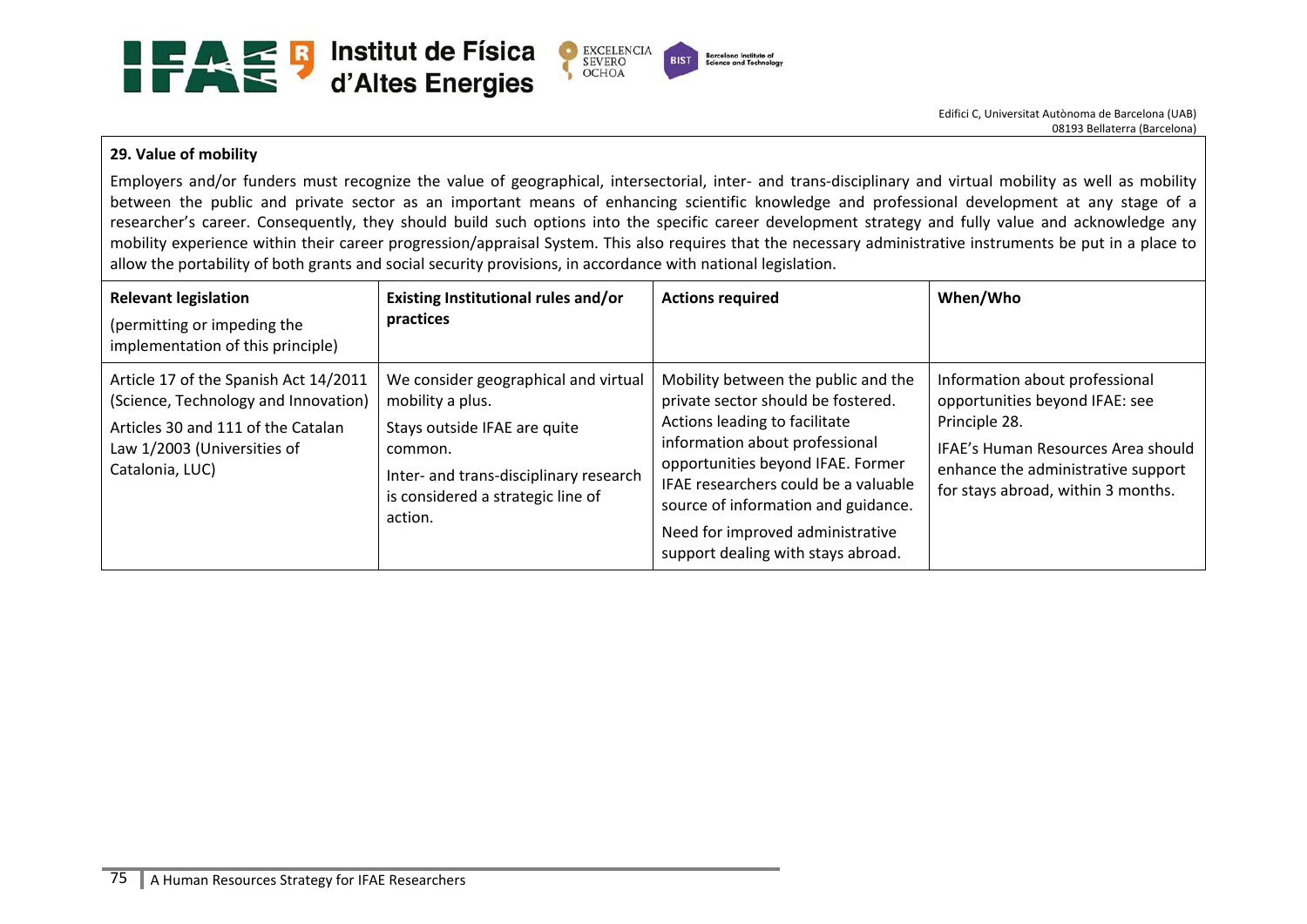## 29. Value of mobility

Employers and/or funders must recognize the value of geographical, intersectorial, inter- and trans-disciplinary and virtual mobility as well as mobility between the public and private sector as an important means of enhancing scientific knowledge and professional development at any stage of a researcher's career. Consequently, they should build such options into the specific career development strategy and fully value and acknowledge any mobility experience within their career progression/appraisal System. This also requires that the necessary administrative instruments be put in a place to allow the portability of both grants and social security provisions, in accordance with national legislation.

| **Relevant legislation** (permitting or impeding the implementation of this principle) | **Existing Institutional rules and/or practices** | **Actions required** | **When/Who** |
|---|---|---|---|
| Article 17 of the Spanish Act 14/2011 (Science, Technology and Innovation)<br>Articles 30 and 111 of the Catalan Law 1/2003 (Universities of Catalonia, LUC) | We consider geographical and virtual mobility a plus.<br>Stays outside IFAE are quite common.<br>Inter- and trans-disciplinary research is considered a strategic line of action. | Mobility between the public and the private sector should be fostered. Actions leading to facilitate information about professional opportunities beyond IFAE. Former IFAE researchers could be a valuable source of information and guidance.<br>Need for improved administrative support dealing with stays abroad. | Information about professional opportunities beyond IFAE: see Principle 28.<br>IFAE's Human Resources Area should enhance the administrative support for stays abroad, within 3 months. |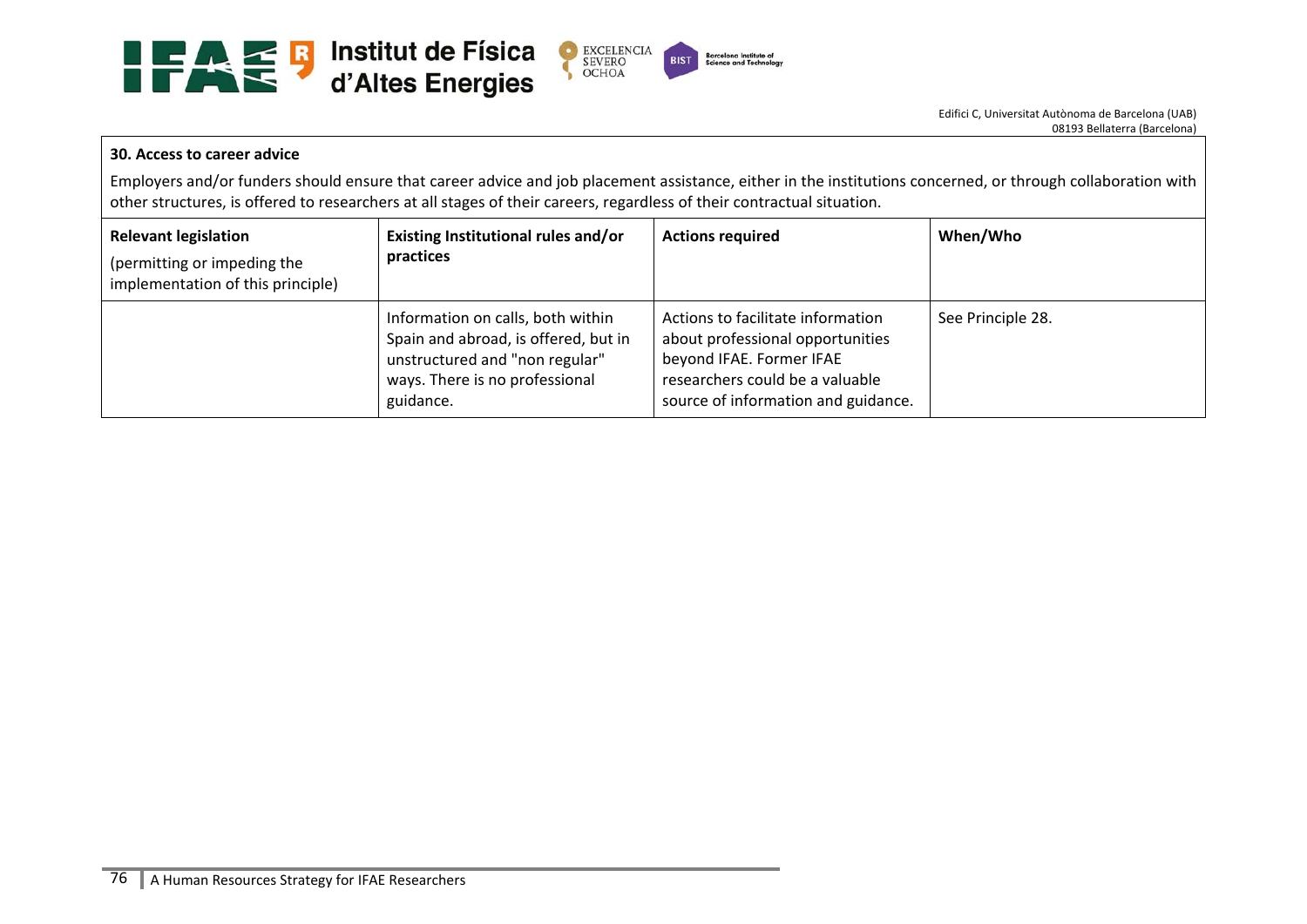**30. Access to career advice**

Employers and/or funders should ensure that career advice and job placement assistance, either in the institutions concerned, or through collaboration with other structures, is offered to researchers at all stages of their careers, regardless of their contractual situation.

| **Relevant legislation** (permitting or impeding the implementation of this principle) | **Existing Institutional rules and/or practices** | **Actions required** | **When/Who** |
| --- | --- | --- | --- |
| | Information on calls, both within Spain and abroad, is offered, but in unstructured and "non regular" ways. There is no professional guidance. | Actions to facilitate information about professional opportunities beyond IFAE. Former IFAE researchers could be a valuable source of information and guidance. | See Principle 28. |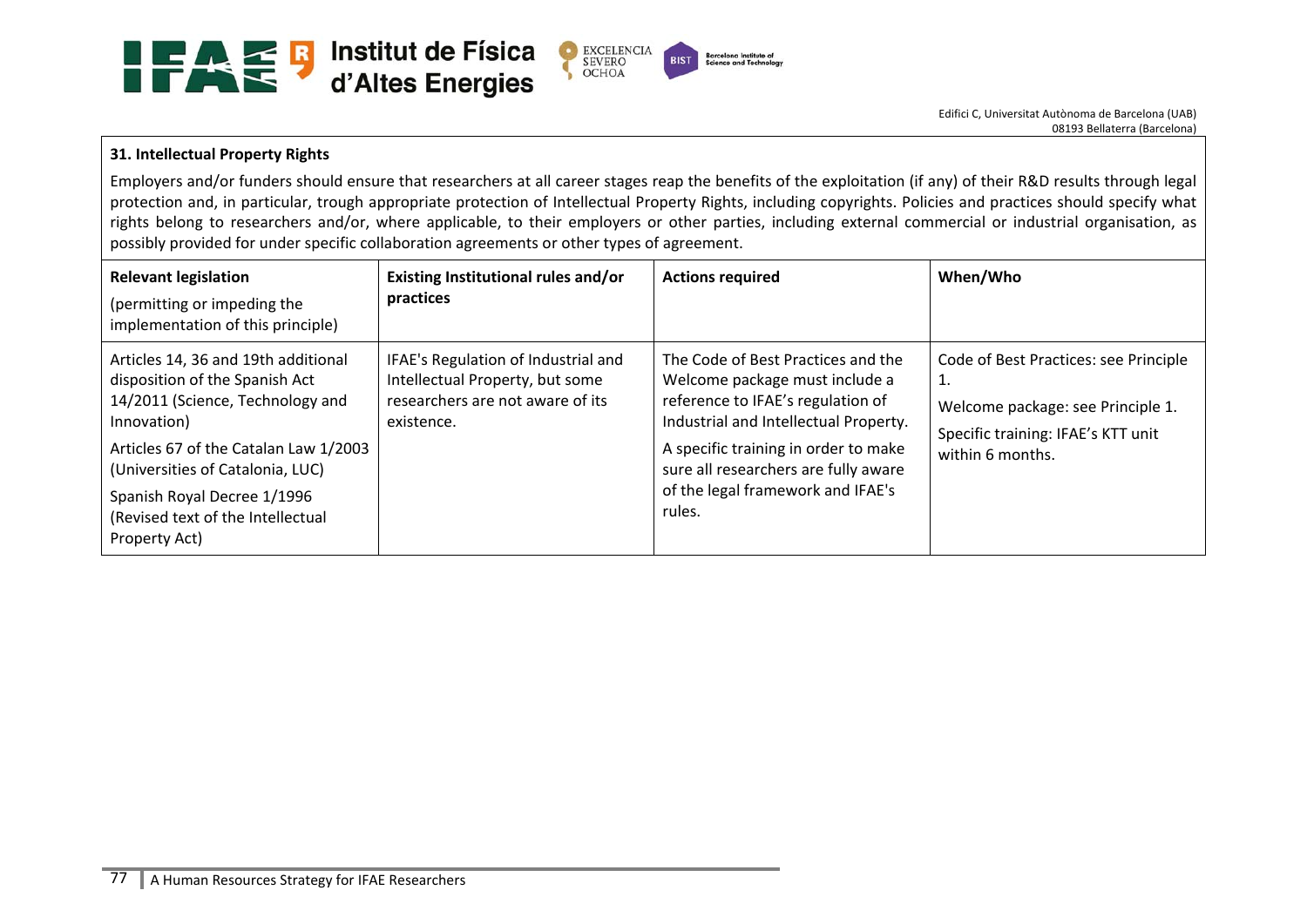**31. Intellectual Property Rights**

Employers and/or funders should ensure that researchers at all career stages reap the benefits of the exploitation (if any) of their R&D results through legal protection and, in particular, trough appropriate protection of Intellectual Property Rights, including copyrights. Policies and practices should specify what rights belong to researchers and/or, where applicable, to their employers or other parties, including external commercial or industrial organisation, as possibly provided for under specific collaboration agreements or other types of agreement.

| **Relevant legislation** (permitting or impeding the implementation of this principle) | **Existing Institutional rules and/or practices** | **Actions required** | **When/Who** |
|---|---|---|---|
| Articles 14, 36 and 19th additional disposition of the Spanish Act 14/2011 (Science, Technology and Innovation)<br>Articles 67 of the Catalan Law 1/2003 (Universities of Catalonia, LUC)<br>Spanish Royal Decree 1/1996 (Revised text of the Intellectual Property Act) | IFAE's Regulation of Industrial and Intellectual Property, but some researchers are not aware of its existence. | The Code of Best Practices and the Welcome package must include a reference to IFAE's regulation of Industrial and Intellectual Property.<br>A specific training in order to make sure all researchers are fully aware of the legal framework and IFAE's rules. | Code of Best Practices: see Principle 1.<br>Welcome package: see Principle 1.<br>Specific training: IFAE's KTT unit within 6 months. |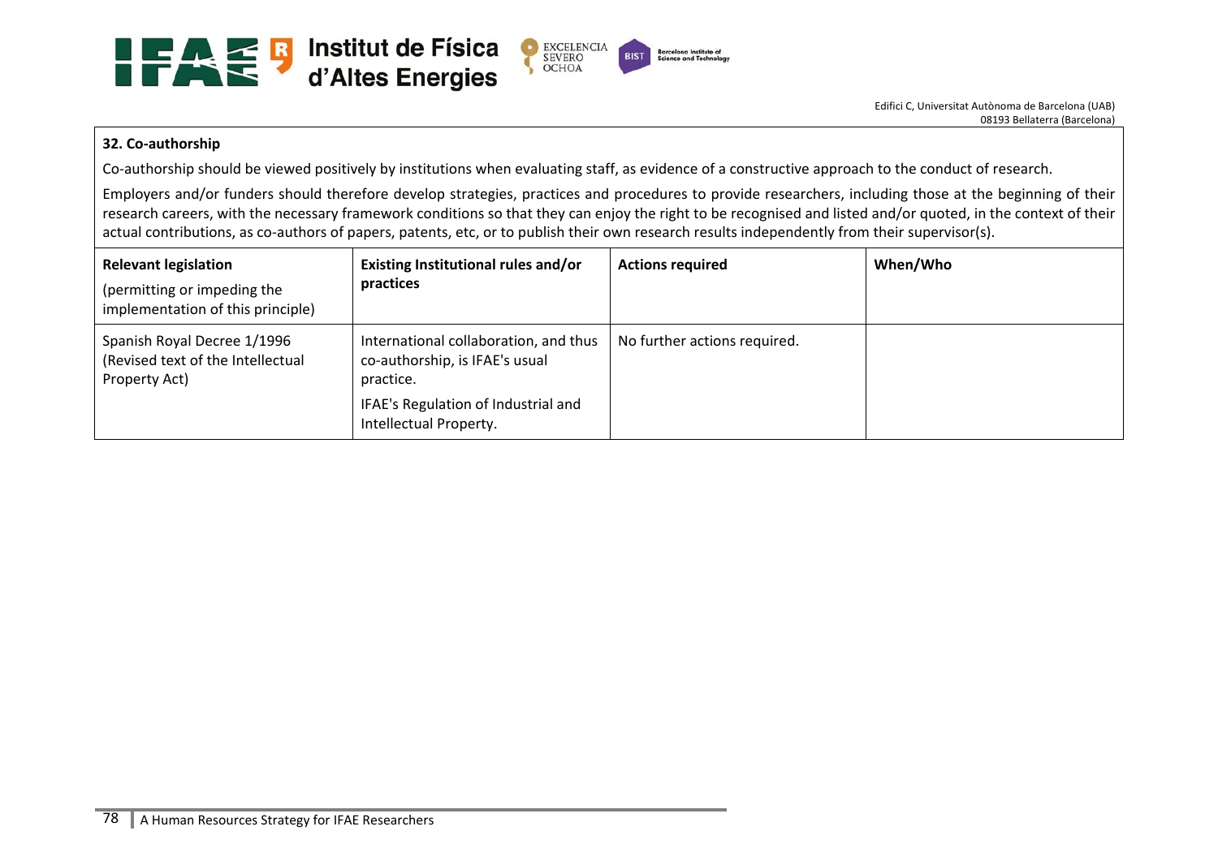### 32. Co-authorship

Co-authorship should be viewed positively by institutions when evaluating staff, as evidence of a constructive approach to the conduct of research.

Employers and/or funders should therefore develop strategies, practices and procedures to provide researchers, including those at the beginning of their research careers, with the necessary framework conditions so that they can enjoy the right to be recognised and listed and/or quoted, in the context of their actual contributions, as co-authors of papers, patents, etc, or to publish their own research results independently from their supervisor(s).

| **Relevant legislation** (permitting or impeding the implementation of this principle) | **Existing Institutional rules and/or practices** | **Actions required** | **When/Who** |
|---|---|---|---|
| Spanish Royal Decree 1/1996 (Revised text of the Intellectual Property Act) | International collaboration, and thus co-authorship, is IFAE's usual practice. IFAE's Regulation of Industrial and Intellectual Property. | No further actions required. | |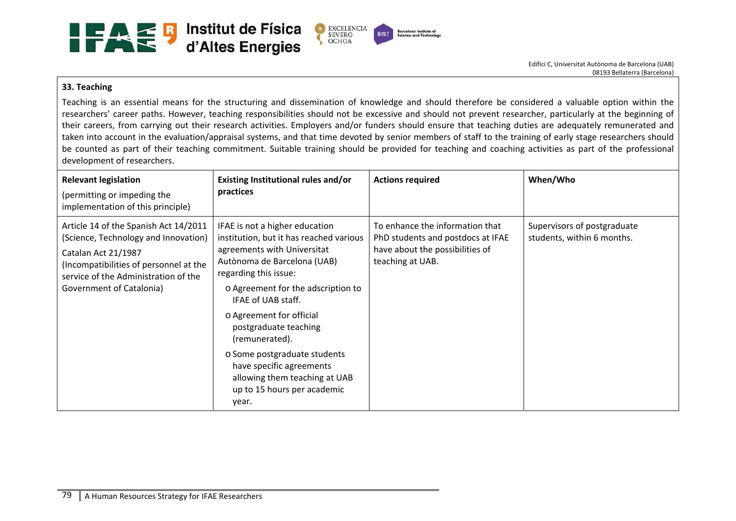**33. Teaching**

Teaching is an essential means for the structuring and dissemination of knowledge and should therefore be considered a valuable option within the researchers' career paths. However, teaching responsibilities should not be excessive and should not prevent researcher, particularly at the beginning of their careers, from carrying out their research activities. Employers and/or funders should ensure that teaching duties are adequately remunerated and taken into account in the evaluation/appraisal systems, and that time devoted by senior members of staff to the training of early stage researchers should be counted as part of their teaching commitment. Suitable training should be provided for teaching and coaching activities as part of the professional development of researchers.

| **Relevant legislation** (permitting or impeding the implementation of this principle) | **Existing Institutional rules and/or practices** | **Actions required** | **When/Who** |
|---|---|---|---|
| Article 14 of the Spanish Act 14/2011 (Science, Technology and Innovation)<br>Catalan Act 21/1987 (Incompatibilities of personnel at the service of the Administration of the Government of Catalonia) | IFAE is not a higher education institution, but it has reached various agreements with Universitat Autònoma de Barcelona (UAB) regarding this issue:<br>o Agreement for the adscription to IFAE of UAB staff.<br>o Agreement for official postgraduate teaching (remunerated).<br>o Some postgraduate students have specific agreements allowing them teaching at UAB up to 15 hours per academic year. | To enhance the information that PhD students and postdocs at IFAE have about the possibilities of teaching at UAB. | Supervisors of postgraduate students, within 6 months. |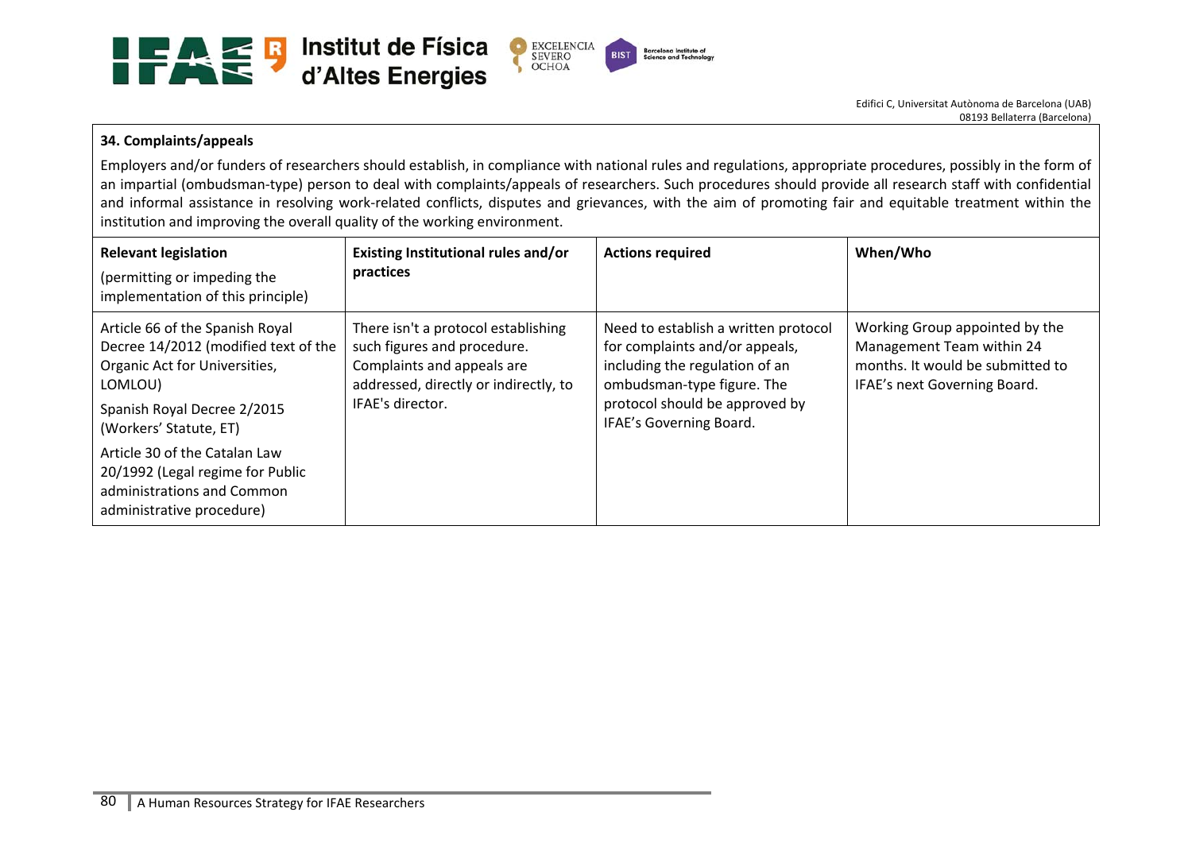**34. Complaints/appeals**

Employers and/or funders of researchers should establish, in compliance with national rules and regulations, appropriate procedures, possibly in the form of an impartial (ombudsman-type) person to deal with complaints/appeals of researchers. Such procedures should provide all research staff with confidential and informal assistance in resolving work-related conflicts, disputes and grievances, with the aim of promoting fair and equitable treatment within the institution and improving the overall quality of the working environment.

| **Relevant legislation**<br>(permitting or impeding the implementation of this principle) | **Existing Institutional rules and/or practices** | **Actions required** | **When/Who** |
|---|---|---|---|
| Article 66 of the Spanish Royal Decree 14/2012 (modified text of the Organic Act for Universities, LOMLOU)<br>Spanish Royal Decree 2/2015 (Workers' Statute, ET)<br>Article 30 of the Catalan Law 20/1992 (Legal regime for Public administrations and Common administrative procedure) | There isn't a protocol establishing such figures and procedure. Complaints and appeals are addressed, directly or indirectly, to IFAE's director. | Need to establish a written protocol for complaints and/or appeals, including the regulation of an ombudsman-type figure. The protocol should be approved by IFAE's Governing Board. | Working Group appointed by the Management Team within 24 months. It would be submitted to IFAE's next Governing Board. |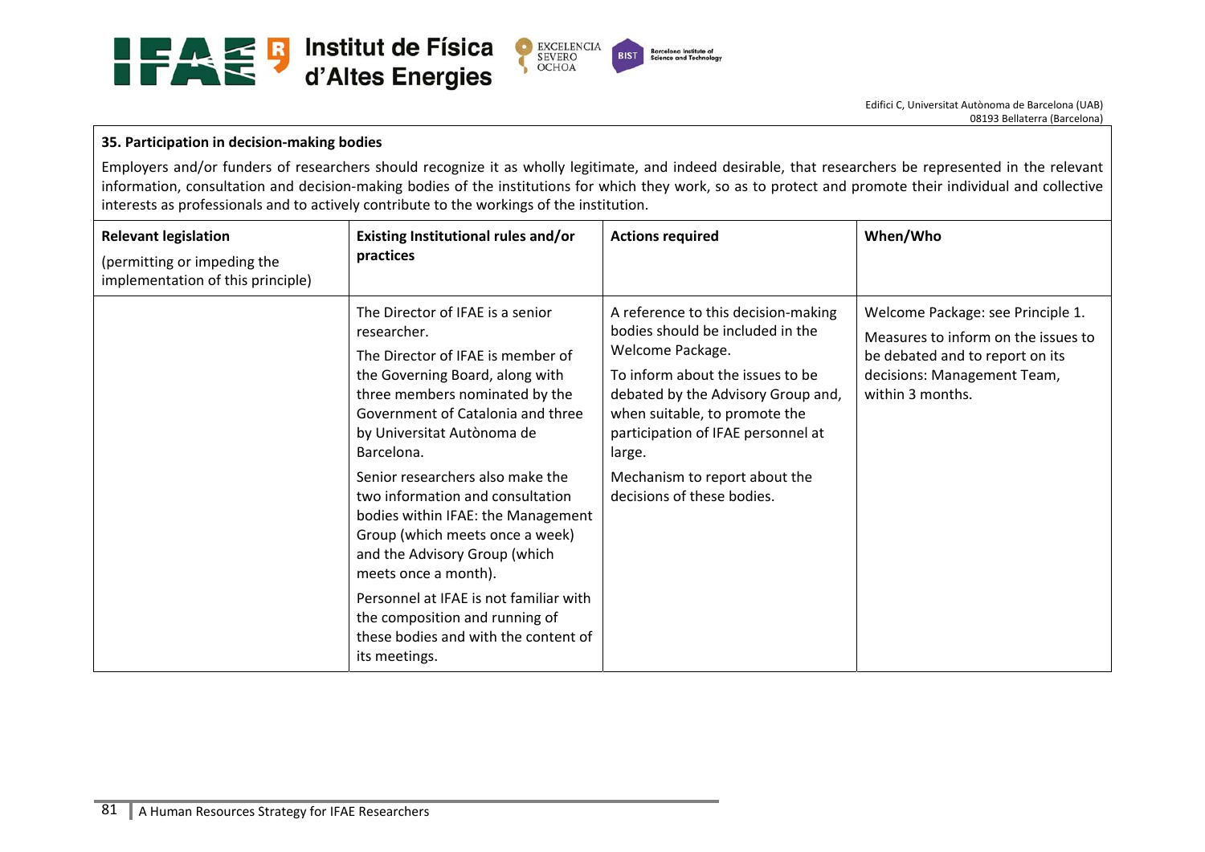**35. Participation in decision-making bodies**

Employers and/or funders of researchers should recognize it as wholly legitimate, and indeed desirable, that researchers be represented in the relevant information, consultation and decision-making bodies of the institutions for which they work, so as to protect and promote their individual and collective interests as professionals and to actively contribute to the workings of the institution.

| **Relevant legislation**<br>(permitting or impeding the implementation of this principle) | **Existing Institutional rules and/or practices** | **Actions required** | **When/Who** |
|---|---|---|---|
| | The Director of IFAE is a senior researcher.<br>The Director of IFAE is member of the Governing Board, along with three members nominated by the Government of Catalonia and three by Universitat Autònoma de Barcelona.<br>Senior researchers also make the two information and consultation bodies within IFAE: the Management Group (which meets once a week) and the Advisory Group (which meets once a month).<br>Personnel at IFAE is not familiar with the composition and running of these bodies and with the content of its meetings. | A reference to this decision-making bodies should be included in the Welcome Package.<br>To inform about the issues to be debated by the Advisory Group and, when suitable, to promote the participation of IFAE personnel at large.<br>Mechanism to report about the decisions of these bodies. | Welcome Package: see Principle 1.<br>Measures to inform on the issues to be debated and to report on its decisions: Management Team, within 3 months. |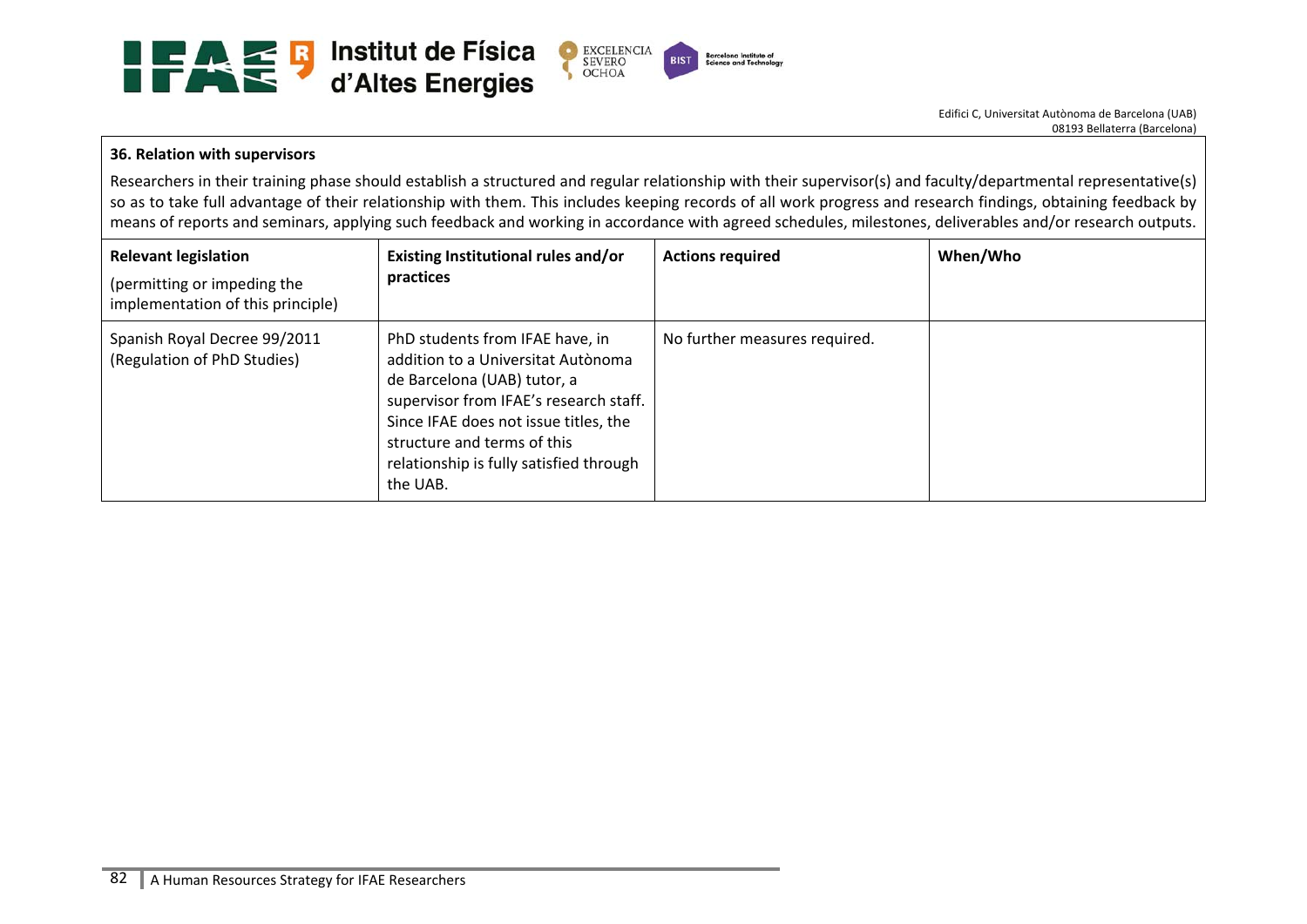**36. Relation with supervisors**

Researchers in their training phase should establish a structured and regular relationship with their supervisor(s) and faculty/departmental representative(s) so as to take full advantage of their relationship with them. This includes keeping records of all work progress and research findings, obtaining feedback by means of reports and seminars, applying such feedback and working in accordance with agreed schedules, milestones, deliverables and/or research outputs.

| **Relevant legislation** (permitting or impeding the implementation of this principle) | **Existing Institutional rules and/or practices** | **Actions required** | **When/Who** |
|---|---|---|---|
| Spanish Royal Decree 99/2011 (Regulation of PhD Studies) | PhD students from IFAE have, in addition to a Universitat Autònoma de Barcelona (UAB) tutor, a supervisor from IFAE's research staff. Since IFAE does not issue titles, the structure and terms of this relationship is fully satisfied through the UAB. | No further measures required. | |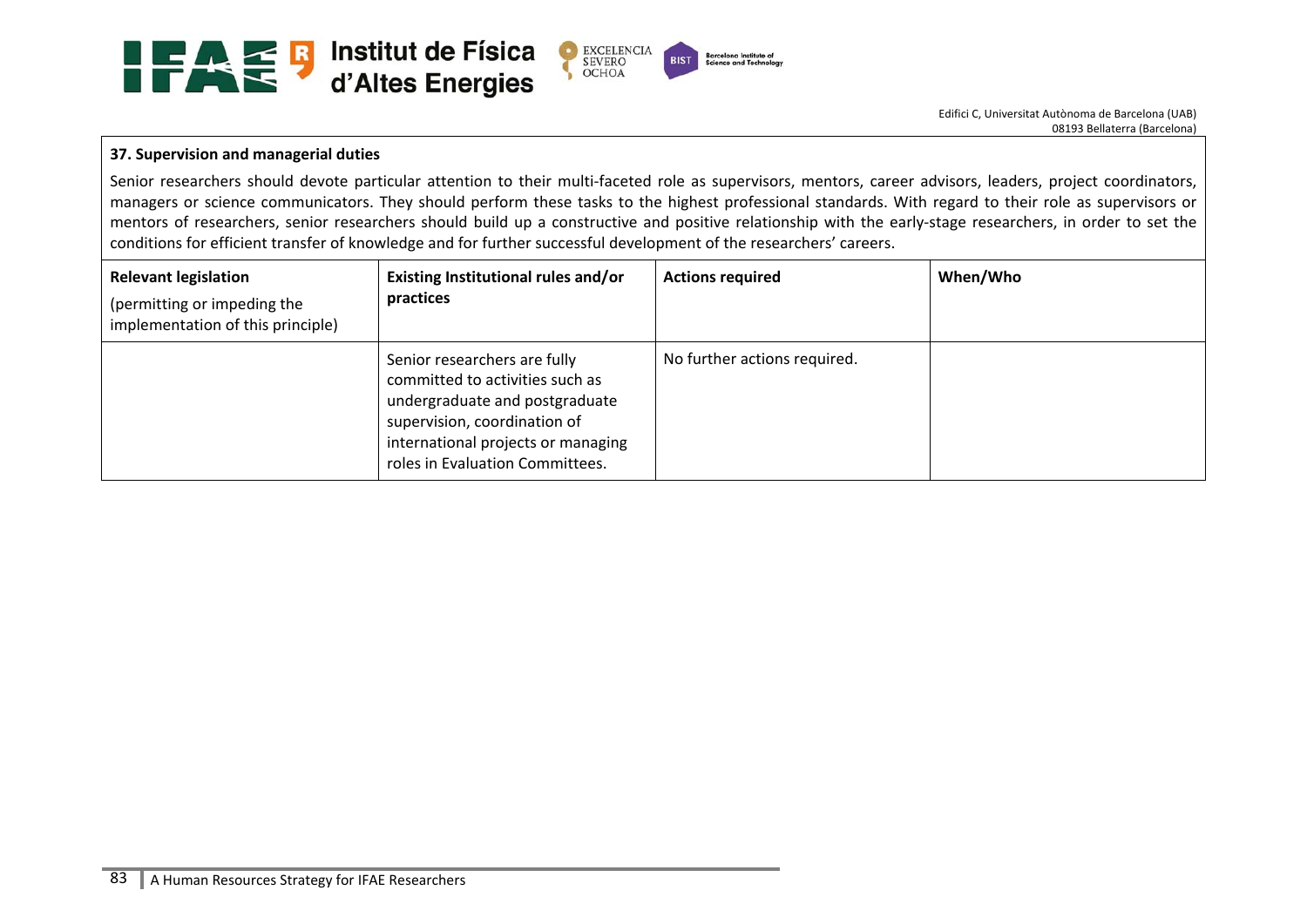**37. Supervision and managerial duties**

Senior researchers should devote particular attention to their multi-faceted role as supervisors, mentors, career advisors, leaders, project coordinators, managers or science communicators. They should perform these tasks to the highest professional standards. With regard to their role as supervisors or mentors of researchers, senior researchers should build up a constructive and positive relationship with the early-stage researchers, in order to set the conditions for efficient transfer of knowledge and for further successful development of the researchers' careers.

| **Relevant legislation** (permitting or impeding the implementation of this principle) | **Existing Institutional rules and/or practices** | **Actions required** | **When/Who** |
|---|---|---|---|
| | Senior researchers are fully committed to activities such as undergraduate and postgraduate supervision, coordination of international projects or managing roles in Evaluation Committees. | No further actions required. | |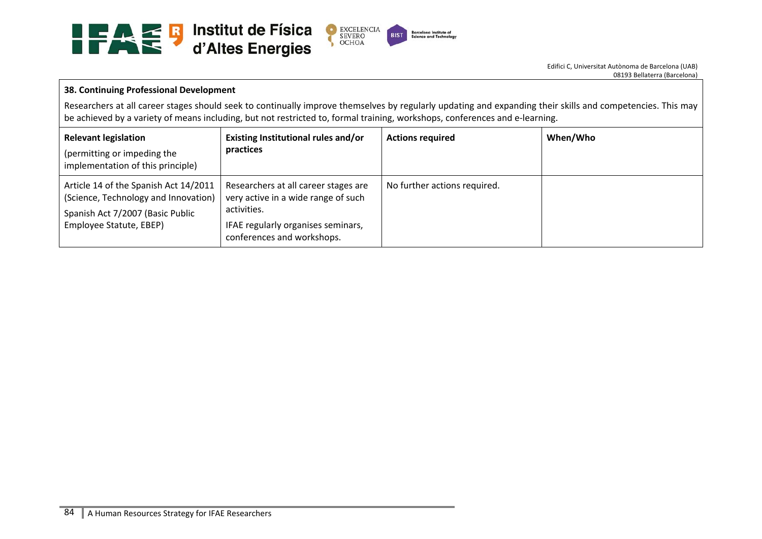**38. Continuing Professional Development**

Researchers at all career stages should seek to continually improve themselves by regularly updating and expanding their skills and competencies. This may be achieved by a variety of means including, but not restricted to, formal training, workshops, conferences and e-learning.

| **Relevant legislation** (permitting or impeding the implementation of this principle) | **Existing Institutional rules and/or practices** | **Actions required** | **When/Who** |
|---|---|---|---|
| Article 14 of the Spanish Act 14/2011 (Science, Technology and Innovation)<br>Spanish Act 7/2007 (Basic Public Employee Statute, EBEP) | Researchers at all career stages are very active in a wide range of such activities.<br>IFAE regularly organises seminars, conferences and workshops. | No further actions required. | |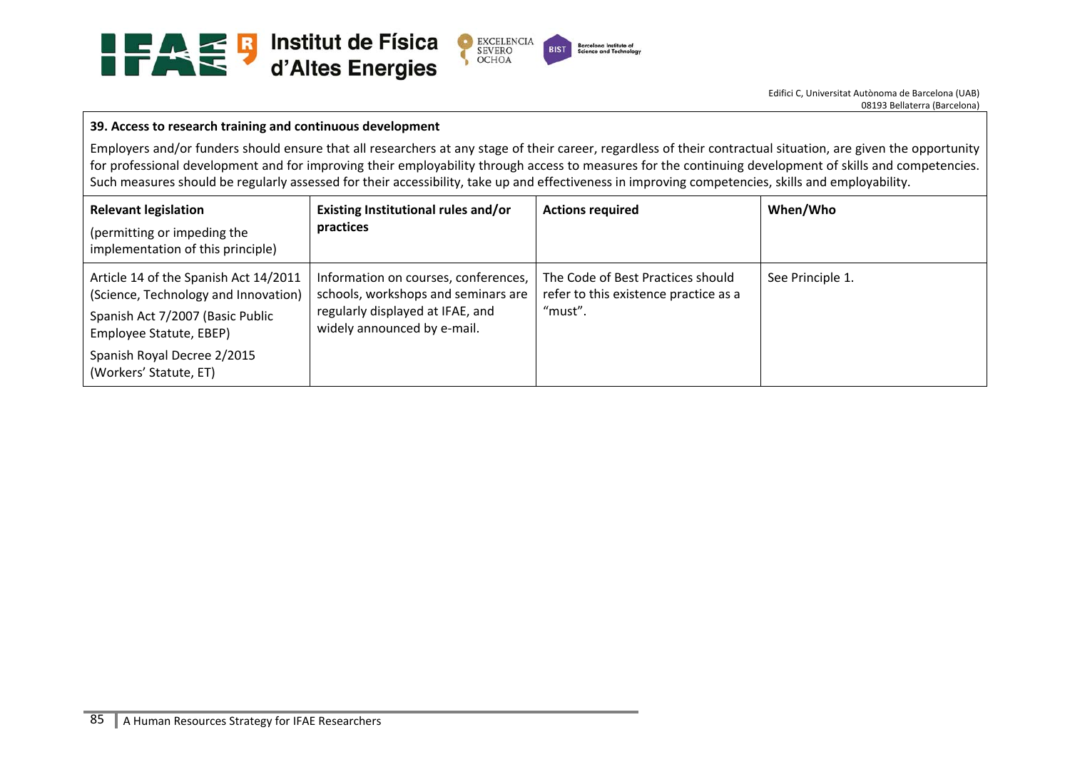**39. Access to research training and continuous development**

Employers and/or funders should ensure that all researchers at any stage of their career, regardless of their contractual situation, are given the opportunity for professional development and for improving their employability through access to measures for the continuing development of skills and competencies. Such measures should be regularly assessed for their accessibility, take up and effectiveness in improving competencies, skills and employability.

| **Relevant legislation** (permitting or impeding the implementation of this principle) | **Existing Institutional rules and/or practices** | **Actions required** | **When/Who** |
| --- | --- | --- | --- |
| Article 14 of the Spanish Act 14/2011 (Science, Technology and Innovation)<br>Spanish Act 7/2007 (Basic Public Employee Statute, EBEP)<br>Spanish Royal Decree 2/2015 (Workers' Statute, ET) | Information on courses, conferences, schools, workshops and seminars are regularly displayed at IFAE, and widely announced by e-mail. | The Code of Best Practices should refer to this existence practice as a "must". | See Principle 1. |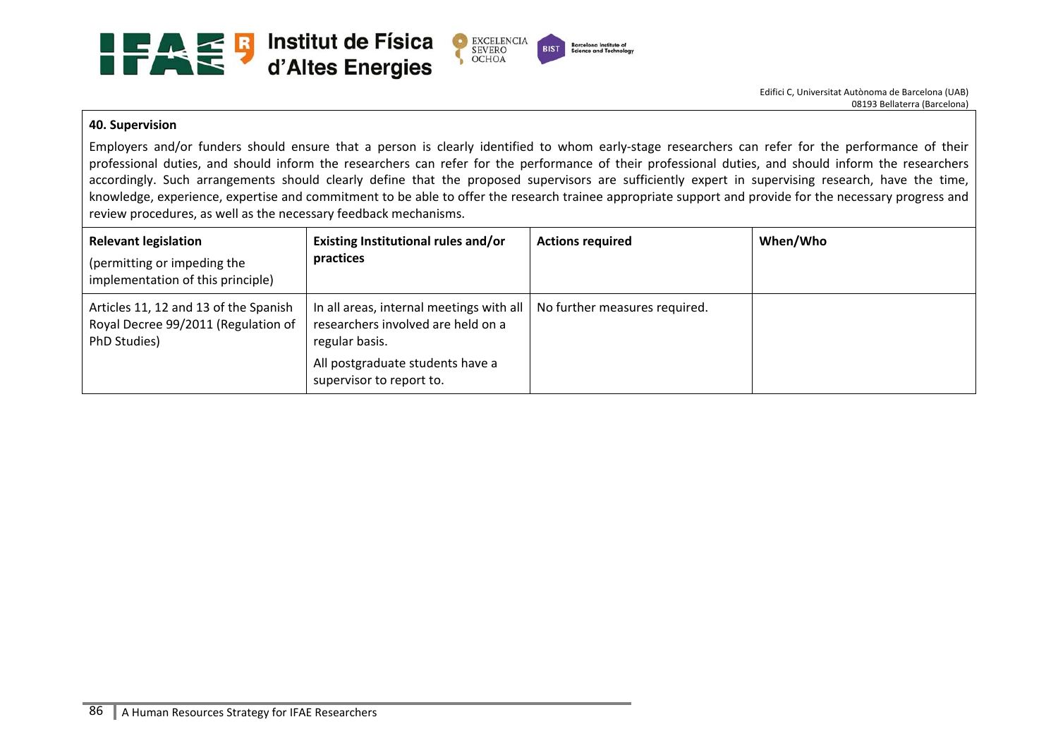**40. Supervision**

Employers and/or funders should ensure that a person is clearly identified to whom early-stage researchers can refer for the performance of their professional duties, and should inform the researchers can refer for the performance of their professional duties, and should inform the researchers accordingly. Such arrangements should clearly define that the proposed supervisors are sufficiently expert in supervising research, have the time, knowledge, experience, expertise and commitment to be able to offer the research trainee appropriate support and provide for the necessary progress and review procedures, as well as the necessary feedback mechanisms.

| **Relevant legislation**<br>(permitting or impeding the implementation of this principle) | **Existing Institutional rules and/or practices** | **Actions required** | **When/Who** |
|---|---|---|---|
| Articles 11, 12 and 13 of the Spanish Royal Decree 99/2011 (Regulation of PhD Studies) | In all areas, internal meetings with all researchers involved are held on a regular basis.<br>All postgraduate students have a supervisor to report to. | No further measures required. | |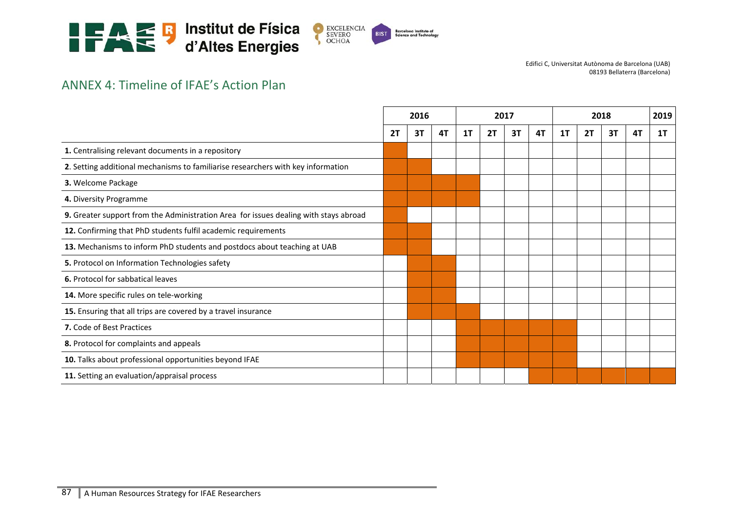## ANNEX 4: Timeline of IFAE's Action Plan

| | 2016 | | | 2017 | | | | 2018 | | | | 2019 |
|---|---|---|---|---|---|---|---|---|---|---|---|---|
| | 2T | 3T | 4T | 1T | 2T | 3T | 4T | 1T | 2T | 3T | 4T | 1T |
| **1.** Centralising relevant documents in a repository | ■ | | | | | | | | | | | |
| **2**. Setting additional mechanisms to familiarise researchers with key information | ■ | ■ | | | | | | | | | | |
| **3.** Welcome Package | ■ | ■ | ■ | ■ | | | | | | | | |
| **4.** Diversity Programme | ■ | ■ | ■ | ■ | | | | | | | | |
| **9.** Greater support from the Administration Area for issues dealing with stays abroad | ■ | | | | | | | | | | | |
| **12.** Confirming that PhD students fulfil academic requirements | ■ | ■ | | | | | | | | | | |
| **13.** Mechanisms to inform PhD students and postdocs about teaching at UAB | ■ | ■ | | | | | | | | | | |
| **5.** Protocol on Information Technologies safety | | ■ | ■ | | | | | | | | | |
| **6.** Protocol for sabbatical leaves | | ■ | ■ | | | | | | | | | |
| **14.** More specific rules on tele-working | | ■ | ■ | | | | | | | | | |
| **15.** Ensuring that all trips are covered by a travel insurance | | ■ | ■ | ■ | | | | | | | | |
| **7.** Code of Best Practices | | | | ■ | ■ | ■ | ■ | ■ | | | | |
| **8.** Protocol for complaints and appeals | | | | ■ | ■ | ■ | ■ | ■ | | | | |
| **10.** Talks about professional opportunities beyond IFAE | | | | ■ | ■ | ■ | ■ | ■ | | | | |
| **11.** Setting an evaluation/appraisal process | | | | | | | ■ | ■ | ■ | ■ | ■ | ■ |